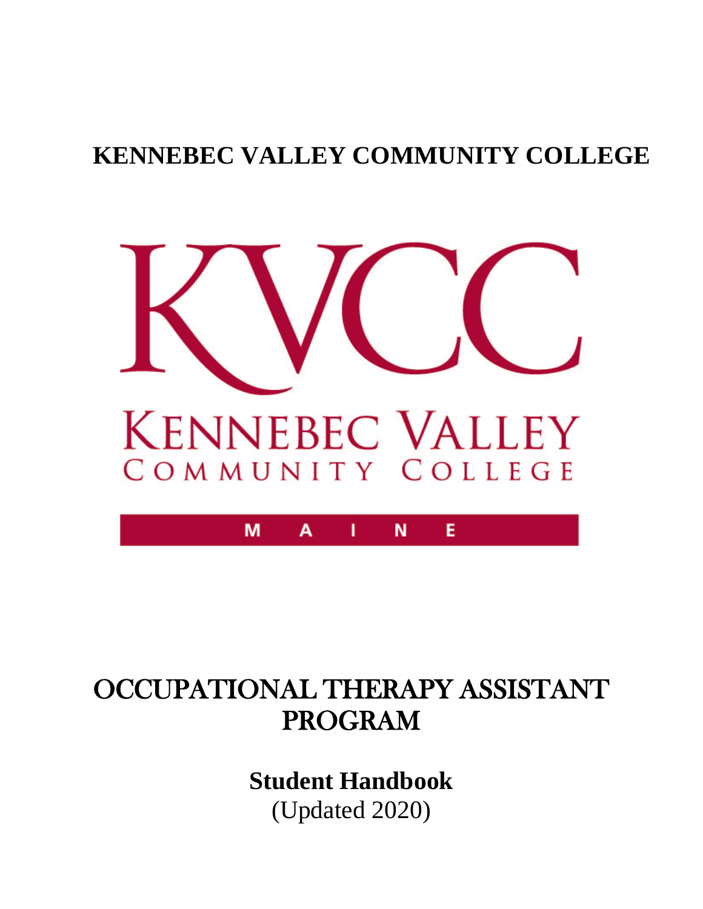# KENNEBEC VALLEY COMMUNITY COLLEGE

KVCC

KENNEBEC VALLEY COMMUNITY COLLEGE

MAINE

# OCCUPATIONAL THERAPY ASSISTANT PROGRAM

**Student Handbook**

(Updated 2020)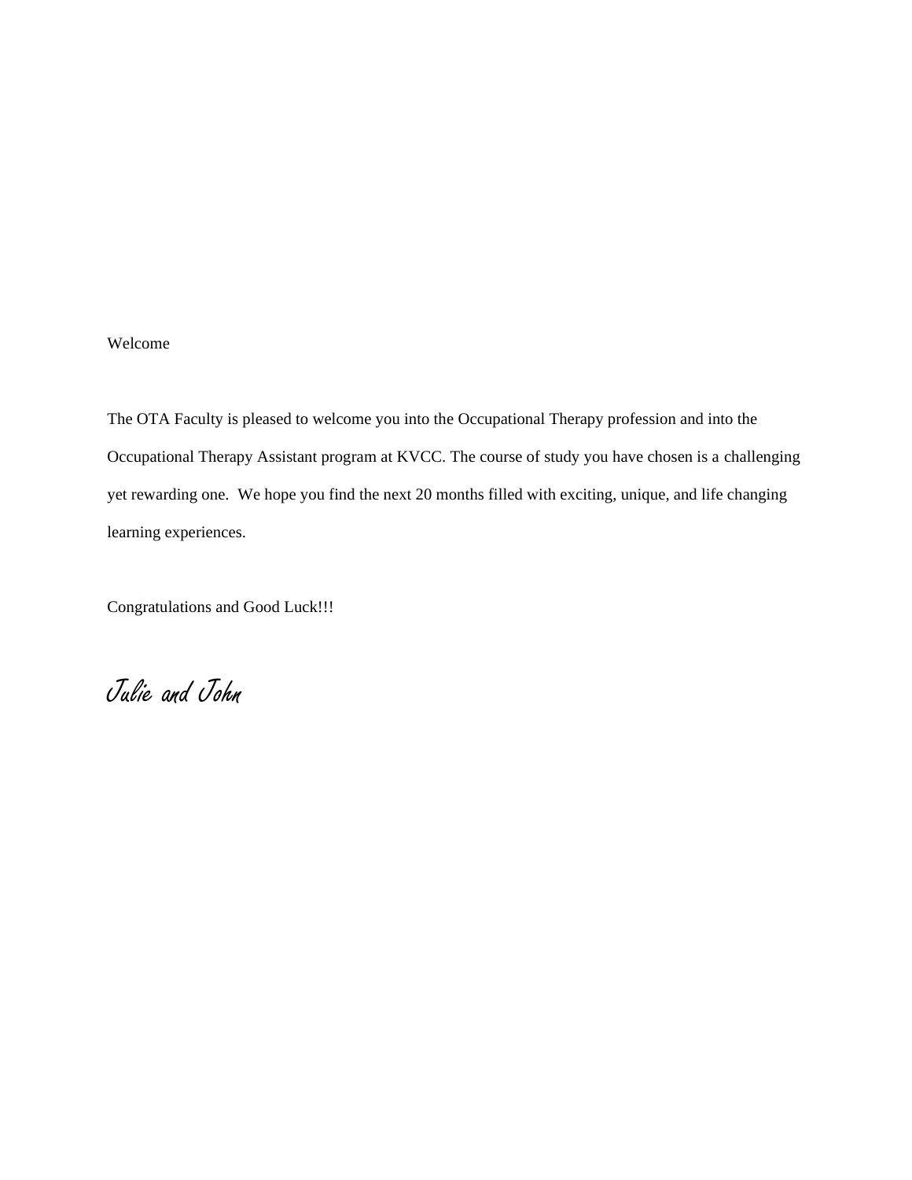Welcome

The OTA Faculty is pleased to welcome you into the Occupational Therapy profession and into the Occupational Therapy Assistant program at KVCC. The course of study you have chosen is a challenging yet rewarding one. We hope you find the next 20 months filled with exciting, unique, and life changing learning experiences.

Congratulations and Good Luck!!!

*Julie and John*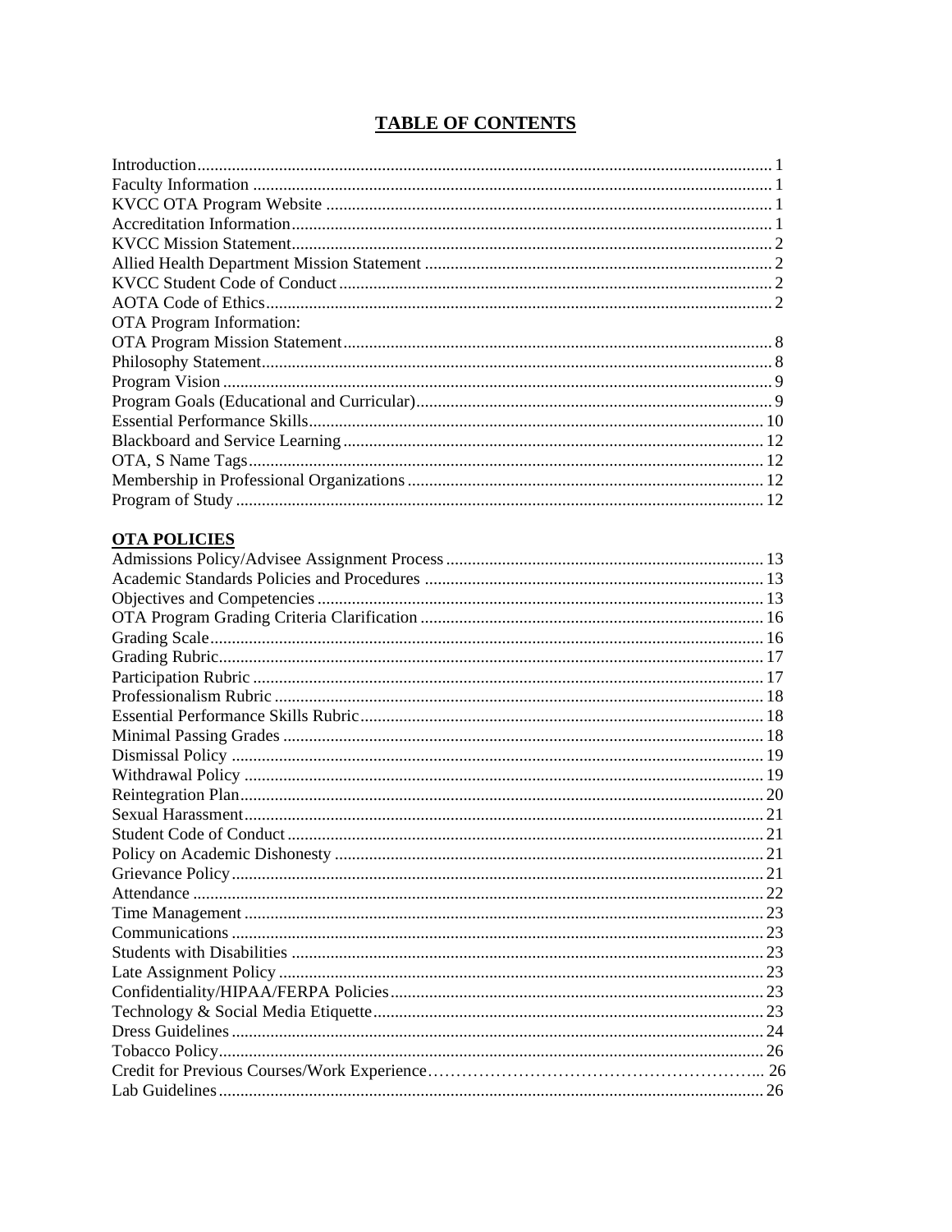# TABLE OF CONTENTS

Introduction ........................................................................................................................ 1
Faculty Information ........................................................................................................... 1
KVCC OTA Program Website ........................................................................................... 1
Accreditation Information ................................................................................................. 1
KVCC Mission Statement .................................................................................................. 2
Allied Health Department Mission Statement .................................................................. 2
KVCC Student Code of Conduct ....................................................................................... 2
AOTA Code of Ethics ........................................................................................................ 2
OTA Program Information:
OTA Program Mission Statement ...................................................................................... 8
Philosophy Statement ......................................................................................................... 8
Program Vision .................................................................................................................. 9
Program Goals (Educational and Curricular) .................................................................... 9
Essential Performance Skills ............................................................................................ 10
Blackboard and Service Learning .................................................................................... 12
OTA, S Name Tags .......................................................................................................... 12
Membership in Professional Organizations ..................................................................... 12
Program of Study ............................................................................................................. 12

## OTA POLICIES

Admissions Policy/Advisee Assignment Process ............................................................ 13
Academic Standards Policies and Procedures ................................................................. 13
Objectives and Competencies .......................................................................................... 13
OTA Program Grading Criteria Clarification .................................................................. 16
Grading Scale ................................................................................................................... 16
Grading Rubric ................................................................................................................. 17
Participation Rubric ......................................................................................................... 17
Professionalism Rubric .................................................................................................... 18
Essential Performance Skills Rubric ................................................................................ 18
Minimal Passing Grades .................................................................................................. 18
Dismissal Policy .............................................................................................................. 19
Withdrawal Policy ........................................................................................................... 19
Reintegration Plan ............................................................................................................ 20
Sexual Harassment ........................................................................................................... 21
Student Code of Conduct ................................................................................................. 21
Policy on Academic Dishonesty ...................................................................................... 21
Grievance Policy .............................................................................................................. 21
Attendance ....................................................................................................................... 22
Time Management ........................................................................................................... 23
Communications .............................................................................................................. 23
Students with Disabilities ................................................................................................ 23
Late Assignment Policy ................................................................................................... 23
Confidentiality/HIPAA/FERPA Policies ......................................................................... 23
Technology & Social Media Etiquette ............................................................................. 23
Dress Guidelines .............................................................................................................. 24
Tobacco Policy ................................................................................................................. 26
Credit for Previous Courses/Work Experience…………………………………………………... 26
Lab Guidelines ................................................................................................................. 26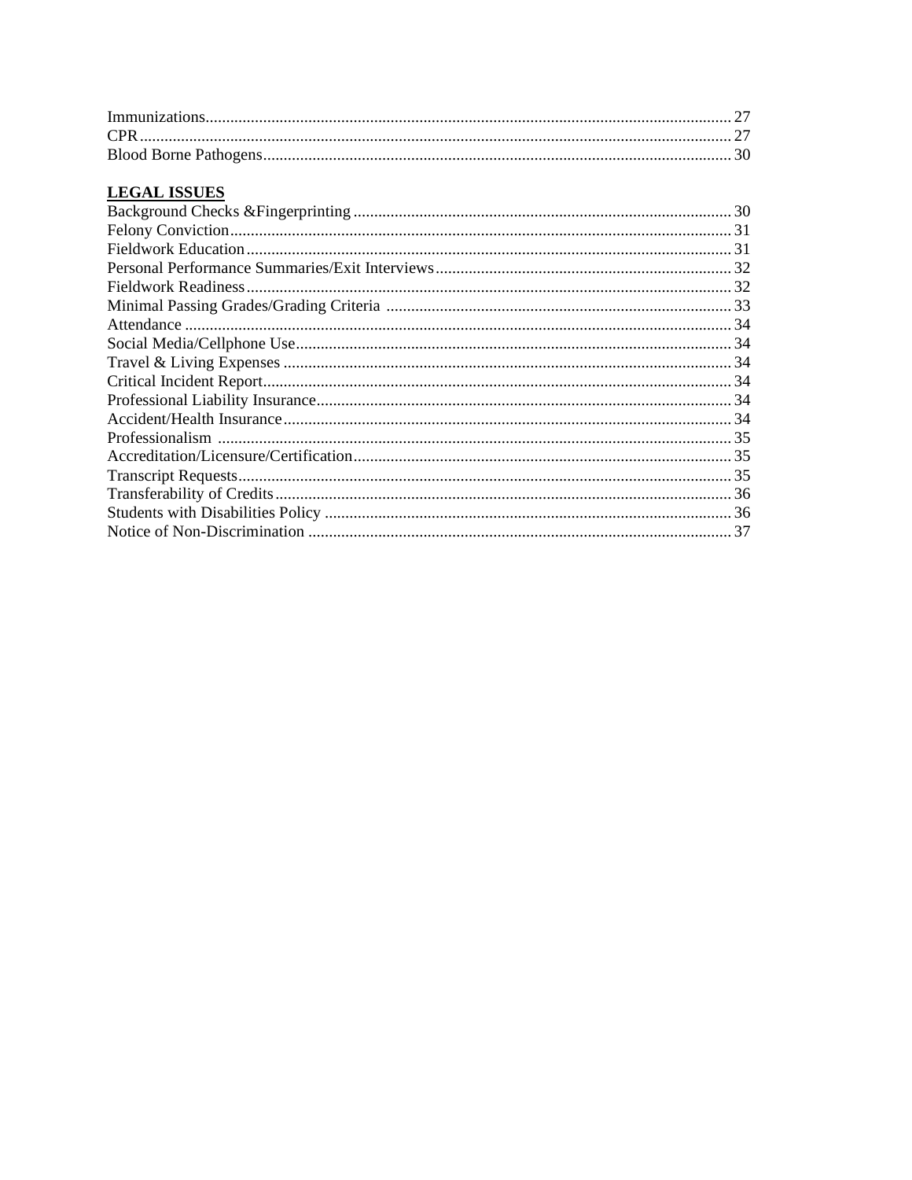Immunizations ........................................................................................................................ 27
CPR ........................................................................................................................................ 27
Blood Borne Pathogens ......................................................................................................... 30

**LEGAL ISSUES**

Background Checks &Fingerprinting ................................................................................... 30
Felony Conviction .................................................................................................................. 31
Fieldwork Education .............................................................................................................. 31
Personal Performance Summaries/Exit Interviews ................................................................ 32
Fieldwork Readiness .............................................................................................................. 32
Minimal Passing Grades/Grading Criteria ............................................................................ 33
Attendance ............................................................................................................................. 34
Social Media/Cellphone Use .................................................................................................. 34
Travel & Living Expenses ..................................................................................................... 34
Critical Incident Report .......................................................................................................... 34
Professional Liability Insurance ............................................................................................. 34
Accident/Health Insurance ..................................................................................................... 34
Professionalism ...................................................................................................................... 35
Accreditation/Licensure/Certification .................................................................................... 35
Transcript Requests ................................................................................................................ 35
Transferability of Credits ....................................................................................................... 36
Students with Disabilities Policy ........................................................................................... 36
Notice of Non-Discrimination ................................................................................................ 37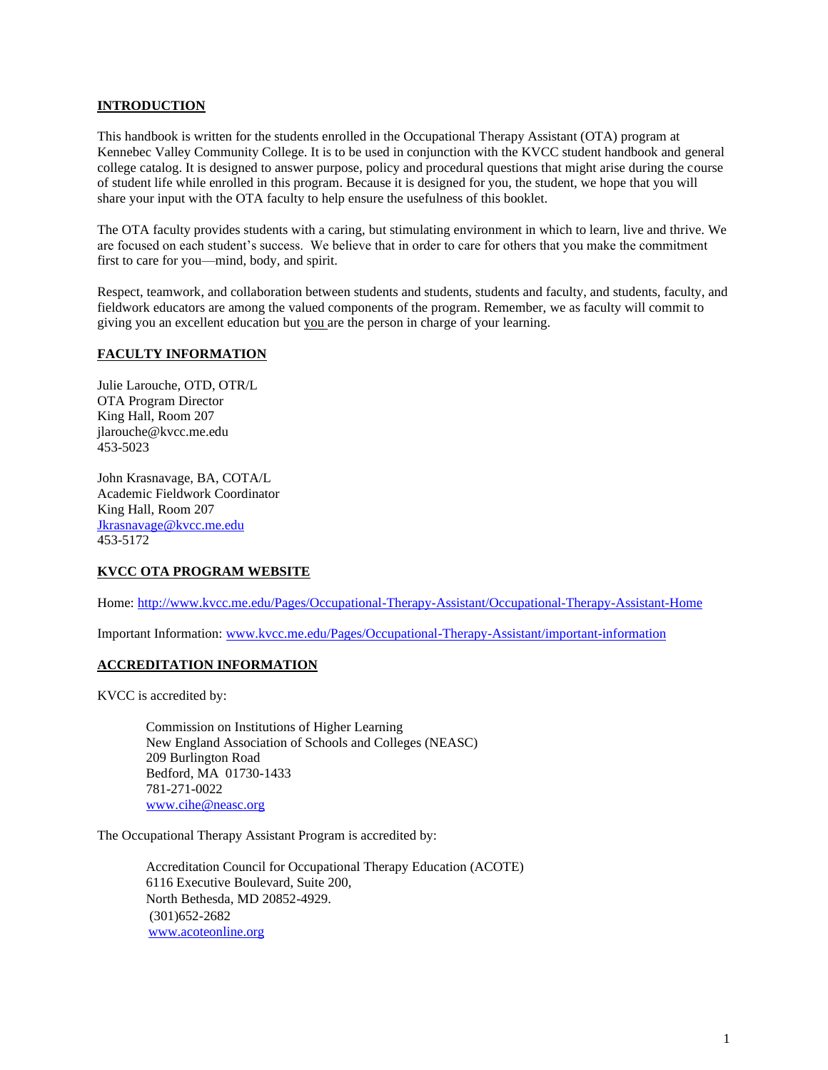## INTRODUCTION

This handbook is written for the students enrolled in the Occupational Therapy Assistant (OTA) program at Kennebec Valley Community College. It is to be used in conjunction with the KVCC student handbook and general college catalog. It is designed to answer purpose, policy and procedural questions that might arise during the course of student life while enrolled in this program. Because it is designed for you, the student, we hope that you will share your input with the OTA faculty to help ensure the usefulness of this booklet.

The OTA faculty provides students with a caring, but stimulating environment in which to learn, live and thrive. We are focused on each student's success. We believe that in order to care for others that you make the commitment first to care for you—mind, body, and spirit.

Respect, teamwork, and collaboration between students and students, students and faculty, and students, faculty, and fieldwork educators are among the valued components of the program. Remember, we as faculty will commit to giving you an excellent education but you are the person in charge of your learning.

## FACULTY INFORMATION

Julie Larouche, OTD, OTR/L
OTA Program Director
King Hall, Room 207
jlarouche@kvcc.me.edu
453-5023

John Krasnavage, BA, COTA/L
Academic Fieldwork Coordinator
King Hall, Room 207
Jkrasnavage@kvcc.me.edu
453-5172

## KVCC OTA PROGRAM WEBSITE

Home: http://www.kvcc.me.edu/Pages/Occupational-Therapy-Assistant/Occupational-Therapy-Assistant-Home

Important Information: www.kvcc.me.edu/Pages/Occupational-Therapy-Assistant/important-information

## ACCREDITATION INFORMATION

KVCC is accredited by:

> Commission on Institutions of Higher Learning
> New England Association of Schools and Colleges (NEASC)
> 209 Burlington Road
> Bedford, MA 01730-1433
> 781-271-0022
> www.cihe@neasc.org

The Occupational Therapy Assistant Program is accredited by:

> Accreditation Council for Occupational Therapy Education (ACOTE)
> 6116 Executive Boulevard, Suite 200,
> North Bethesda, MD 20852-4929.
> (301)652-2682
> www.acoteonline.org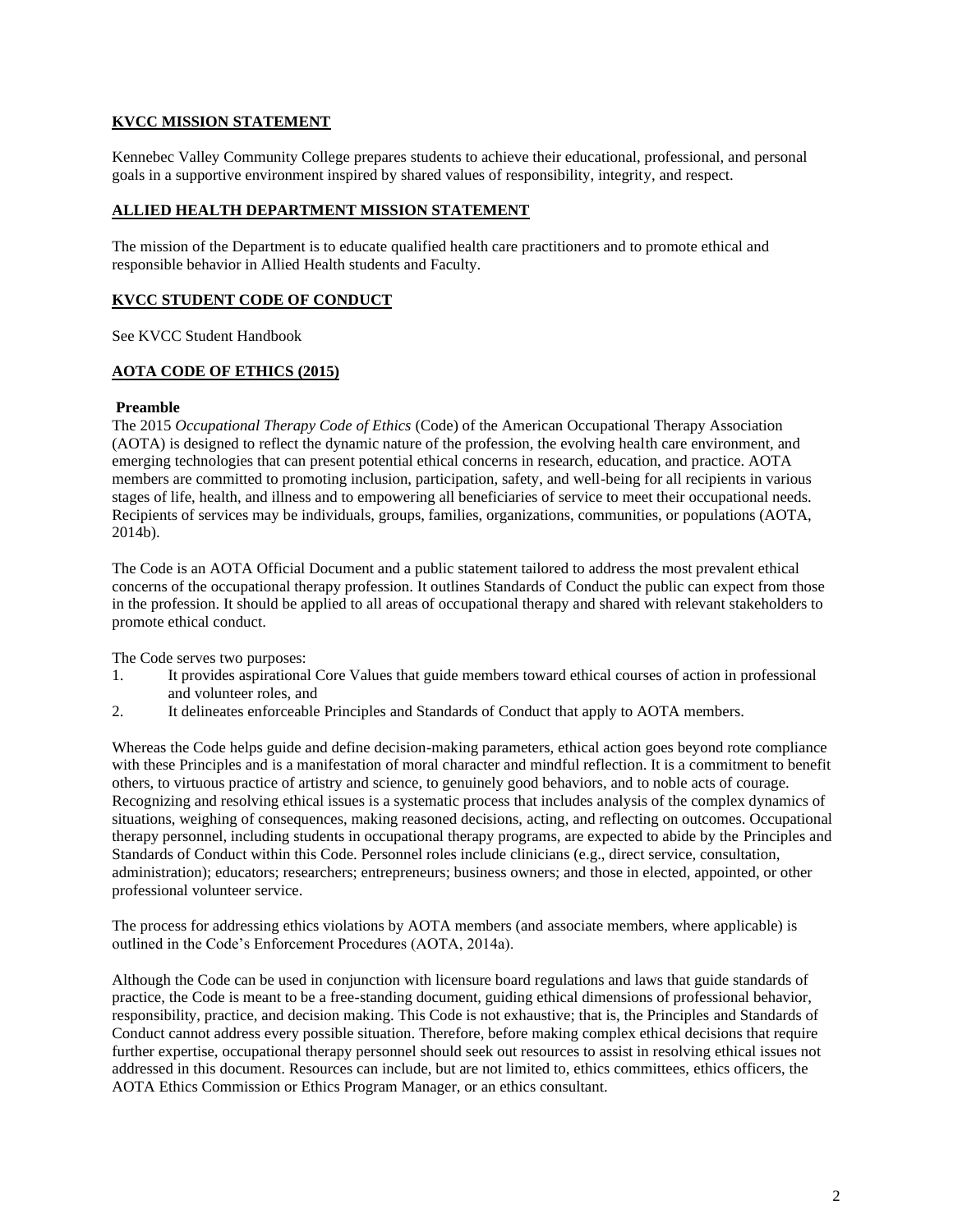## KVCC MISSION STATEMENT

Kennebec Valley Community College prepares students to achieve their educational, professional, and personal goals in a supportive environment inspired by shared values of responsibility, integrity, and respect.

## ALLIED HEALTH DEPARTMENT MISSION STATEMENT

The mission of the Department is to educate qualified health care practitioners and to promote ethical and responsible behavior in Allied Health students and Faculty.

## KVCC STUDENT CODE OF CONDUCT

See KVCC Student Handbook

## AOTA CODE OF ETHICS (2015)

### Preamble

The 2015 *Occupational Therapy Code of Ethics* (Code) of the American Occupational Therapy Association (AOTA) is designed to reflect the dynamic nature of the profession, the evolving health care environment, and emerging technologies that can present potential ethical concerns in research, education, and practice. AOTA members are committed to promoting inclusion, participation, safety, and well-being for all recipients in various stages of life, health, and illness and to empowering all beneficiaries of service to meet their occupational needs. Recipients of services may be individuals, groups, families, organizations, communities, or populations (AOTA, 2014b).

The Code is an AOTA Official Document and a public statement tailored to address the most prevalent ethical concerns of the occupational therapy profession. It outlines Standards of Conduct the public can expect from those in the profession. It should be applied to all areas of occupational therapy and shared with relevant stakeholders to promote ethical conduct.

The Code serves two purposes:

1. It provides aspirational Core Values that guide members toward ethical courses of action in professional and volunteer roles, and
2. It delineates enforceable Principles and Standards of Conduct that apply to AOTA members.

Whereas the Code helps guide and define decision-making parameters, ethical action goes beyond rote compliance with these Principles and is a manifestation of moral character and mindful reflection. It is a commitment to benefit others, to virtuous practice of artistry and science, to genuinely good behaviors, and to noble acts of courage. Recognizing and resolving ethical issues is a systematic process that includes analysis of the complex dynamics of situations, weighing of consequences, making reasoned decisions, acting, and reflecting on outcomes. Occupational therapy personnel, including students in occupational therapy programs, are expected to abide by the Principles and Standards of Conduct within this Code. Personnel roles include clinicians (e.g., direct service, consultation, administration); educators; researchers; entrepreneurs; business owners; and those in elected, appointed, or other professional volunteer service.

The process for addressing ethics violations by AOTA members (and associate members, where applicable) is outlined in the Code's Enforcement Procedures (AOTA, 2014a).

Although the Code can be used in conjunction with licensure board regulations and laws that guide standards of practice, the Code is meant to be a free-standing document, guiding ethical dimensions of professional behavior, responsibility, practice, and decision making. This Code is not exhaustive; that is, the Principles and Standards of Conduct cannot address every possible situation. Therefore, before making complex ethical decisions that require further expertise, occupational therapy personnel should seek out resources to assist in resolving ethical issues not addressed in this document. Resources can include, but are not limited to, ethics committees, ethics officers, the AOTA Ethics Commission or Ethics Program Manager, or an ethics consultant.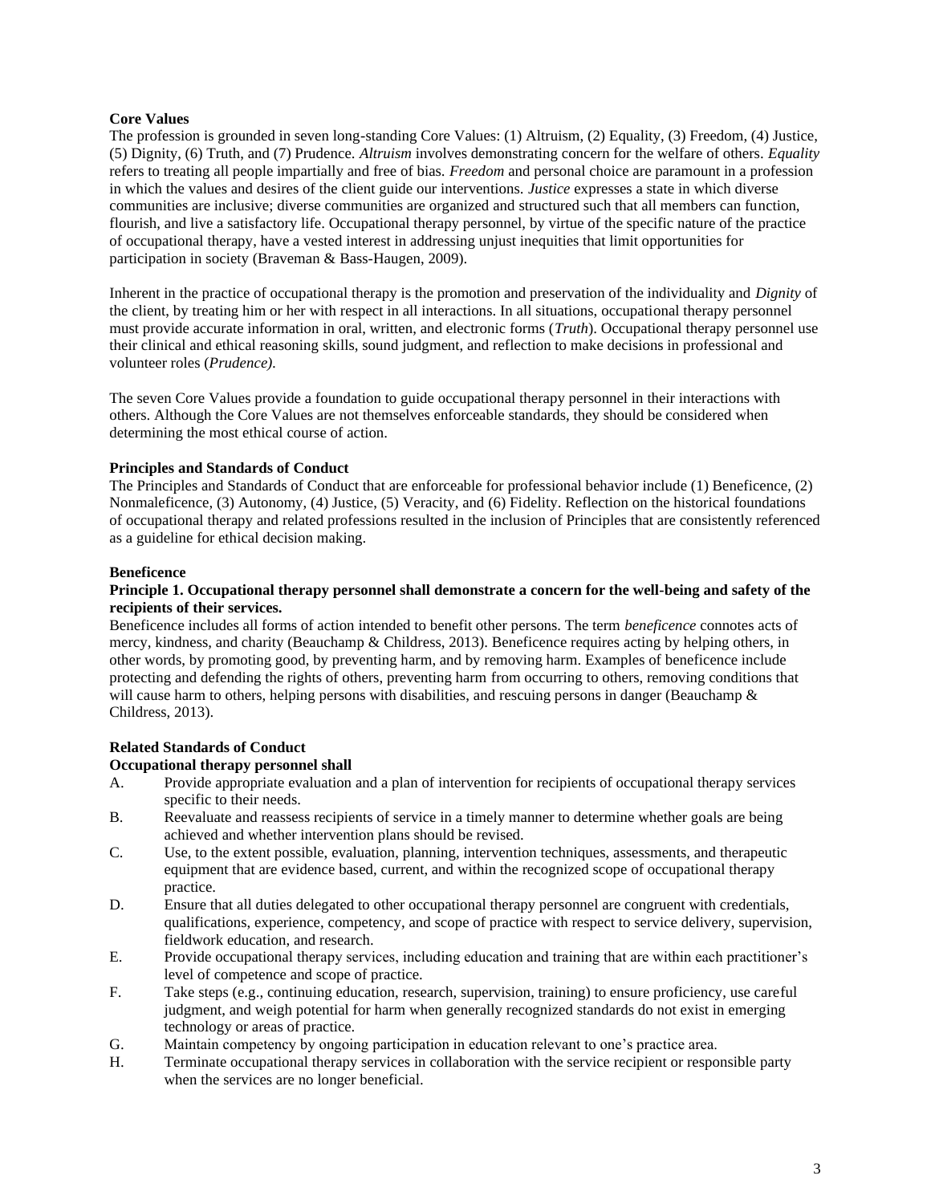**Core Values**

The profession is grounded in seven long-standing Core Values: (1) Altruism, (2) Equality, (3) Freedom, (4) Justice, (5) Dignity, (6) Truth, and (7) Prudence. *Altruism* involves demonstrating concern for the welfare of others. *Equality* refers to treating all people impartially and free of bias. *Freedom* and personal choice are paramount in a profession in which the values and desires of the client guide our interventions. *Justice* expresses a state in which diverse communities are inclusive; diverse communities are organized and structured such that all members can function, flourish, and live a satisfactory life. Occupational therapy personnel, by virtue of the specific nature of the practice of occupational therapy, have a vested interest in addressing unjust inequities that limit opportunities for participation in society (Braveman & Bass-Haugen, 2009).

Inherent in the practice of occupational therapy is the promotion and preservation of the individuality and *Dignity* of the client, by treating him or her with respect in all interactions. In all situations, occupational therapy personnel must provide accurate information in oral, written, and electronic forms (*Truth*). Occupational therapy personnel use their clinical and ethical reasoning skills, sound judgment, and reflection to make decisions in professional and volunteer roles (*Prudence).*

The seven Core Values provide a foundation to guide occupational therapy personnel in their interactions with others. Although the Core Values are not themselves enforceable standards, they should be considered when determining the most ethical course of action.

**Principles and Standards of Conduct**

The Principles and Standards of Conduct that are enforceable for professional behavior include (1) Beneficence, (2) Nonmaleficence, (3) Autonomy, (4) Justice, (5) Veracity, and (6) Fidelity. Reflection on the historical foundations of occupational therapy and related professions resulted in the inclusion of Principles that are consistently referenced as a guideline for ethical decision making.

**Beneficence**

**Principle 1. Occupational therapy personnel shall demonstrate a concern for the well-being and safety of the recipients of their services.**

Beneficence includes all forms of action intended to benefit other persons. The term *beneficence* connotes acts of mercy, kindness, and charity (Beauchamp & Childress, 2013). Beneficence requires acting by helping others, in other words, by promoting good, by preventing harm, and by removing harm. Examples of beneficence include protecting and defending the rights of others, preventing harm from occurring to others, removing conditions that will cause harm to others, helping persons with disabilities, and rescuing persons in danger (Beauchamp & Childress, 2013).

**Related Standards of Conduct**

**Occupational therapy personnel shall**

A. Provide appropriate evaluation and a plan of intervention for recipients of occupational therapy services specific to their needs.
B. Reevaluate and reassess recipients of service in a timely manner to determine whether goals are being achieved and whether intervention plans should be revised.
C. Use, to the extent possible, evaluation, planning, intervention techniques, assessments, and therapeutic equipment that are evidence based, current, and within the recognized scope of occupational therapy practice.
D. Ensure that all duties delegated to other occupational therapy personnel are congruent with credentials, qualifications, experience, competency, and scope of practice with respect to service delivery, supervision, fieldwork education, and research.
E. Provide occupational therapy services, including education and training that are within each practitioner's level of competence and scope of practice.
F. Take steps (e.g., continuing education, research, supervision, training) to ensure proficiency, use careful judgment, and weigh potential for harm when generally recognized standards do not exist in emerging technology or areas of practice.
G. Maintain competency by ongoing participation in education relevant to one's practice area.
H. Terminate occupational therapy services in collaboration with the service recipient or responsible party when the services are no longer beneficial.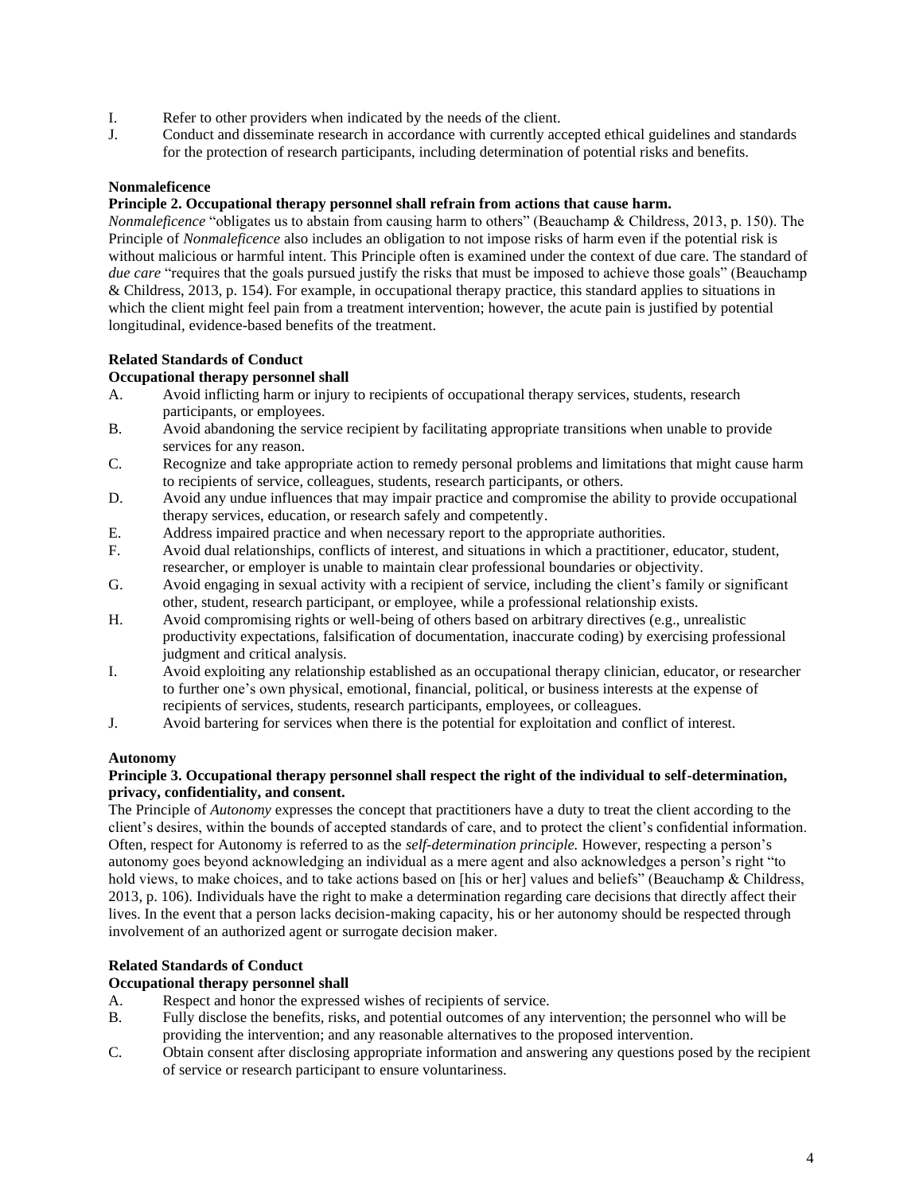I. Refer to other providers when indicated by the needs of the client.
J. Conduct and disseminate research in accordance with currently accepted ethical guidelines and standards for the protection of research participants, including determination of potential risks and benefits.

**Nonmaleficence**

**Principle 2. Occupational therapy personnel shall refrain from actions that cause harm.**

*Nonmaleficence* "obligates us to abstain from causing harm to others" (Beauchamp & Childress, 2013, p. 150). The Principle of *Nonmaleficence* also includes an obligation to not impose risks of harm even if the potential risk is without malicious or harmful intent. This Principle often is examined under the context of due care. The standard of *due care* "requires that the goals pursued justify the risks that must be imposed to achieve those goals" (Beauchamp & Childress, 2013, p. 154). For example, in occupational therapy practice, this standard applies to situations in which the client might feel pain from a treatment intervention; however, the acute pain is justified by potential longitudinal, evidence-based benefits of the treatment.

**Related Standards of Conduct**

**Occupational therapy personnel shall**

A. Avoid inflicting harm or injury to recipients of occupational therapy services, students, research participants, or employees.
B. Avoid abandoning the service recipient by facilitating appropriate transitions when unable to provide services for any reason.
C. Recognize and take appropriate action to remedy personal problems and limitations that might cause harm to recipients of service, colleagues, students, research participants, or others.
D. Avoid any undue influences that may impair practice and compromise the ability to provide occupational therapy services, education, or research safely and competently.
E. Address impaired practice and when necessary report to the appropriate authorities.
F. Avoid dual relationships, conflicts of interest, and situations in which a practitioner, educator, student, researcher, or employer is unable to maintain clear professional boundaries or objectivity.
G. Avoid engaging in sexual activity with a recipient of service, including the client's family or significant other, student, research participant, or employee, while a professional relationship exists.
H. Avoid compromising rights or well-being of others based on arbitrary directives (e.g., unrealistic productivity expectations, falsification of documentation, inaccurate coding) by exercising professional judgment and critical analysis.
I. Avoid exploiting any relationship established as an occupational therapy clinician, educator, or researcher to further one's own physical, emotional, financial, political, or business interests at the expense of recipients of services, students, research participants, employees, or colleagues.
J. Avoid bartering for services when there is the potential for exploitation and conflict of interest.

**Autonomy**

**Principle 3. Occupational therapy personnel shall respect the right of the individual to self-determination, privacy, confidentiality, and consent.**

The Principle of *Autonomy* expresses the concept that practitioners have a duty to treat the client according to the client's desires, within the bounds of accepted standards of care, and to protect the client's confidential information. Often, respect for Autonomy is referred to as the *self-determination principle.* However, respecting a person's autonomy goes beyond acknowledging an individual as a mere agent and also acknowledges a person's right "to hold views, to make choices, and to take actions based on [his or her] values and beliefs" (Beauchamp & Childress, 2013, p. 106). Individuals have the right to make a determination regarding care decisions that directly affect their lives. In the event that a person lacks decision-making capacity, his or her autonomy should be respected through involvement of an authorized agent or surrogate decision maker.

**Related Standards of Conduct**

**Occupational therapy personnel shall**

A. Respect and honor the expressed wishes of recipients of service.
B. Fully disclose the benefits, risks, and potential outcomes of any intervention; the personnel who will be providing the intervention; and any reasonable alternatives to the proposed intervention.
C. Obtain consent after disclosing appropriate information and answering any questions posed by the recipient of service or research participant to ensure voluntariness.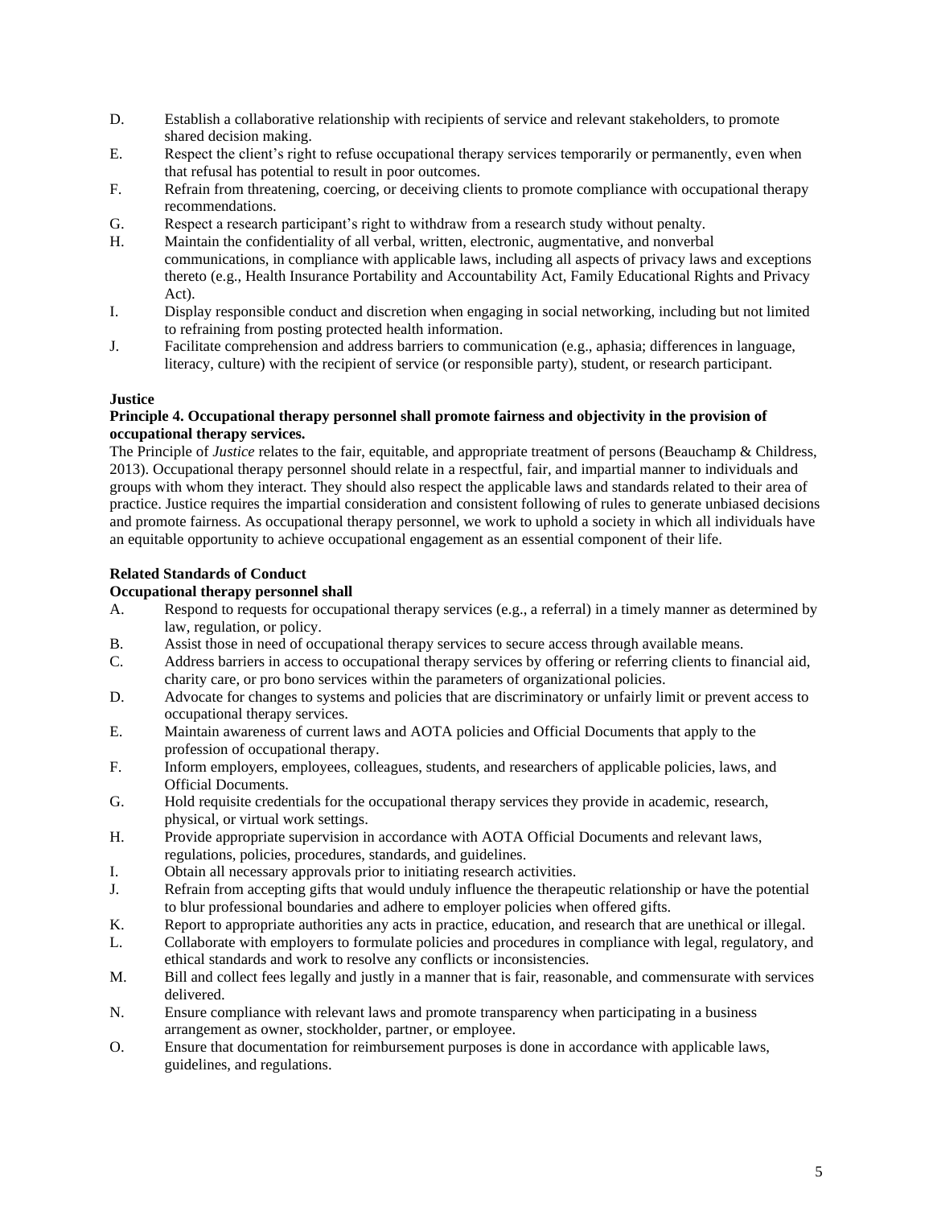D. Establish a collaborative relationship with recipients of service and relevant stakeholders, to promote shared decision making.

E. Respect the client's right to refuse occupational therapy services temporarily or permanently, even when that refusal has potential to result in poor outcomes.

F. Refrain from threatening, coercing, or deceiving clients to promote compliance with occupational therapy recommendations.

G. Respect a research participant's right to withdraw from a research study without penalty.

H. Maintain the confidentiality of all verbal, written, electronic, augmentative, and nonverbal communications, in compliance with applicable laws, including all aspects of privacy laws and exceptions thereto (e.g., Health Insurance Portability and Accountability Act, Family Educational Rights and Privacy Act).

I. Display responsible conduct and discretion when engaging in social networking, including but not limited to refraining from posting protected health information.

J. Facilitate comprehension and address barriers to communication (e.g., aphasia; differences in language, literacy, culture) with the recipient of service (or responsible party), student, or research participant.

**Justice**

**Principle 4. Occupational therapy personnel shall promote fairness and objectivity in the provision of occupational therapy services.**

The Principle of *Justice* relates to the fair, equitable, and appropriate treatment of persons (Beauchamp & Childress, 2013). Occupational therapy personnel should relate in a respectful, fair, and impartial manner to individuals and groups with whom they interact. They should also respect the applicable laws and standards related to their area of practice. Justice requires the impartial consideration and consistent following of rules to generate unbiased decisions and promote fairness. As occupational therapy personnel, we work to uphold a society in which all individuals have an equitable opportunity to achieve occupational engagement as an essential component of their life.

**Related Standards of Conduct**

**Occupational therapy personnel shall**

A. Respond to requests for occupational therapy services (e.g., a referral) in a timely manner as determined by law, regulation, or policy.

B. Assist those in need of occupational therapy services to secure access through available means.

C. Address barriers in access to occupational therapy services by offering or referring clients to financial aid, charity care, or pro bono services within the parameters of organizational policies.

D. Advocate for changes to systems and policies that are discriminatory or unfairly limit or prevent access to occupational therapy services.

E. Maintain awareness of current laws and AOTA policies and Official Documents that apply to the profession of occupational therapy.

F. Inform employers, employees, colleagues, students, and researchers of applicable policies, laws, and Official Documents.

G. Hold requisite credentials for the occupational therapy services they provide in academic, research, physical, or virtual work settings.

H. Provide appropriate supervision in accordance with AOTA Official Documents and relevant laws, regulations, policies, procedures, standards, and guidelines.

I. Obtain all necessary approvals prior to initiating research activities.

J. Refrain from accepting gifts that would unduly influence the therapeutic relationship or have the potential to blur professional boundaries and adhere to employer policies when offered gifts.

K. Report to appropriate authorities any acts in practice, education, and research that are unethical or illegal.

L. Collaborate with employers to formulate policies and procedures in compliance with legal, regulatory, and ethical standards and work to resolve any conflicts or inconsistencies.

M. Bill and collect fees legally and justly in a manner that is fair, reasonable, and commensurate with services delivered.

N. Ensure compliance with relevant laws and promote transparency when participating in a business arrangement as owner, stockholder, partner, or employee.

O. Ensure that documentation for reimbursement purposes is done in accordance with applicable laws, guidelines, and regulations.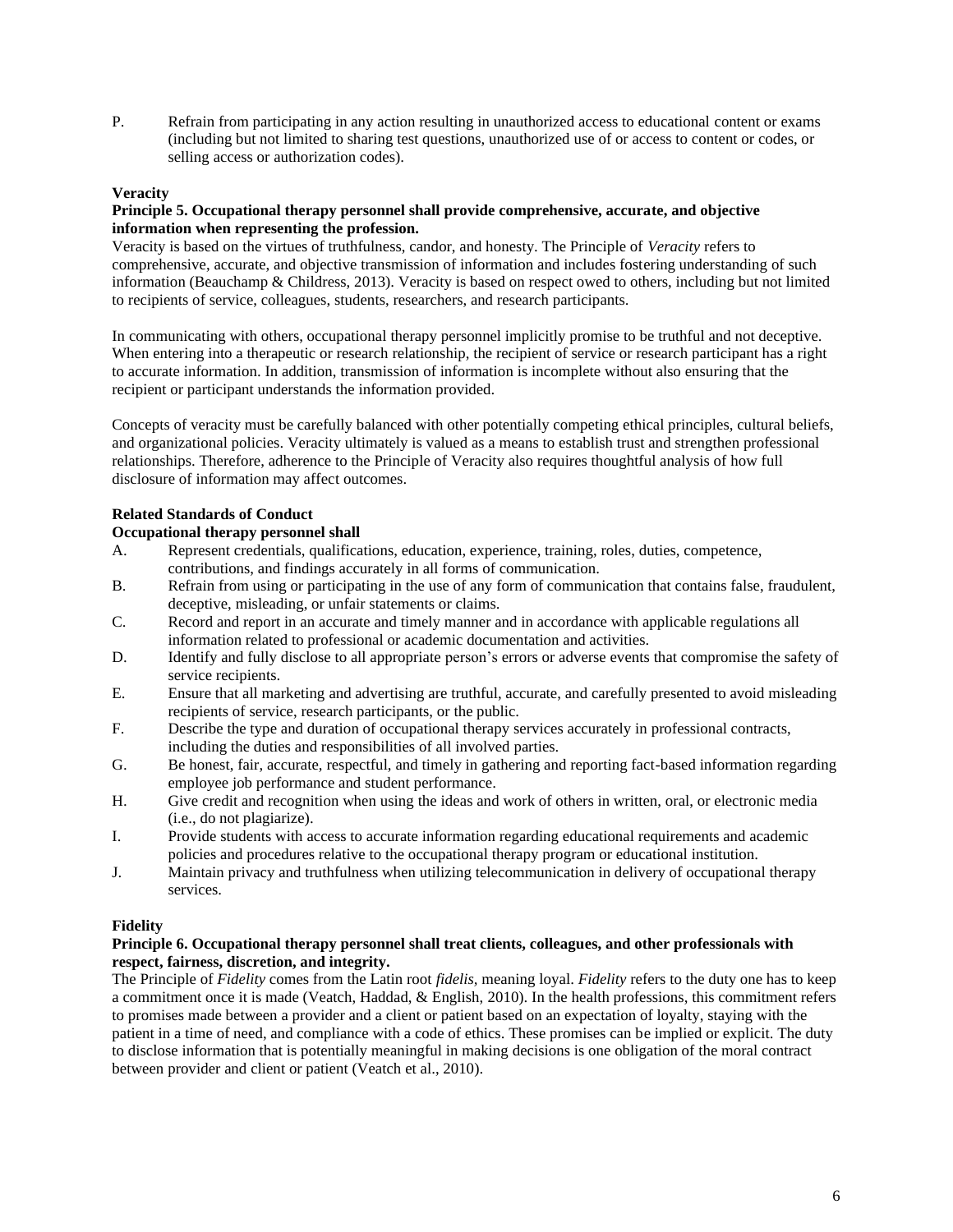P. Refrain from participating in any action resulting in unauthorized access to educational content or exams (including but not limited to sharing test questions, unauthorized use of or access to content or codes, or selling access or authorization codes).

**Veracity**

**Principle 5. Occupational therapy personnel shall provide comprehensive, accurate, and objective information when representing the profession.**

Veracity is based on the virtues of truthfulness, candor, and honesty. The Principle of *Veracity* refers to comprehensive, accurate, and objective transmission of information and includes fostering understanding of such information (Beauchamp & Childress, 2013). Veracity is based on respect owed to others, including but not limited to recipients of service, colleagues, students, researchers, and research participants.

In communicating with others, occupational therapy personnel implicitly promise to be truthful and not deceptive. When entering into a therapeutic or research relationship, the recipient of service or research participant has a right to accurate information. In addition, transmission of information is incomplete without also ensuring that the recipient or participant understands the information provided.

Concepts of veracity must be carefully balanced with other potentially competing ethical principles, cultural beliefs, and organizational policies. Veracity ultimately is valued as a means to establish trust and strengthen professional relationships. Therefore, adherence to the Principle of Veracity also requires thoughtful analysis of how full disclosure of information may affect outcomes.

**Related Standards of Conduct**

**Occupational therapy personnel shall**

A. Represent credentials, qualifications, education, experience, training, roles, duties, competence, contributions, and findings accurately in all forms of communication.

B. Refrain from using or participating in the use of any form of communication that contains false, fraudulent, deceptive, misleading, or unfair statements or claims.

C. Record and report in an accurate and timely manner and in accordance with applicable regulations all information related to professional or academic documentation and activities.

D. Identify and fully disclose to all appropriate person's errors or adverse events that compromise the safety of service recipients.

E. Ensure that all marketing and advertising are truthful, accurate, and carefully presented to avoid misleading recipients of service, research participants, or the public.

F. Describe the type and duration of occupational therapy services accurately in professional contracts, including the duties and responsibilities of all involved parties.

G. Be honest, fair, accurate, respectful, and timely in gathering and reporting fact-based information regarding employee job performance and student performance.

H. Give credit and recognition when using the ideas and work of others in written, oral, or electronic media (i.e., do not plagiarize).

I. Provide students with access to accurate information regarding educational requirements and academic policies and procedures relative to the occupational therapy program or educational institution.

J. Maintain privacy and truthfulness when utilizing telecommunication in delivery of occupational therapy services.

**Fidelity**

**Principle 6. Occupational therapy personnel shall treat clients, colleagues, and other professionals with respect, fairness, discretion, and integrity.**

The Principle of *Fidelity* comes from the Latin root *fidelis*, meaning loyal. *Fidelity* refers to the duty one has to keep a commitment once it is made (Veatch, Haddad, & English, 2010). In the health professions, this commitment refers to promises made between a provider and a client or patient based on an expectation of loyalty, staying with the patient in a time of need, and compliance with a code of ethics. These promises can be implied or explicit. The duty to disclose information that is potentially meaningful in making decisions is one obligation of the moral contract between provider and client or patient (Veatch et al., 2010).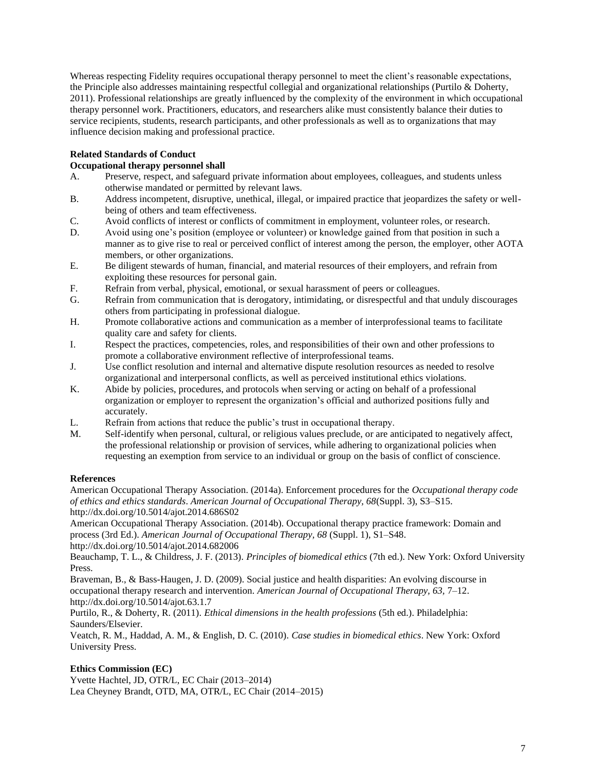Whereas respecting Fidelity requires occupational therapy personnel to meet the client's reasonable expectations, the Principle also addresses maintaining respectful collegial and organizational relationships (Purtilo & Doherty, 2011). Professional relationships are greatly influenced by the complexity of the environment in which occupational therapy personnel work. Practitioners, educators, and researchers alike must consistently balance their duties to service recipients, students, research participants, and other professionals as well as to organizations that may influence decision making and professional practice.

**Related Standards of Conduct**

**Occupational therapy personnel shall**

A. Preserve, respect, and safeguard private information about employees, colleagues, and students unless otherwise mandated or permitted by relevant laws.

B. Address incompetent, disruptive, unethical, illegal, or impaired practice that jeopardizes the safety or well-being of others and team effectiveness.

C. Avoid conflicts of interest or conflicts of commitment in employment, volunteer roles, or research.

D. Avoid using one's position (employee or volunteer) or knowledge gained from that position in such a manner as to give rise to real or perceived conflict of interest among the person, the employer, other AOTA members, or other organizations.

E. Be diligent stewards of human, financial, and material resources of their employers, and refrain from exploiting these resources for personal gain.

F. Refrain from verbal, physical, emotional, or sexual harassment of peers or colleagues.

G. Refrain from communication that is derogatory, intimidating, or disrespectful and that unduly discourages others from participating in professional dialogue.

H. Promote collaborative actions and communication as a member of interprofessional teams to facilitate quality care and safety for clients.

I. Respect the practices, competencies, roles, and responsibilities of their own and other professions to promote a collaborative environment reflective of interprofessional teams.

J. Use conflict resolution and internal and alternative dispute resolution resources as needed to resolve organizational and interpersonal conflicts, as well as perceived institutional ethics violations.

K. Abide by policies, procedures, and protocols when serving or acting on behalf of a professional organization or employer to represent the organization's official and authorized positions fully and accurately.

L. Refrain from actions that reduce the public's trust in occupational therapy.

M. Self-identify when personal, cultural, or religious values preclude, or are anticipated to negatively affect, the professional relationship or provision of services, while adhering to organizational policies when requesting an exemption from service to an individual or group on the basis of conflict of conscience.

**References**

American Occupational Therapy Association. (2014a). Enforcement procedures for the *Occupational therapy code of ethics and ethics standards*. *American Journal of Occupational Therapy, 68*(Suppl. 3), S3–S15. http://dx.doi.org/10.5014/ajot.2014.686S02

American Occupational Therapy Association. (2014b). Occupational therapy practice framework: Domain and process (3rd Ed.). *American Journal of Occupational Therapy*, *68* (Suppl. 1), S1–S48. http://dx.doi.org/10.5014/ajot.2014.682006

Beauchamp, T. L., & Childress, J. F. (2013). *Principles of biomedical ethics* (7th ed.). New York: Oxford University Press.

Braveman, B., & Bass-Haugen, J. D. (2009). Social justice and health disparities: An evolving discourse in occupational therapy research and intervention. *American Journal of Occupational Therapy, 63,* 7–12. http://dx.doi.org/10.5014/ajot.63.1.7

Purtilo, R., & Doherty, R. (2011). *Ethical dimensions in the health professions* (5th ed.). Philadelphia: Saunders/Elsevier.

Veatch, R. M., Haddad, A. M., & English, D. C. (2010). *Case studies in biomedical ethics*. New York: Oxford University Press.

**Ethics Commission (EC)**

Yvette Hachtel, JD, OTR/L, EC Chair (2013–2014)

Lea Cheyney Brandt, OTD, MA, OTR/L, EC Chair (2014–2015)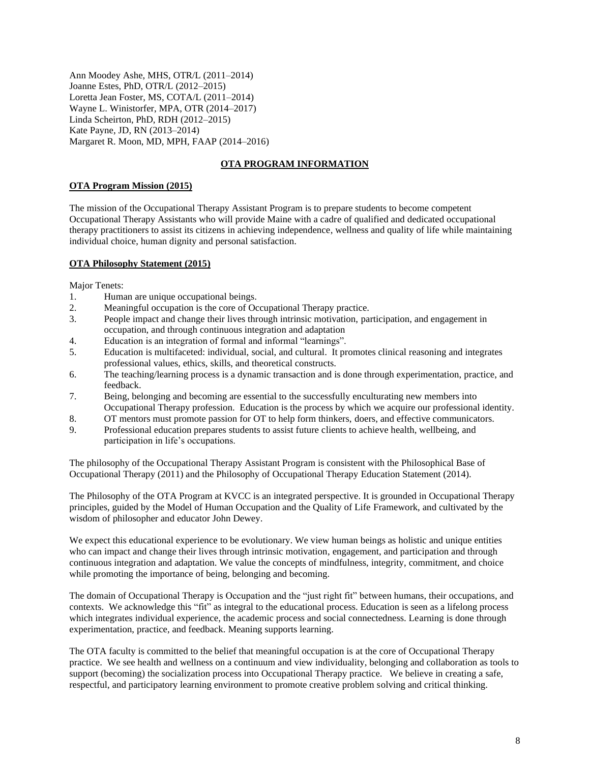Ann Moodey Ashe, MHS, OTR/L (2011–2014)
Joanne Estes, PhD, OTR/L (2012–2015)
Loretta Jean Foster, MS, COTA/L (2011–2014)
Wayne L. Winistorfer, MPA, OTR (2014–2017)
Linda Scheirton, PhD, RDH (2012–2015)
Kate Payne, JD, RN (2013–2014)
Margaret R. Moon, MD, MPH, FAAP (2014–2016)

## OTA PROGRAM INFORMATION

### OTA Program Mission (2015)

The mission of the Occupational Therapy Assistant Program is to prepare students to become competent Occupational Therapy Assistants who will provide Maine with a cadre of qualified and dedicated occupational therapy practitioners to assist its citizens in achieving independence, wellness and quality of life while maintaining individual choice, human dignity and personal satisfaction.

### OTA Philosophy Statement (2015)

Major Tenets:

1. Human are unique occupational beings.
2. Meaningful occupation is the core of Occupational Therapy practice.
3. People impact and change their lives through intrinsic motivation, participation, and engagement in occupation, and through continuous integration and adaptation
4. Education is an integration of formal and informal "learnings".
5. Education is multifaceted: individual, social, and cultural. It promotes clinical reasoning and integrates professional values, ethics, skills, and theoretical constructs.
6. The teaching/learning process is a dynamic transaction and is done through experimentation, practice, and feedback.
7. Being, belonging and becoming are essential to the successfully enculturating new members into Occupational Therapy profession. Education is the process by which we acquire our professional identity.
8. OT mentors must promote passion for OT to help form thinkers, doers, and effective communicators.
9. Professional education prepares students to assist future clients to achieve health, wellbeing, and participation in life's occupations.

The philosophy of the Occupational Therapy Assistant Program is consistent with the Philosophical Base of Occupational Therapy (2011) and the Philosophy of Occupational Therapy Education Statement (2014).

The Philosophy of the OTA Program at KVCC is an integrated perspective. It is grounded in Occupational Therapy principles, guided by the Model of Human Occupation and the Quality of Life Framework, and cultivated by the wisdom of philosopher and educator John Dewey.

We expect this educational experience to be evolutionary. We view human beings as holistic and unique entities who can impact and change their lives through intrinsic motivation, engagement, and participation and through continuous integration and adaptation. We value the concepts of mindfulness, integrity, commitment, and choice while promoting the importance of being, belonging and becoming.

The domain of Occupational Therapy is Occupation and the "just right fit" between humans, their occupations, and contexts. We acknowledge this "fit" as integral to the educational process. Education is seen as a lifelong process which integrates individual experience, the academic process and social connectedness. Learning is done through experimentation, practice, and feedback. Meaning supports learning.

The OTA faculty is committed to the belief that meaningful occupation is at the core of Occupational Therapy practice. We see health and wellness on a continuum and view individuality, belonging and collaboration as tools to support (becoming) the socialization process into Occupational Therapy practice. We believe in creating a safe, respectful, and participatory learning environment to promote creative problem solving and critical thinking.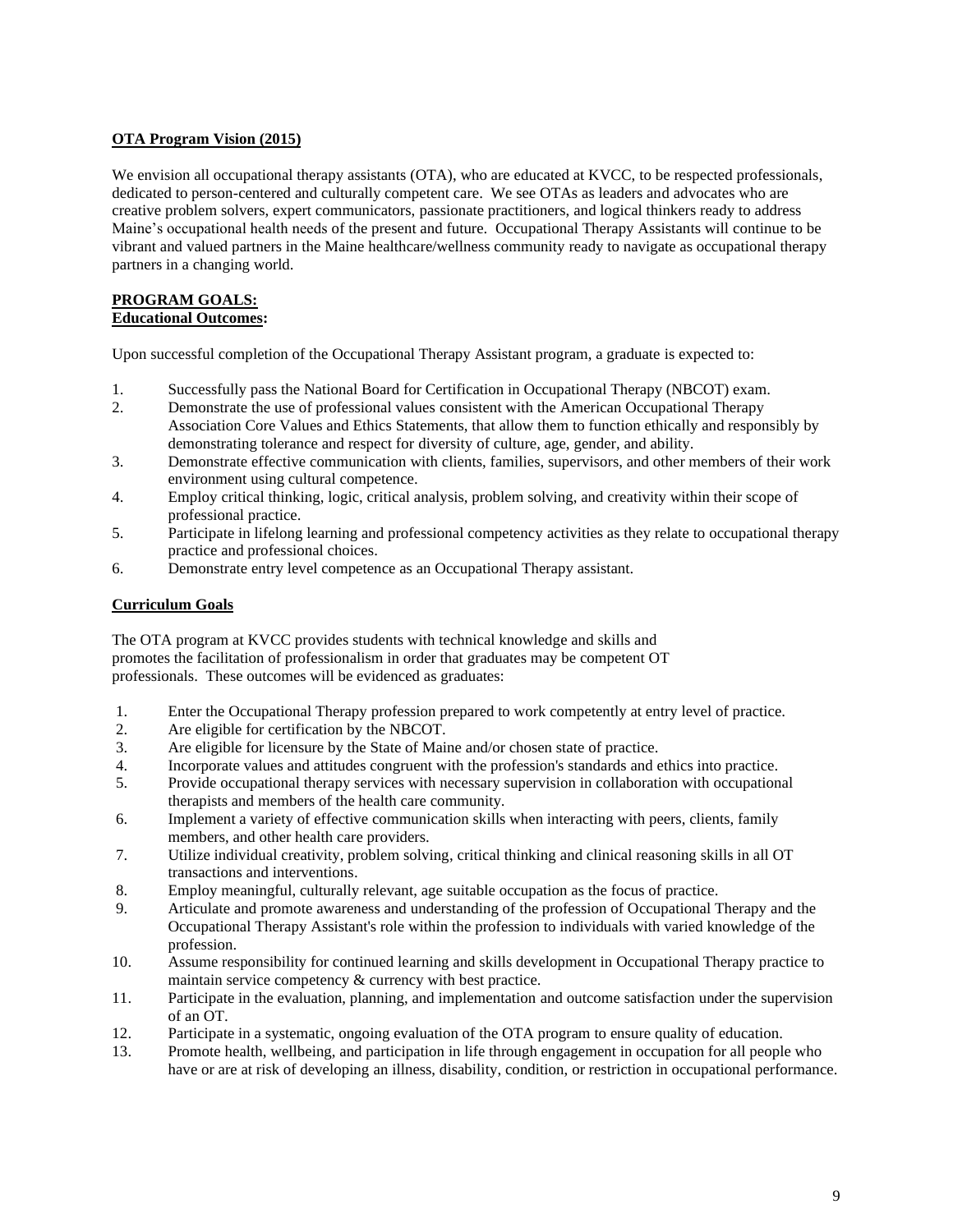**OTA Program Vision (2015)**

We envision all occupational therapy assistants (OTA), who are educated at KVCC, to be respected professionals, dedicated to person-centered and culturally competent care. We see OTAs as leaders and advocates who are creative problem solvers, expert communicators, passionate practitioners, and logical thinkers ready to address Maine's occupational health needs of the present and future. Occupational Therapy Assistants will continue to be vibrant and valued partners in the Maine healthcare/wellness community ready to navigate as occupational therapy partners in a changing world.

**PROGRAM GOALS:**
**Educational Outcomes:**

Upon successful completion of the Occupational Therapy Assistant program, a graduate is expected to:

1. Successfully pass the National Board for Certification in Occupational Therapy (NBCOT) exam.
2. Demonstrate the use of professional values consistent with the American Occupational Therapy Association Core Values and Ethics Statements, that allow them to function ethically and responsibly by demonstrating tolerance and respect for diversity of culture, age, gender, and ability.
3. Demonstrate effective communication with clients, families, supervisors, and other members of their work environment using cultural competence.
4. Employ critical thinking, logic, critical analysis, problem solving, and creativity within their scope of professional practice.
5. Participate in lifelong learning and professional competency activities as they relate to occupational therapy practice and professional choices.
6. Demonstrate entry level competence as an Occupational Therapy assistant.

**Curriculum Goals**

The OTA program at KVCC provides students with technical knowledge and skills and promotes the facilitation of professionalism in order that graduates may be competent OT professionals. These outcomes will be evidenced as graduates:

1. Enter the Occupational Therapy profession prepared to work competently at entry level of practice.
2. Are eligible for certification by the NBCOT.
3. Are eligible for licensure by the State of Maine and/or chosen state of practice.
4. Incorporate values and attitudes congruent with the profession's standards and ethics into practice.
5. Provide occupational therapy services with necessary supervision in collaboration with occupational therapists and members of the health care community.
6. Implement a variety of effective communication skills when interacting with peers, clients, family members, and other health care providers.
7. Utilize individual creativity, problem solving, critical thinking and clinical reasoning skills in all OT transactions and interventions.
8. Employ meaningful, culturally relevant, age suitable occupation as the focus of practice.
9. Articulate and promote awareness and understanding of the profession of Occupational Therapy and the Occupational Therapy Assistant's role within the profession to individuals with varied knowledge of the profession.
10. Assume responsibility for continued learning and skills development in Occupational Therapy practice to maintain service competency & currency with best practice.
11. Participate in the evaluation, planning, and implementation and outcome satisfaction under the supervision of an OT.
12. Participate in a systematic, ongoing evaluation of the OTA program to ensure quality of education.
13. Promote health, wellbeing, and participation in life through engagement in occupation for all people who have or are at risk of developing an illness, disability, condition, or restriction in occupational performance.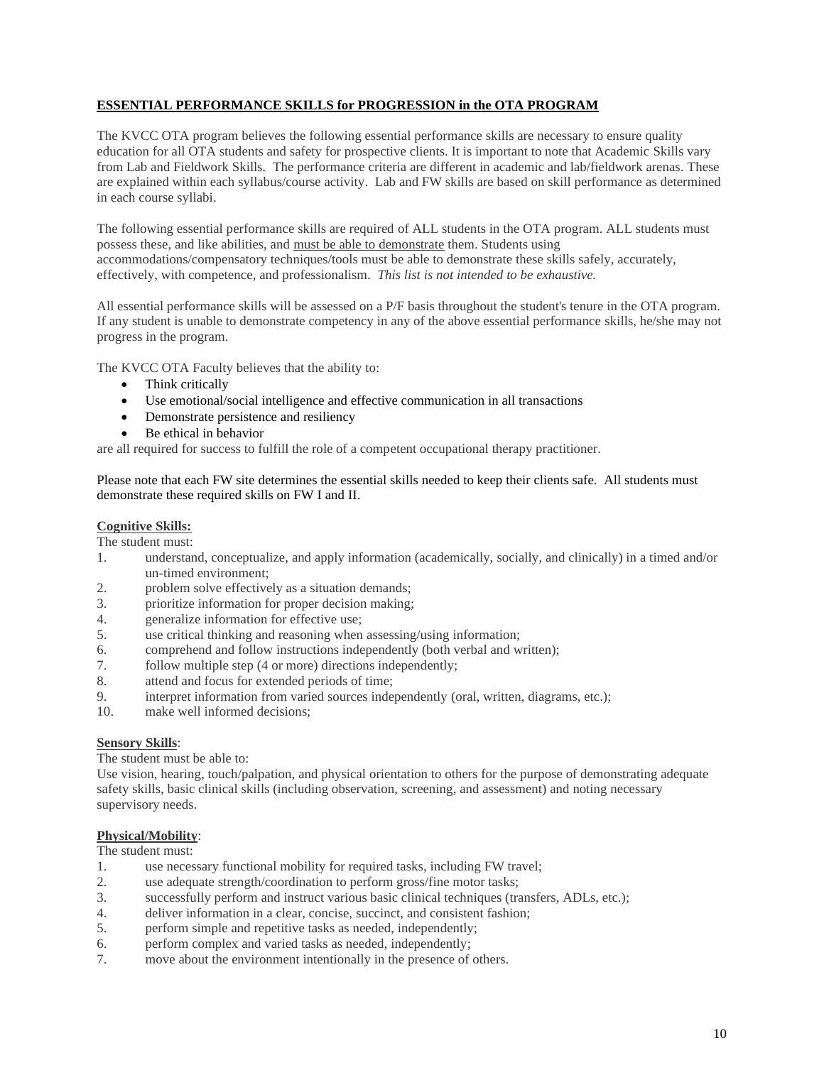## **ESSENTIAL PERFORMANCE SKILLS for PROGRESSION in the OTA PROGRAM**

The KVCC OTA program believes the following essential performance skills are necessary to ensure quality education for all OTA students and safety for prospective clients. It is important to note that Academic Skills vary from Lab and Fieldwork Skills. The performance criteria are different in academic and lab/fieldwork arenas. These are explained within each syllabus/course activity. Lab and FW skills are based on skill performance as determined in each course syllabi.

The following essential performance skills are required of ALL students in the OTA program. ALL students must possess these, and like abilities, and must be able to demonstrate them. Students using accommodations/compensatory techniques/tools must be able to demonstrate these skills safely, accurately, effectively, with competence, and professionalism. *This list is not intended to be exhaustive.*

All essential performance skills will be assessed on a P/F basis throughout the student's tenure in the OTA program. If any student is unable to demonstrate competency in any of the above essential performance skills, he/she may not progress in the program.

The KVCC OTA Faculty believes that the ability to:

- Think critically
- Use emotional/social intelligence and effective communication in all transactions
- Demonstrate persistence and resiliency
- Be ethical in behavior

are all required for success to fulfill the role of a competent occupational therapy practitioner.

Please note that each FW site determines the essential skills needed to keep their clients safe. All students must demonstrate these required skills on FW I and II.

**Cognitive Skills:**

The student must:

1. understand, conceptualize, and apply information (academically, socially, and clinically) in a timed and/or un-timed environment;
2. problem solve effectively as a situation demands;
3. prioritize information for proper decision making;
4. generalize information for effective use;
5. use critical thinking and reasoning when assessing/using information;
6. comprehend and follow instructions independently (both verbal and written);
7. follow multiple step (4 or more) directions independently;
8. attend and focus for extended periods of time;
9. interpret information from varied sources independently (oral, written, diagrams, etc.);
10. make well informed decisions;

**Sensory Skills**:

The student must be able to:

Use vision, hearing, touch/palpation, and physical orientation to others for the purpose of demonstrating adequate safety skills, basic clinical skills (including observation, screening, and assessment) and noting necessary supervisory needs.

**Physical/Mobility**:

The student must:

1. use necessary functional mobility for required tasks, including FW travel;
2. use adequate strength/coordination to perform gross/fine motor tasks;
3. successfully perform and instruct various basic clinical techniques (transfers, ADLs, etc.);
4. deliver information in a clear, concise, succinct, and consistent fashion;
5. perform simple and repetitive tasks as needed, independently;
6. perform complex and varied tasks as needed, independently;
7. move about the environment intentionally in the presence of others.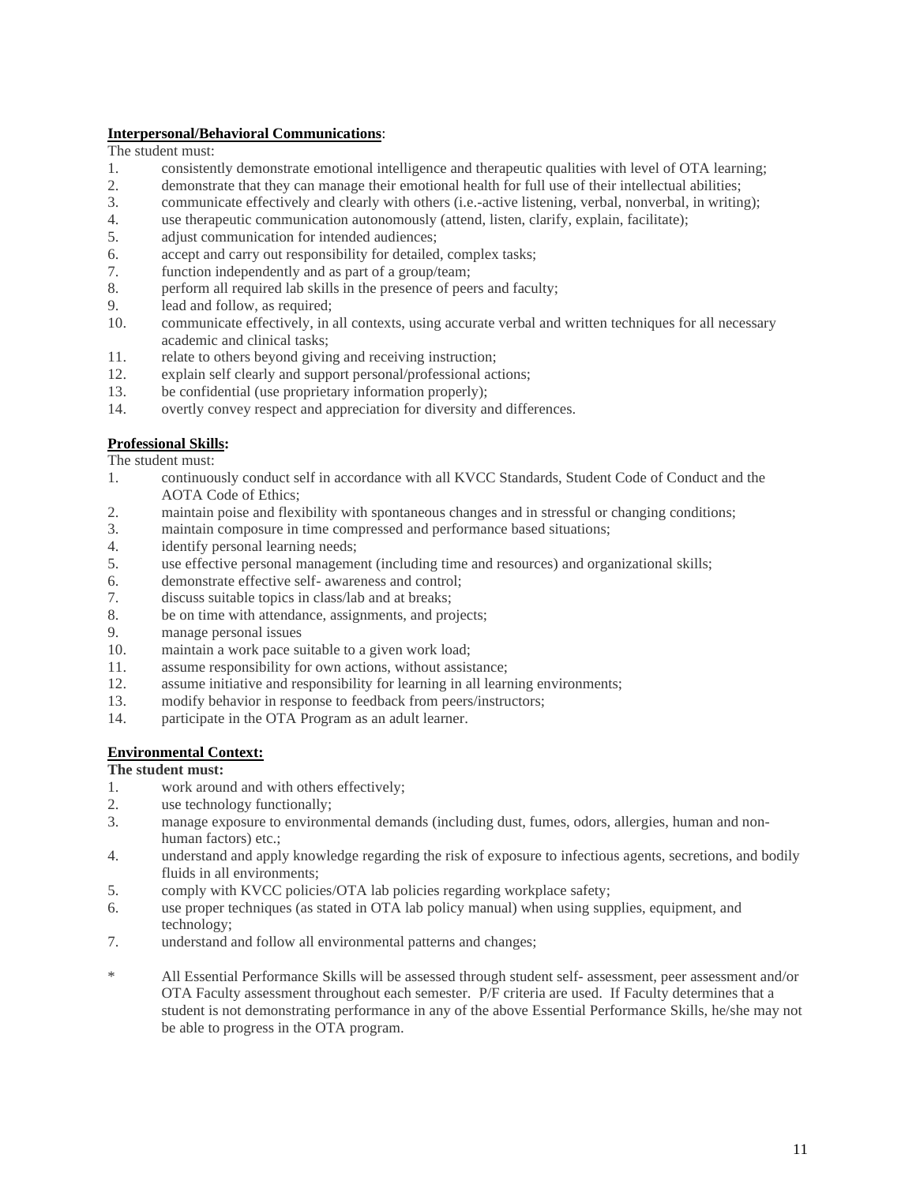**Interpersonal/Behavioral Communications**:

The student must:

1. consistently demonstrate emotional intelligence and therapeutic qualities with level of OTA learning;
2. demonstrate that they can manage their emotional health for full use of their intellectual abilities;
3. communicate effectively and clearly with others (i.e.-active listening, verbal, nonverbal, in writing);
4. use therapeutic communication autonomously (attend, listen, clarify, explain, facilitate);
5. adjust communication for intended audiences;
6. accept and carry out responsibility for detailed, complex tasks;
7. function independently and as part of a group/team;
8. perform all required lab skills in the presence of peers and faculty;
9. lead and follow, as required;
10. communicate effectively, in all contexts, using accurate verbal and written techniques for all necessary academic and clinical tasks;
11. relate to others beyond giving and receiving instruction;
12. explain self clearly and support personal/professional actions;
13. be confidential (use proprietary information properly);
14. overtly convey respect and appreciation for diversity and differences.

**Professional Skills:**

The student must:

1. continuously conduct self in accordance with all KVCC Standards, Student Code of Conduct and the AOTA Code of Ethics;
2. maintain poise and flexibility with spontaneous changes and in stressful or changing conditions;
3. maintain composure in time compressed and performance based situations;
4. identify personal learning needs;
5. use effective personal management (including time and resources) and organizational skills;
6. demonstrate effective self- awareness and control;
7. discuss suitable topics in class/lab and at breaks;
8. be on time with attendance, assignments, and projects;
9. manage personal issues
10. maintain a work pace suitable to a given work load;
11. assume responsibility for own actions, without assistance;
12. assume initiative and responsibility for learning in all learning environments;
13. modify behavior in response to feedback from peers/instructors;
14. participate in the OTA Program as an adult learner.

**Environmental Context:**

**The student must:**

1. work around and with others effectively;
2. use technology functionally;
3. manage exposure to environmental demands (including dust, fumes, odors, allergies, human and non-human factors) etc.;
4. understand and apply knowledge regarding the risk of exposure to infectious agents, secretions, and bodily fluids in all environments;
5. comply with KVCC policies/OTA lab policies regarding workplace safety;
6. use proper techniques (as stated in OTA lab policy manual) when using supplies, equipment, and technology;
7. understand and follow all environmental patterns and changes;

\* All Essential Performance Skills will be assessed through student self- assessment, peer assessment and/or OTA Faculty assessment throughout each semester. P/F criteria are used. If Faculty determines that a student is not demonstrating performance in any of the above Essential Performance Skills, he/she may not be able to progress in the OTA program.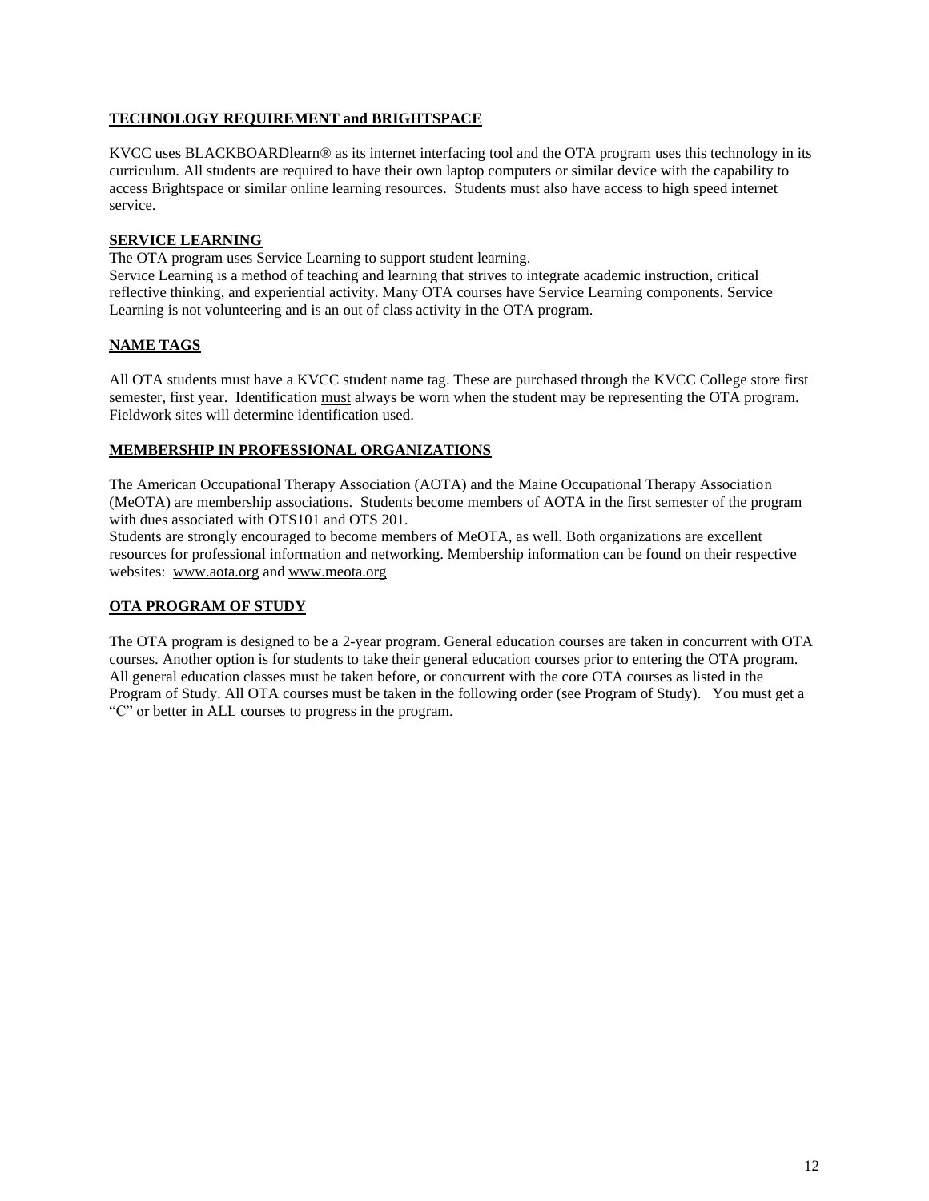**TECHNOLOGY REQUIREMENT and BRIGHTSPACE**

KVCC uses BLACKBOARDlearn® as its internet interfacing tool and the OTA program uses this technology in its curriculum. All students are required to have their own laptop computers or similar device with the capability to access Brightspace or similar online learning resources. Students must also have access to high speed internet service.

**SERVICE LEARNING**

The OTA program uses Service Learning to support student learning.
Service Learning is a method of teaching and learning that strives to integrate academic instruction, critical reflective thinking, and experiential activity. Many OTA courses have Service Learning components. Service Learning is not volunteering and is an out of class activity in the OTA program.

**NAME TAGS**

All OTA students must have a KVCC student name tag. These are purchased through the KVCC College store first semester, first year. Identification must always be worn when the student may be representing the OTA program. Fieldwork sites will determine identification used.

**MEMBERSHIP IN PROFESSIONAL ORGANIZATIONS**

The American Occupational Therapy Association (AOTA) and the Maine Occupational Therapy Association (MeOTA) are membership associations. Students become members of AOTA in the first semester of the program with dues associated with OTS101 and OTS 201.
Students are strongly encouraged to become members of MeOTA, as well. Both organizations are excellent resources for professional information and networking. Membership information can be found on their respective websites: www.aota.org and www.meota.org

**OTA PROGRAM OF STUDY**

The OTA program is designed to be a 2-year program. General education courses are taken in concurrent with OTA courses. Another option is for students to take their general education courses prior to entering the OTA program. All general education classes must be taken before, or concurrent with the core OTA courses as listed in the Program of Study. All OTA courses must be taken in the following order (see Program of Study). You must get a "C" or better in ALL courses to progress in the program.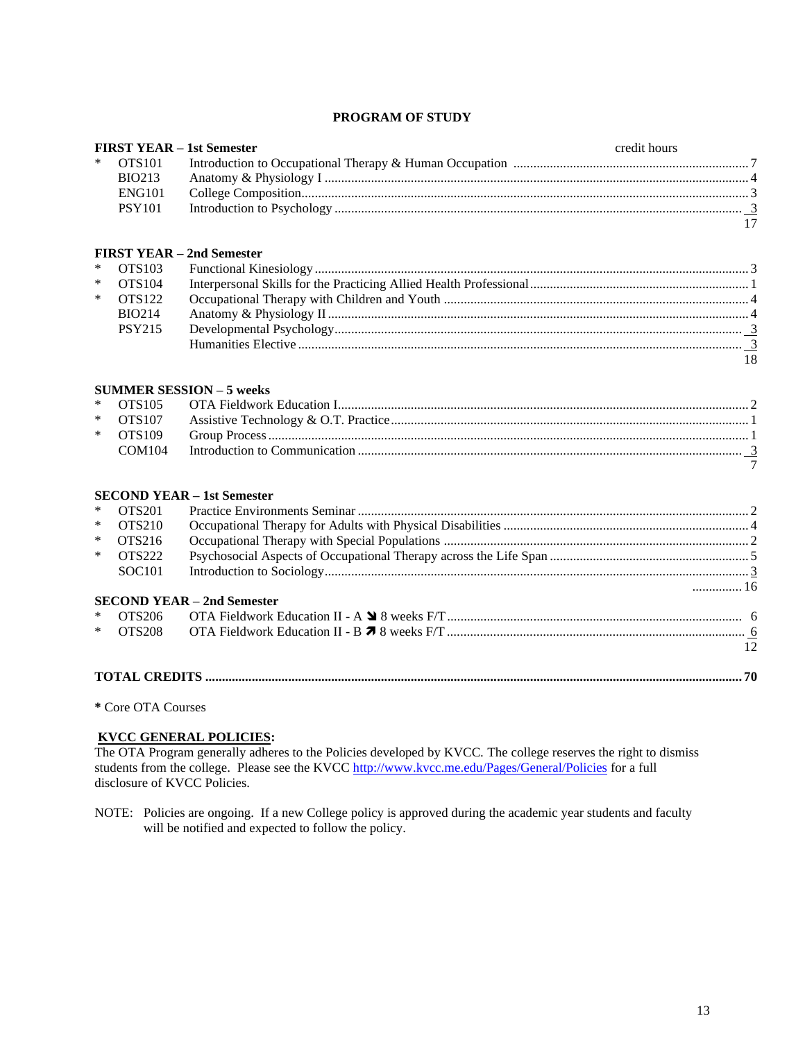## PROGRAM OF STUDY

**FIRST YEAR – 1st Semester**

| | Course | Title | credit hours |
|---|---|---|---|
| * | OTS101 | Introduction to Occupational Therapy & Human Occupation | 7 |
| | BIO213 | Anatomy & Physiology I | 4 |
| | ENG101 | College Composition | 3 |
| | PSY101 | Introduction to Psychology | 3 |
| | | | 17 |

**FIRST YEAR – 2nd Semester**

| | Course | Title | credit hours |
|---|---|---|---|
| * | OTS103 | Functional Kinesiology | 3 |
| * | OTS104 | Interpersonal Skills for the Practicing Allied Health Professional | 1 |
| * | OTS122 | Occupational Therapy with Children and Youth | 4 |
| | BIO214 | Anatomy & Physiology II | 4 |
| | PSY215 | Developmental Psychology | 3 |
| | | Humanities Elective | 3 |
| | | | 18 |

**SUMMER SESSION – 5 weeks**

| | Course | Title | credit hours |
|---|---|---|---|
| * | OTS105 | OTA Fieldwork Education I | 2 |
| * | OTS107 | Assistive Technology & O.T. Practice | 1 |
| * | OTS109 | Group Process | 1 |
| | COM104 | Introduction to Communication | 3 |
| | | | 7 |

**SECOND YEAR – 1st Semester**

| | Course | Title | credit hours |
|---|---|---|---|
| * | OTS201 | Practice Environments Seminar | 2 |
| * | OTS210 | Occupational Therapy for Adults with Physical Disabilities | 4 |
| * | OTS216 | Occupational Therapy with Special Populations | 2 |
| * | OTS222 | Psychosocial Aspects of Occupational Therapy across the Life Span | 5 |
| | SOC101 | Introduction to Sociology | 3 |
| | | | 16 |

**SECOND YEAR – 2nd Semester**

| | Course | Title | credit hours |
|---|---|---|---|
| * | OTS206 | OTA Fieldwork Education II - A ↘ 8 weeks F/T | 6 |
| * | OTS208 | OTA Fieldwork Education II - B ↗ 8 weeks F/T | 6 |
| | | | 12 |

**TOTAL CREDITS ........ 70**

**\*** Core OTA Courses

**KVCC GENERAL POLICIES:**

The OTA Program generally adheres to the Policies developed by KVCC. The college reserves the right to dismiss students from the college. Please see the KVCC http://www.kvcc.me.edu/Pages/General/Policies for a full disclosure of KVCC Policies.

NOTE: Policies are ongoing. If a new College policy is approved during the academic year students and faculty will be notified and expected to follow the policy.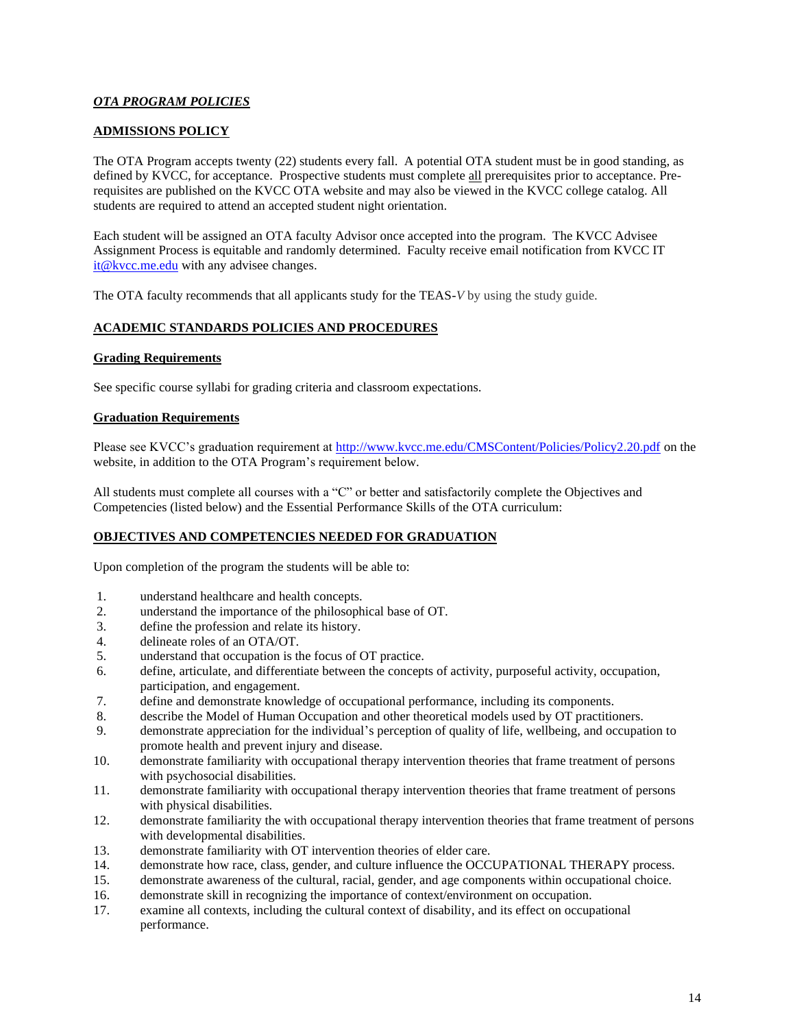***OTA PROGRAM POLICIES***

## ADMISSIONS POLICY

The OTA Program accepts twenty (22) students every fall. A potential OTA student must be in good standing, as defined by KVCC, for acceptance. Prospective students must complete all prerequisites prior to acceptance. Pre-requisites are published on the KVCC OTA website and may also be viewed in the KVCC college catalog. All students are required to attend an accepted student night orientation.

Each student will be assigned an OTA faculty Advisor once accepted into the program. The KVCC Advisee Assignment Process is equitable and randomly determined. Faculty receive email notification from KVCC IT it@kvcc.me.edu with any advisee changes.

The OTA faculty recommends that all applicants study for the TEAS-*V* by using the study guide.

## ACADEMIC STANDARDS POLICIES AND PROCEDURES

### Grading Requirements

See specific course syllabi for grading criteria and classroom expectations.

### Graduation Requirements

Please see KVCC's graduation requirement at http://www.kvcc.me.edu/CMSContent/Policies/Policy2.20.pdf on the website, in addition to the OTA Program's requirement below.

All students must complete all courses with a "C" or better and satisfactorily complete the Objectives and Competencies (listed below) and the Essential Performance Skills of the OTA curriculum:

## OBJECTIVES AND COMPETENCIES NEEDED FOR GRADUATION

Upon completion of the program the students will be able to:

1. understand healthcare and health concepts.
2. understand the importance of the philosophical base of OT.
3. define the profession and relate its history.
4. delineate roles of an OTA/OT.
5. understand that occupation is the focus of OT practice.
6. define, articulate, and differentiate between the concepts of activity, purposeful activity, occupation, participation, and engagement.
7. define and demonstrate knowledge of occupational performance, including its components.
8. describe the Model of Human Occupation and other theoretical models used by OT practitioners.
9. demonstrate appreciation for the individual's perception of quality of life, wellbeing, and occupation to promote health and prevent injury and disease.
10. demonstrate familiarity with occupational therapy intervention theories that frame treatment of persons with psychosocial disabilities.
11. demonstrate familiarity with occupational therapy intervention theories that frame treatment of persons with physical disabilities.
12. demonstrate familiarity the with occupational therapy intervention theories that frame treatment of persons with developmental disabilities.
13. demonstrate familiarity with OT intervention theories of elder care.
14. demonstrate how race, class, gender, and culture influence the OCCUPATIONAL THERAPY process.
15. demonstrate awareness of the cultural, racial, gender, and age components within occupational choice.
16. demonstrate skill in recognizing the importance of context/environment on occupation.
17. examine all contexts, including the cultural context of disability, and its effect on occupational performance.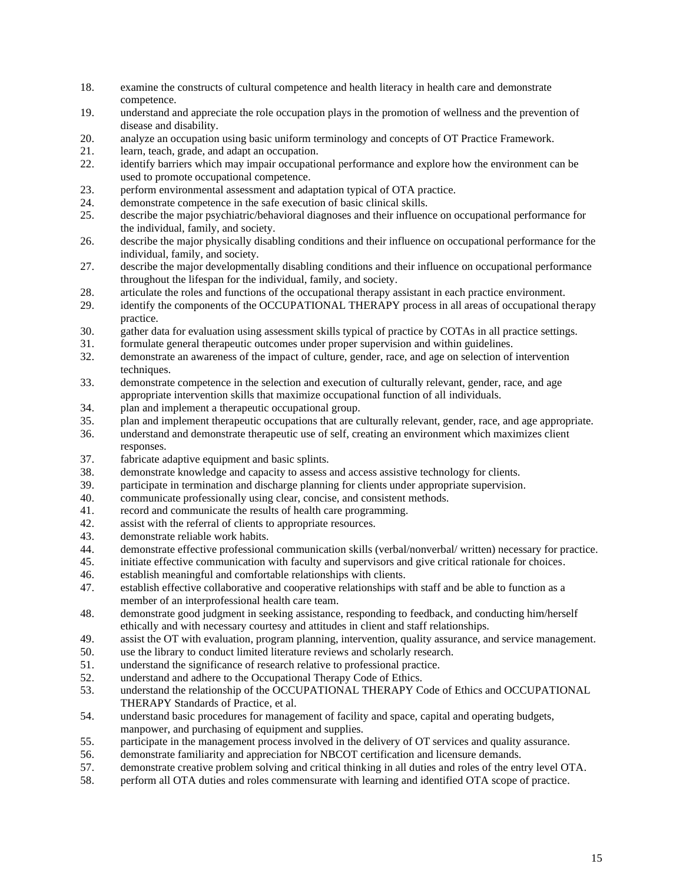18. examine the constructs of cultural competence and health literacy in health care and demonstrate competence.
19. understand and appreciate the role occupation plays in the promotion of wellness and the prevention of disease and disability.
20. analyze an occupation using basic uniform terminology and concepts of OT Practice Framework.
21. learn, teach, grade, and adapt an occupation.
22. identify barriers which may impair occupational performance and explore how the environment can be used to promote occupational competence.
23. perform environmental assessment and adaptation typical of OTA practice.
24. demonstrate competence in the safe execution of basic clinical skills.
25. describe the major psychiatric/behavioral diagnoses and their influence on occupational performance for the individual, family, and society.
26. describe the major physically disabling conditions and their influence on occupational performance for the individual, family, and society.
27. describe the major developmentally disabling conditions and their influence on occupational performance throughout the lifespan for the individual, family, and society.
28. articulate the roles and functions of the occupational therapy assistant in each practice environment.
29. identify the components of the OCCUPATIONAL THERAPY process in all areas of occupational therapy practice.
30. gather data for evaluation using assessment skills typical of practice by COTAs in all practice settings.
31. formulate general therapeutic outcomes under proper supervision and within guidelines.
32. demonstrate an awareness of the impact of culture, gender, race, and age on selection of intervention techniques.
33. demonstrate competence in the selection and execution of culturally relevant, gender, race, and age appropriate intervention skills that maximize occupational function of all individuals.
34. plan and implement a therapeutic occupational group.
35. plan and implement therapeutic occupations that are culturally relevant, gender, race, and age appropriate.
36. understand and demonstrate therapeutic use of self, creating an environment which maximizes client responses.
37. fabricate adaptive equipment and basic splints.
38. demonstrate knowledge and capacity to assess and access assistive technology for clients.
39. participate in termination and discharge planning for clients under appropriate supervision.
40. communicate professionally using clear, concise, and consistent methods.
41. record and communicate the results of health care programming.
42. assist with the referral of clients to appropriate resources.
43. demonstrate reliable work habits.
44. demonstrate effective professional communication skills (verbal/nonverbal/ written) necessary for practice.
45. initiate effective communication with faculty and supervisors and give critical rationale for choices.
46. establish meaningful and comfortable relationships with clients.
47. establish effective collaborative and cooperative relationships with staff and be able to function as a member of an interprofessional health care team.
48. demonstrate good judgment in seeking assistance, responding to feedback, and conducting him/herself ethically and with necessary courtesy and attitudes in client and staff relationships.
49. assist the OT with evaluation, program planning, intervention, quality assurance, and service management.
50. use the library to conduct limited literature reviews and scholarly research.
51. understand the significance of research relative to professional practice.
52. understand and adhere to the Occupational Therapy Code of Ethics.
53. understand the relationship of the OCCUPATIONAL THERAPY Code of Ethics and OCCUPATIONAL THERAPY Standards of Practice, et al.
54. understand basic procedures for management of facility and space, capital and operating budgets, manpower, and purchasing of equipment and supplies.
55. participate in the management process involved in the delivery of OT services and quality assurance.
56. demonstrate familiarity and appreciation for NBCOT certification and licensure demands.
57. demonstrate creative problem solving and critical thinking in all duties and roles of the entry level OTA.
58. perform all OTA duties and roles commensurate with learning and identified OTA scope of practice.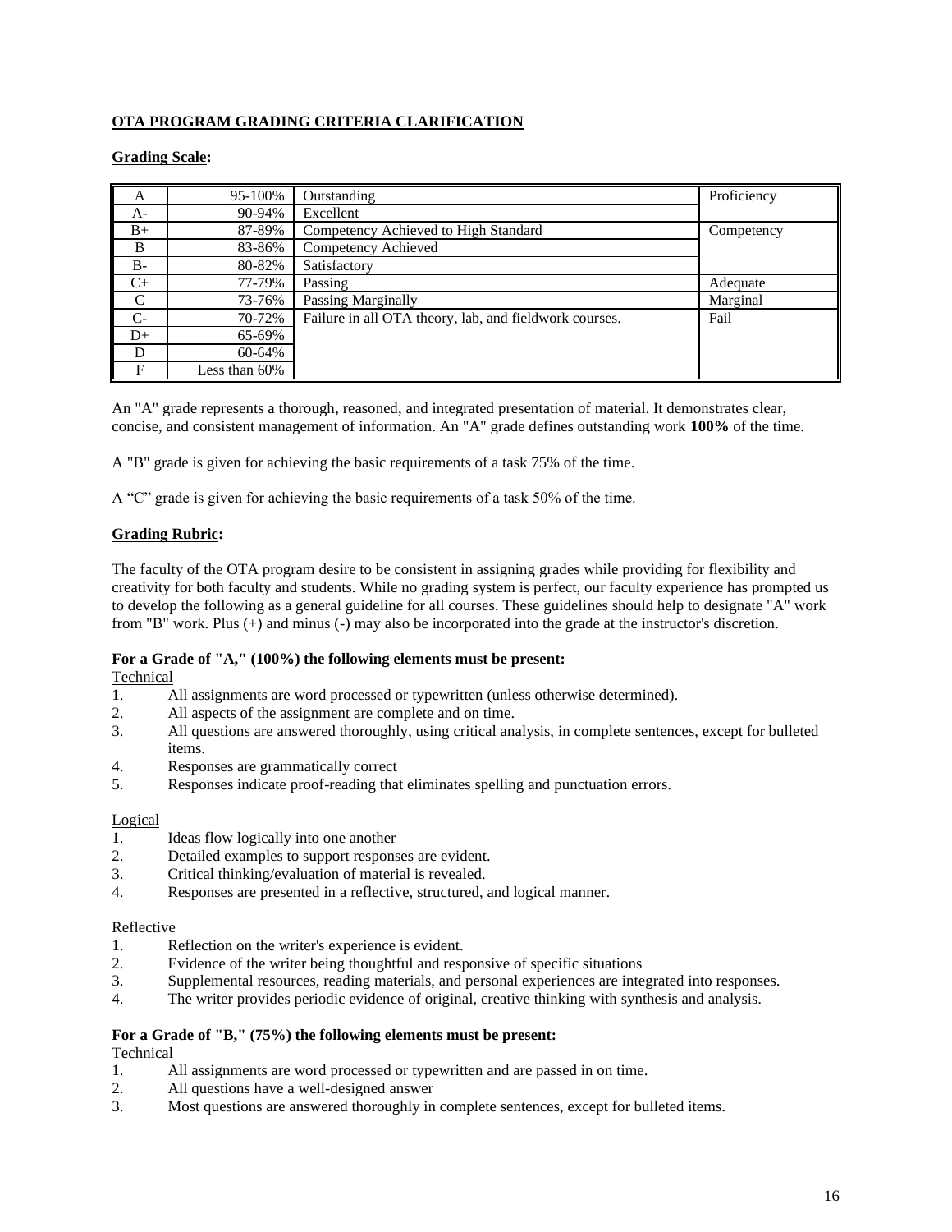**OTA PROGRAM GRADING CRITERIA CLARIFICATION**

**Grading Scale:**

| | | | |
|---|---|---|---|
| A | 95-100% | Outstanding | Proficiency |
| A- | 90-94% | Excellent | |
| B+ | 87-89% | Competency Achieved to High Standard | Competency |
| B | 83-86% | Competency Achieved | |
| B- | 80-82% | Satisfactory | |
| C+ | 77-79% | Passing | Adequate |
| C | 73-76% | Passing Marginally | Marginal |
| C- | 70-72% | Failure in all OTA theory, lab, and fieldwork courses. | Fail |
| D+ | 65-69% | | |
| D | 60-64% | | |
| F | Less than 60% | | |

An "A" grade represents a thorough, reasoned, and integrated presentation of material. It demonstrates clear, concise, and consistent management of information. An "A" grade defines outstanding work **100%** of the time.

A "B" grade is given for achieving the basic requirements of a task 75% of the time.

A "C" grade is given for achieving the basic requirements of a task 50% of the time.

**Grading Rubric:**

The faculty of the OTA program desire to be consistent in assigning grades while providing for flexibility and creativity for both faculty and students. While no grading system is perfect, our faculty experience has prompted us to develop the following as a general guideline for all courses. These guidelines should help to designate "A" work from "B" work. Plus (+) and minus (-) may also be incorporated into the grade at the instructor's discretion.

**For a Grade of "A," (100%) the following elements must be present:**

Technical

1. All assignments are word processed or typewritten (unless otherwise determined).
2. All aspects of the assignment are complete and on time.
3. All questions are answered thoroughly, using critical analysis, in complete sentences, except for bulleted items.
4. Responses are grammatically correct
5. Responses indicate proof-reading that eliminates spelling and punctuation errors.

Logical

1. Ideas flow logically into one another
2. Detailed examples to support responses are evident.
3. Critical thinking/evaluation of material is revealed.
4. Responses are presented in a reflective, structured, and logical manner.

Reflective

1. Reflection on the writer's experience is evident.
2. Evidence of the writer being thoughtful and responsive of specific situations
3. Supplemental resources, reading materials, and personal experiences are integrated into responses.
4. The writer provides periodic evidence of original, creative thinking with synthesis and analysis.

**For a Grade of "B," (75%) the following elements must be present:**

Technical

1. All assignments are word processed or typewritten and are passed in on time.
2. All questions have a well-designed answer
3. Most questions are answered thoroughly in complete sentences, except for bulleted items.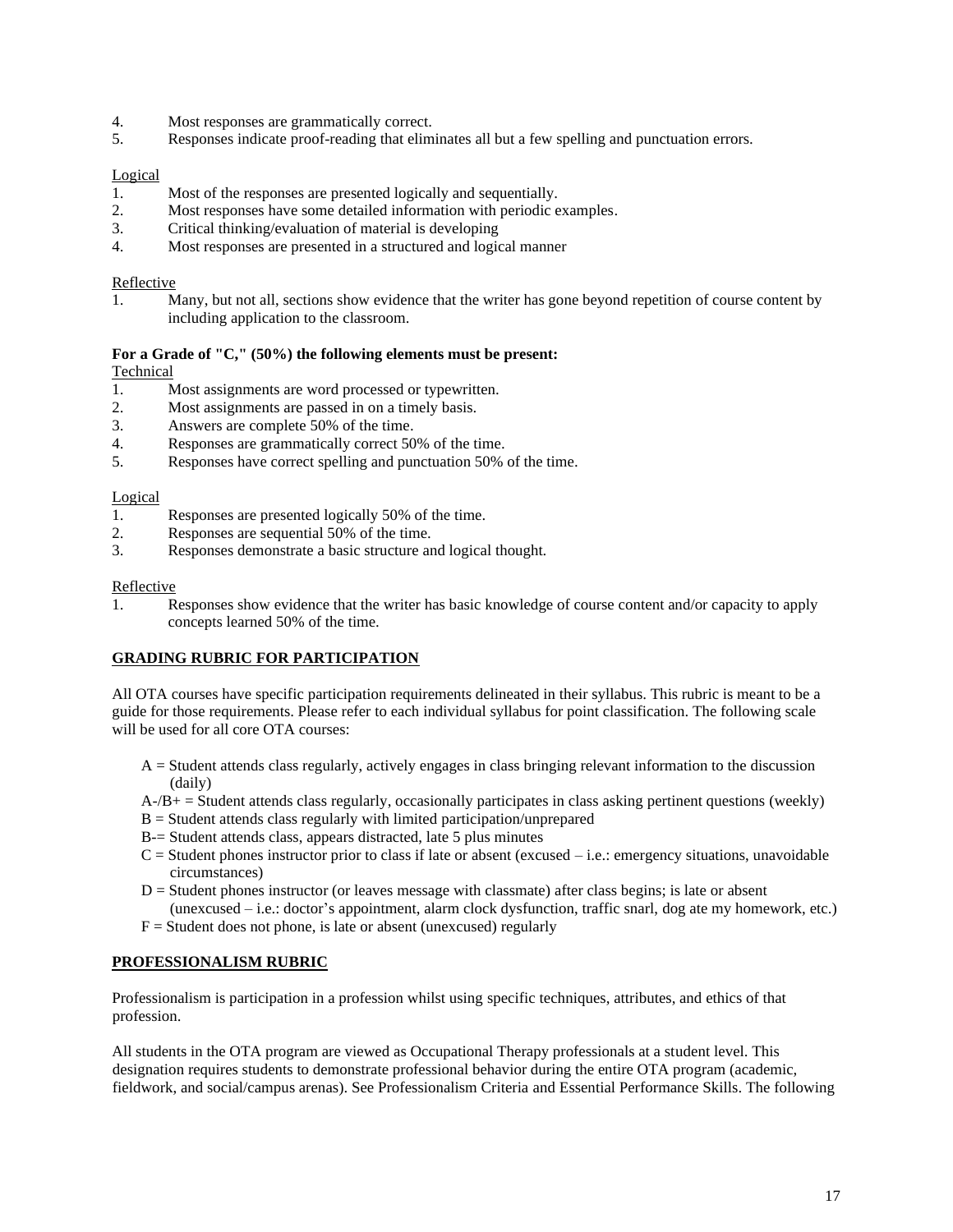4. Most responses are grammatically correct.
5. Responses indicate proof-reading that eliminates all but a few spelling and punctuation errors.

Logical

1. Most of the responses are presented logically and sequentially.
2. Most responses have some detailed information with periodic examples.
3. Critical thinking/evaluation of material is developing
4. Most responses are presented in a structured and logical manner

Reflective

1. Many, but not all, sections show evidence that the writer has gone beyond repetition of course content by including application to the classroom.

**For a Grade of "C," (50%) the following elements must be present:**

Technical

1. Most assignments are word processed or typewritten.
2. Most assignments are passed in on a timely basis.
3. Answers are complete 50% of the time.
4. Responses are grammatically correct 50% of the time.
5. Responses have correct spelling and punctuation 50% of the time.

Logical

1. Responses are presented logically 50% of the time.
2. Responses are sequential 50% of the time.
3. Responses demonstrate a basic structure and logical thought.

Reflective

1. Responses show evidence that the writer has basic knowledge of course content and/or capacity to apply concepts learned 50% of the time.

## GRADING RUBRIC FOR PARTICIPATION

All OTA courses have specific participation requirements delineated in their syllabus. This rubric is meant to be a guide for those requirements. Please refer to each individual syllabus for point classification. The following scale will be used for all core OTA courses:

- A = Student attends class regularly, actively engages in class bringing relevant information to the discussion (daily)
- A-/B+ = Student attends class regularly, occasionally participates in class asking pertinent questions (weekly)
- B = Student attends class regularly with limited participation/unprepared
- B-= Student attends class, appears distracted, late 5 plus minutes
- C = Student phones instructor prior to class if late or absent (excused – i.e.: emergency situations, unavoidable circumstances)
- D = Student phones instructor (or leaves message with classmate) after class begins; is late or absent (unexcused – i.e.: doctor's appointment, alarm clock dysfunction, traffic snarl, dog ate my homework, etc.)
- F = Student does not phone, is late or absent (unexcused) regularly

## PROFESSIONALISM RUBRIC

Professionalism is participation in a profession whilst using specific techniques, attributes, and ethics of that profession.

All students in the OTA program are viewed as Occupational Therapy professionals at a student level. This designation requires students to demonstrate professional behavior during the entire OTA program (academic, fieldwork, and social/campus arenas). See Professionalism Criteria and Essential Performance Skills. The following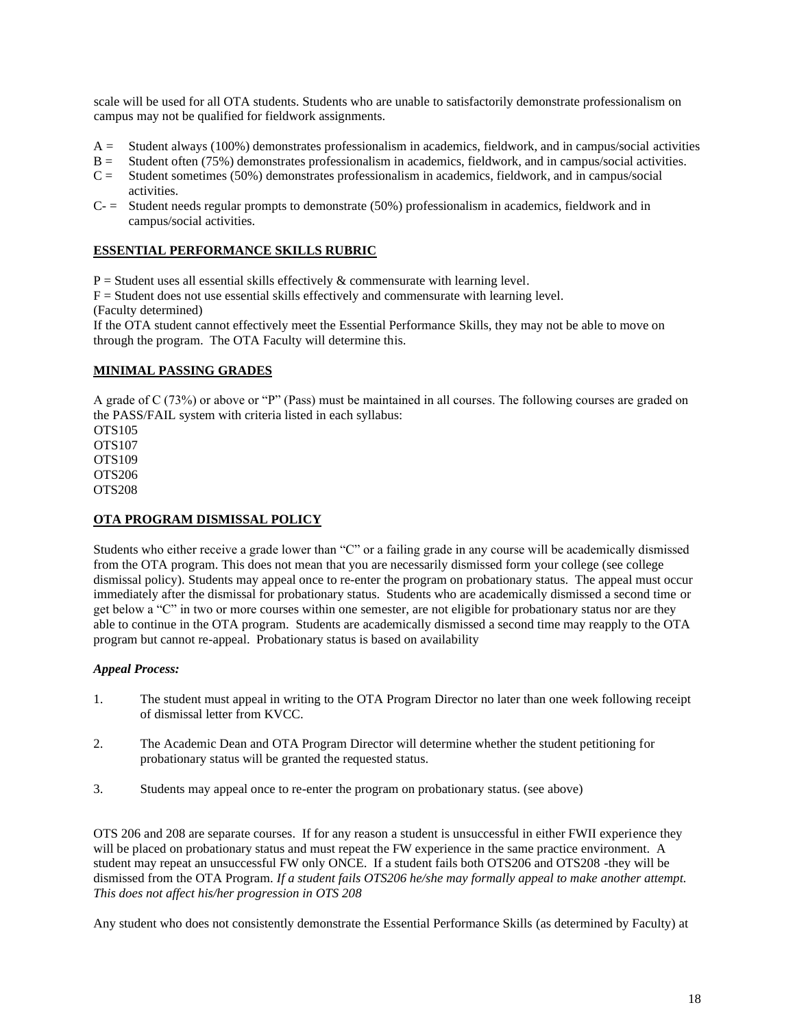scale will be used for all OTA students. Students who are unable to satisfactorily demonstrate professionalism on campus may not be qualified for fieldwork assignments.

A = Student always (100%) demonstrates professionalism in academics, fieldwork, and in campus/social activities
B = Student often (75%) demonstrates professionalism in academics, fieldwork, and in campus/social activities.
C = Student sometimes (50%) demonstrates professionalism in academics, fieldwork, and in campus/social activities.
C- = Student needs regular prompts to demonstrate (50%) professionalism in academics, fieldwork and in campus/social activities.

**ESSENTIAL PERFORMANCE SKILLS RUBRIC**

P = Student uses all essential skills effectively & commensurate with learning level.
F = Student does not use essential skills effectively and commensurate with learning level.
(Faculty determined)
If the OTA student cannot effectively meet the Essential Performance Skills, they may not be able to move on through the program. The OTA Faculty will determine this.

**MINIMAL PASSING GRADES**

A grade of C (73%) or above or "P" (Pass) must be maintained in all courses. The following courses are graded on the PASS/FAIL system with criteria listed in each syllabus:
OTS105
OTS107
OTS109
OTS206
OTS208

**OTA PROGRAM DISMISSAL POLICY**

Students who either receive a grade lower than "C" or a failing grade in any course will be academically dismissed from the OTA program. This does not mean that you are necessarily dismissed form your college (see college dismissal policy). Students may appeal once to re-enter the program on probationary status. The appeal must occur immediately after the dismissal for probationary status. Students who are academically dismissed a second time or get below a "C" in two or more courses within one semester, are not eligible for probationary status nor are they able to continue in the OTA program. Students are academically dismissed a second time may reapply to the OTA program but cannot re-appeal. Probationary status is based on availability

***Appeal Process:***

1. The student must appeal in writing to the OTA Program Director no later than one week following receipt of dismissal letter from KVCC.
2. The Academic Dean and OTA Program Director will determine whether the student petitioning for probationary status will be granted the requested status.
3. Students may appeal once to re-enter the program on probationary status. (see above)

OTS 206 and 208 are separate courses. If for any reason a student is unsuccessful in either FWII experience they will be placed on probationary status and must repeat the FW experience in the same practice environment. A student may repeat an unsuccessful FW only ONCE. If a student fails both OTS206 and OTS208 -they will be dismissed from the OTA Program. *If a student fails OTS206 he/she may formally appeal to make another attempt. This does not affect his/her progression in OTS 208*

Any student who does not consistently demonstrate the Essential Performance Skills (as determined by Faculty) at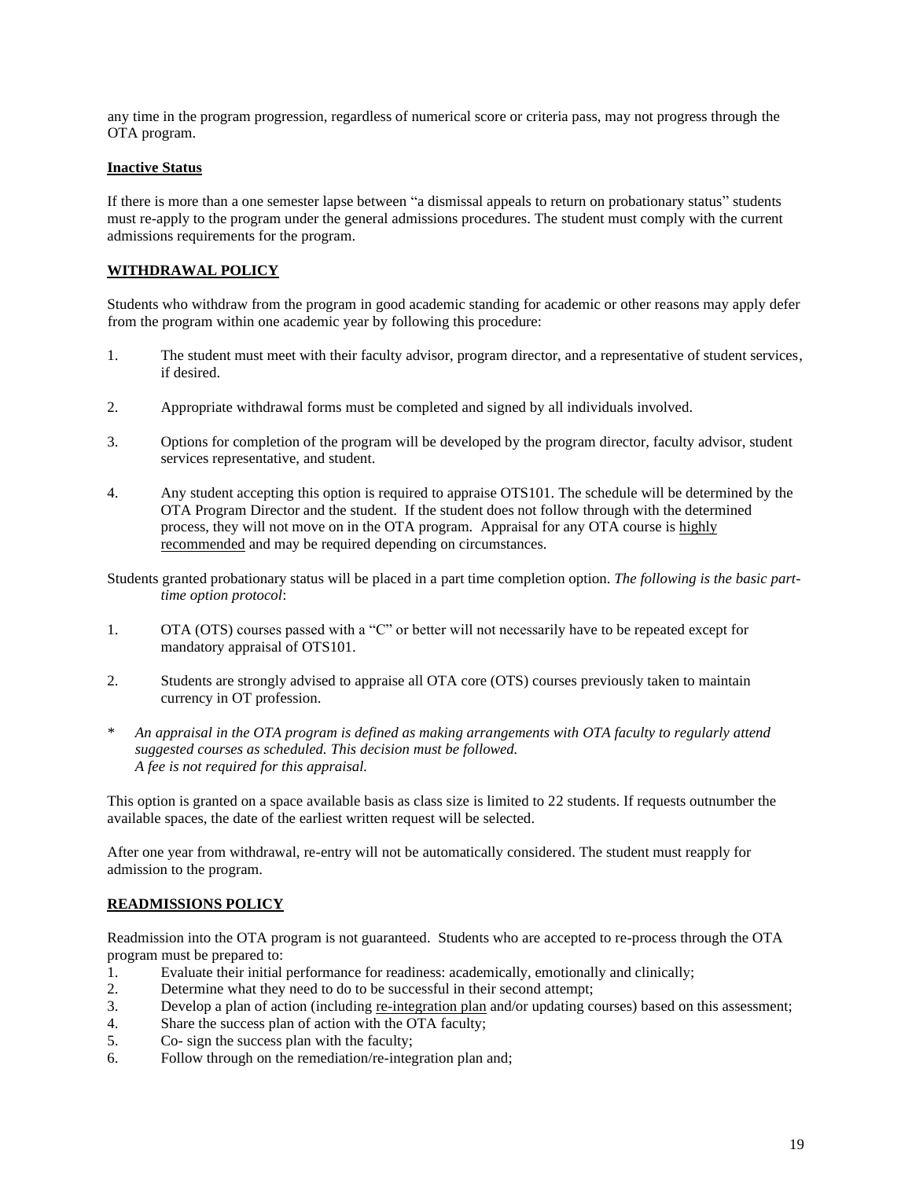any time in the program progression, regardless of numerical score or criteria pass, may not progress through the OTA program.

**Inactive Status**

If there is more than a one semester lapse between "a dismissal appeals to return on probationary status" students must re-apply to the program under the general admissions procedures. The student must comply with the current admissions requirements for the program.

## WITHDRAWAL POLICY

Students who withdraw from the program in good academic standing for academic or other reasons may apply defer from the program within one academic year by following this procedure:

1. The student must meet with their faculty advisor, program director, and a representative of student services, if desired.
2. Appropriate withdrawal forms must be completed and signed by all individuals involved.
3. Options for completion of the program will be developed by the program director, faculty advisor, student services representative, and student.
4. Any student accepting this option is required to appraise OTS101. The schedule will be determined by the OTA Program Director and the student. If the student does not follow through with the determined process, they will not move on in the OTA program. Appraisal for any OTA course is highly recommended and may be required depending on circumstances.

Students granted probationary status will be placed in a part time completion option. *The following is the basic part-time option protocol*:

1. OTA (OTS) courses passed with a "C" or better will not necessarily have to be repeated except for mandatory appraisal of OTS101.
2. Students are strongly advised to appraise all OTA core (OTS) courses previously taken to maintain currency in OT profession.

\* *An appraisal in the OTA program is defined as making arrangements with OTA faculty to regularly attend suggested courses as scheduled. This decision must be followed.*
*A fee is not required for this appraisal.*

This option is granted on a space available basis as class size is limited to 22 students. If requests outnumber the available spaces, the date of the earliest written request will be selected.

After one year from withdrawal, re-entry will not be automatically considered. The student must reapply for admission to the program.

## READMISSIONS POLICY

Readmission into the OTA program is not guaranteed. Students who are accepted to re-process through the OTA program must be prepared to:

1. Evaluate their initial performance for readiness: academically, emotionally and clinically;
2. Determine what they need to do to be successful in their second attempt;
3. Develop a plan of action (including re-integration plan and/or updating courses) based on this assessment;
4. Share the success plan of action with the OTA faculty;
5. Co- sign the success plan with the faculty;
6. Follow through on the remediation/re-integration plan and;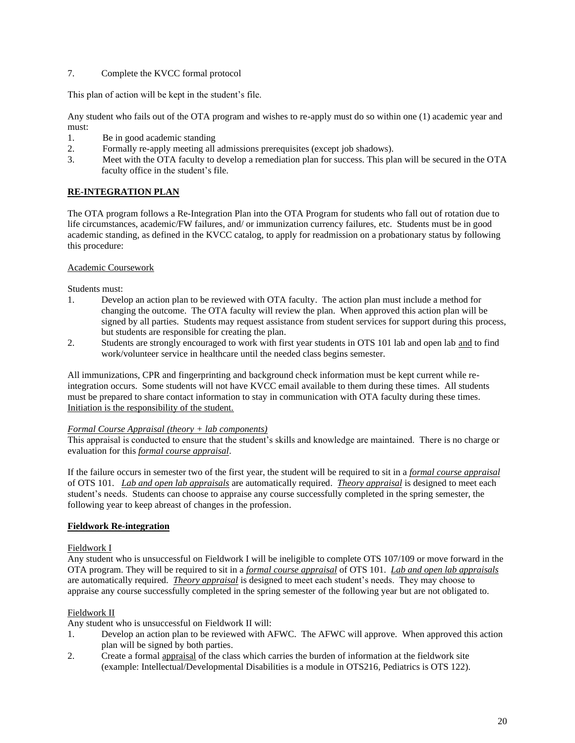7. Complete the KVCC formal protocol

This plan of action will be kept in the student's file.

Any student who fails out of the OTA program and wishes to re-apply must do so within one (1) academic year and must:

1. Be in good academic standing
2. Formally re-apply meeting all admissions prerequisites (except job shadows).
3. Meet with the OTA faculty to develop a remediation plan for success. This plan will be secured in the OTA faculty office in the student's file.

## <u>RE-INTEGRATION PLAN</u>

The OTA program follows a Re-Integration Plan into the OTA Program for students who fall out of rotation due to life circumstances, academic/FW failures, and/ or immunization currency failures, etc. Students must be in good academic standing, as defined in the KVCC catalog, to apply for readmission on a probationary status by following this procedure:

<u>Academic Coursework</u>

Students must:

1. Develop an action plan to be reviewed with OTA faculty. The action plan must include a method for changing the outcome. The OTA faculty will review the plan. When approved this action plan will be signed by all parties. Students may request assistance from student services for support during this process, but students are responsible for creating the plan.
2. Students are strongly encouraged to work with first year students in OTS 101 lab and open lab <u>and</u> to find work/volunteer service in healthcare until the needed class begins semester.

All immunizations, CPR and fingerprinting and background check information must be kept current while re-integration occurs. Some students will not have KVCC email available to them during these times. All students must be prepared to share contact information to stay in communication with OTA faculty during these times. <u>Initiation is the responsibility of the student.</u>

<u>*Formal Course Appraisal (theory + lab components)*</u>
This appraisal is conducted to ensure that the student's skills and knowledge are maintained. There is no charge or evaluation for this <u>*formal course appraisal*</u>.

If the failure occurs in semester two of the first year, the student will be required to sit in a <u>*formal course appraisal*</u> of OTS 101. <u>*Lab and open lab appraisals*</u> are automatically required. <u>*Theory appraisal*</u> is designed to meet each student's needs. Students can choose to appraise any course successfully completed in the spring semester, the following year to keep abreast of changes in the profession.

### <u>Fieldwork Re-integration</u>

<u>Fieldwork I</u>
Any student who is unsuccessful on Fieldwork I will be ineligible to complete OTS 107/109 or move forward in the OTA program. They will be required to sit in a <u>*formal course appraisal*</u> of OTS 101. <u>*Lab and open lab appraisals*</u> are automatically required. <u>*Theory appraisal*</u> is designed to meet each student's needs. They may choose to appraise any course successfully completed in the spring semester of the following year but are not obligated to.

<u>Fieldwork II</u>
Any student who is unsuccessful on Fieldwork II will:

1. Develop an action plan to be reviewed with AFWC. The AFWC will approve. When approved this action plan will be signed by both parties.
2. Create a formal <u>appraisal</u> of the class which carries the burden of information at the fieldwork site (example: Intellectual/Developmental Disabilities is a module in OTS216, Pediatrics is OTS 122).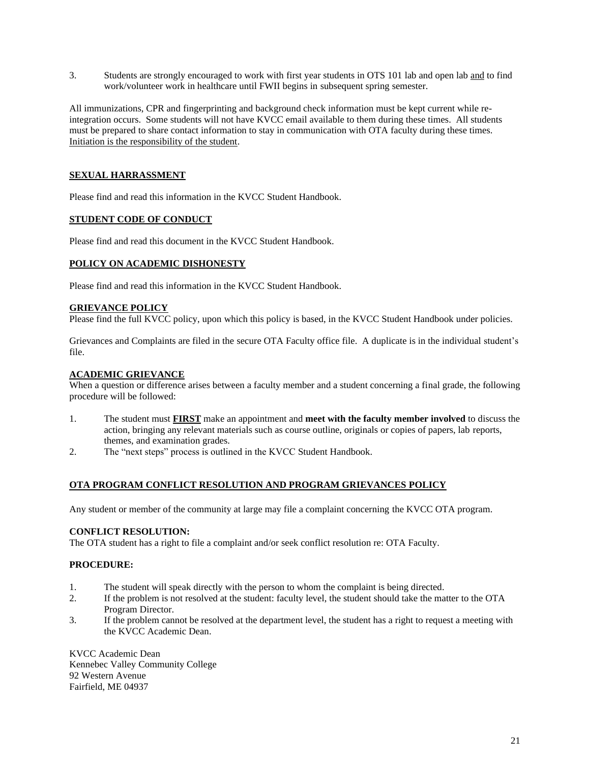3. Students are strongly encouraged to work with first year students in OTS 101 lab and open lab <u>and</u> to find work/volunteer work in healthcare until FWII begins in subsequent spring semester.

All immunizations, CPR and fingerprinting and background check information must be kept current while re-integration occurs. Some students will not have KVCC email available to them during these times. All students must be prepared to share contact information to stay in communication with OTA faculty during these times. <u>Initiation is the responsibility of the student</u>.

## SEXUAL HARRASSMENT

Please find and read this information in the KVCC Student Handbook.

## STUDENT CODE OF CONDUCT

Please find and read this document in the KVCC Student Handbook.

## POLICY ON ACADEMIC DISHONESTY

Please find and read this information in the KVCC Student Handbook.

## GRIEVANCE POLICY

Please find the full KVCC policy, upon which this policy is based, in the KVCC Student Handbook under policies.

Grievances and Complaints are filed in the secure OTA Faculty office file. A duplicate is in the individual student's file.

## ACADEMIC GRIEVANCE

When a question or difference arises between a faculty member and a student concerning a final grade, the following procedure will be followed:

1. The student must **FIRST** make an appointment and **meet with the faculty member involved** to discuss the action, bringing any relevant materials such as course outline, originals or copies of papers, lab reports, themes, and examination grades.
2. The "next steps" process is outlined in the KVCC Student Handbook.

## OTA PROGRAM CONFLICT RESOLUTION AND PROGRAM GRIEVANCES POLICY

Any student or member of the community at large may file a complaint concerning the KVCC OTA program.

### CONFLICT RESOLUTION:

The OTA student has a right to file a complaint and/or seek conflict resolution re: OTA Faculty.

### PROCEDURE:

1. The student will speak directly with the person to whom the complaint is being directed.
2. If the problem is not resolved at the student: faculty level, the student should take the matter to the OTA Program Director.
3. If the problem cannot be resolved at the department level, the student has a right to request a meeting with the KVCC Academic Dean.

KVCC Academic Dean  
Kennebec Valley Community College  
92 Western Avenue  
Fairfield, ME 04937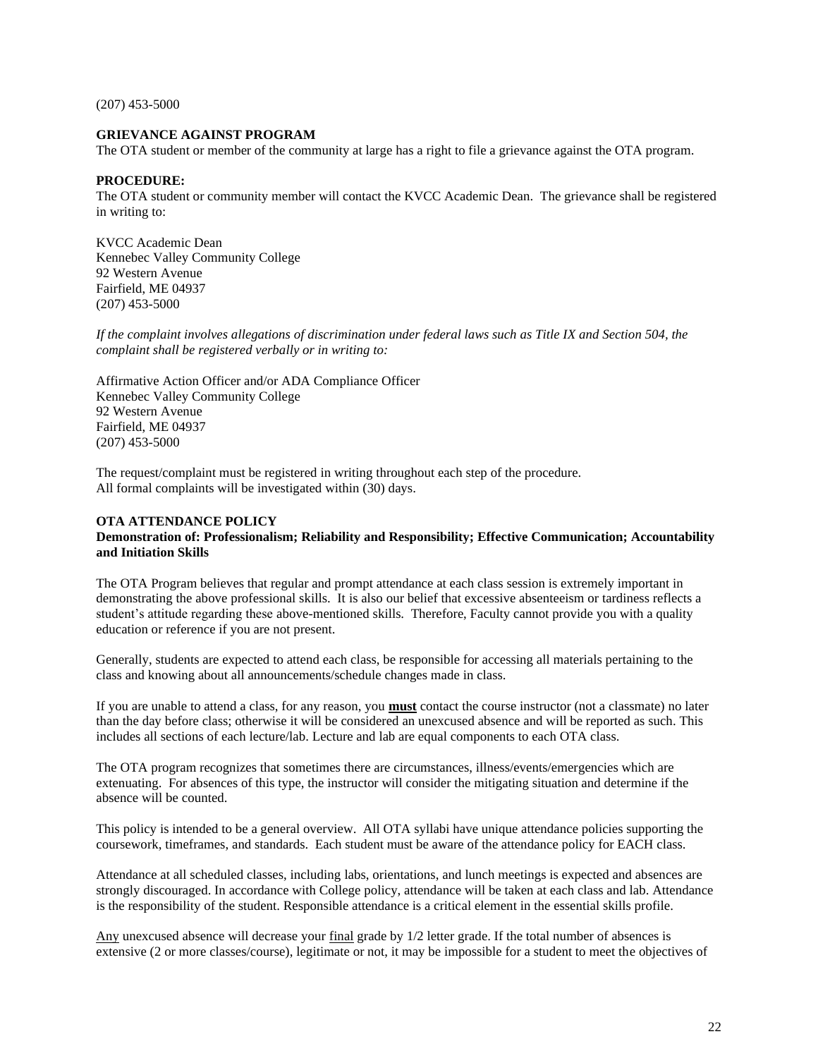(207) 453-5000

**GRIEVANCE AGAINST PROGRAM**

The OTA student or member of the community at large has a right to file a grievance against the OTA program.

**PROCEDURE:**

The OTA student or community member will contact the KVCC Academic Dean. The grievance shall be registered in writing to:

KVCC Academic Dean
Kennebec Valley Community College
92 Western Avenue
Fairfield, ME 04937
(207) 453-5000

*If the complaint involves allegations of discrimination under federal laws such as Title IX and Section 504, the complaint shall be registered verbally or in writing to:*

Affirmative Action Officer and/or ADA Compliance Officer
Kennebec Valley Community College
92 Western Avenue
Fairfield, ME 04937
(207) 453-5000

The request/complaint must be registered in writing throughout each step of the procedure.
All formal complaints will be investigated within (30) days.

**OTA ATTENDANCE POLICY**

**Demonstration of: Professionalism; Reliability and Responsibility; Effective Communication; Accountability and Initiation Skills**

The OTA Program believes that regular and prompt attendance at each class session is extremely important in demonstrating the above professional skills. It is also our belief that excessive absenteeism or tardiness reflects a student's attitude regarding these above-mentioned skills. Therefore, Faculty cannot provide you with a quality education or reference if you are not present.

Generally, students are expected to attend each class, be responsible for accessing all materials pertaining to the class and knowing about all announcements/schedule changes made in class.

If you are unable to attend a class, for any reason, you **must** contact the course instructor (not a classmate) no later than the day before class; otherwise it will be considered an unexcused absence and will be reported as such. This includes all sections of each lecture/lab. Lecture and lab are equal components to each OTA class.

The OTA program recognizes that sometimes there are circumstances, illness/events/emergencies which are extenuating. For absences of this type, the instructor will consider the mitigating situation and determine if the absence will be counted.

This policy is intended to be a general overview. All OTA syllabi have unique attendance policies supporting the coursework, timeframes, and standards. Each student must be aware of the attendance policy for EACH class.

Attendance at all scheduled classes, including labs, orientations, and lunch meetings is expected and absences are strongly discouraged. In accordance with College policy, attendance will be taken at each class and lab. Attendance is the responsibility of the student. Responsible attendance is a critical element in the essential skills profile.

Any unexcused absence will decrease your final grade by 1/2 letter grade. If the total number of absences is extensive (2 or more classes/course), legitimate or not, it may be impossible for a student to meet the objectives of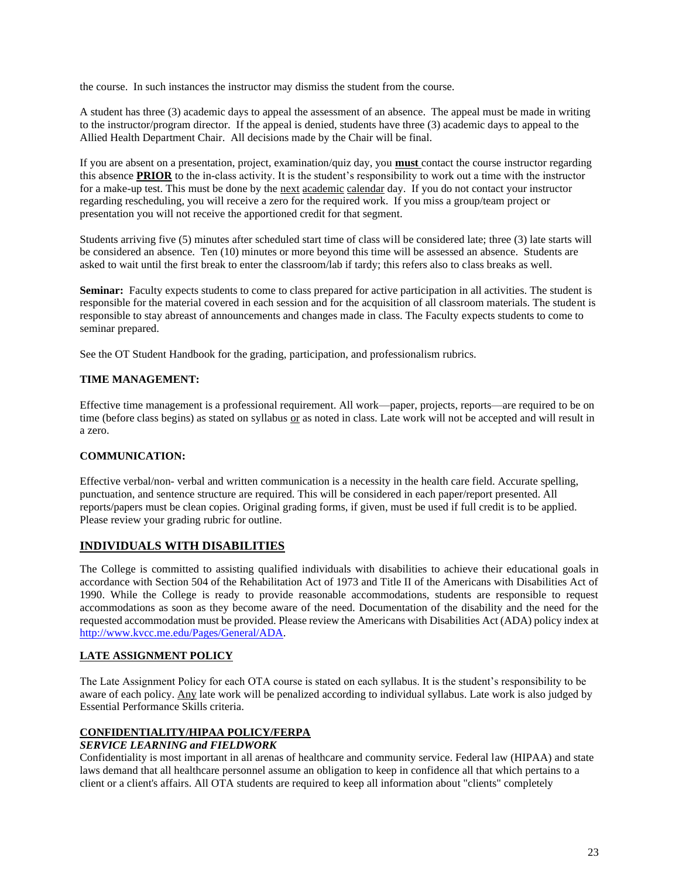the course. In such instances the instructor may dismiss the student from the course.

A student has three (3) academic days to appeal the assessment of an absence. The appeal must be made in writing to the instructor/program director. If the appeal is denied, students have three (3) academic days to appeal to the Allied Health Department Chair. All decisions made by the Chair will be final.

If you are absent on a presentation, project, examination/quiz day, you **must** contact the course instructor regarding this absence **PRIOR** to the in-class activity. It is the student's responsibility to work out a time with the instructor for a make-up test. This must be done by the next academic calendar day. If you do not contact your instructor regarding rescheduling, you will receive a zero for the required work. If you miss a group/team project or presentation you will not receive the apportioned credit for that segment.

Students arriving five (5) minutes after scheduled start time of class will be considered late; three (3) late starts will be considered an absence. Ten (10) minutes or more beyond this time will be assessed an absence. Students are asked to wait until the first break to enter the classroom/lab if tardy; this refers also to class breaks as well.

**Seminar:** Faculty expects students to come to class prepared for active participation in all activities. The student is responsible for the material covered in each session and for the acquisition of all classroom materials. The student is responsible to stay abreast of announcements and changes made in class. The Faculty expects students to come to seminar prepared.

See the OT Student Handbook for the grading, participation, and professionalism rubrics.

**TIME MANAGEMENT:**

Effective time management is a professional requirement. All work—paper, projects, reports—are required to be on time (before class begins) as stated on syllabus or as noted in class. Late work will not be accepted and will result in a zero.

**COMMUNICATION:**

Effective verbal/non- verbal and written communication is a necessity in the health care field. Accurate spelling, punctuation, and sentence structure are required. This will be considered in each paper/report presented. All reports/papers must be clean copies. Original grading forms, if given, must be used if full credit is to be applied. Please review your grading rubric for outline.

## INDIVIDUALS WITH DISABILITIES

The College is committed to assisting qualified individuals with disabilities to achieve their educational goals in accordance with Section 504 of the Rehabilitation Act of 1973 and Title II of the Americans with Disabilities Act of 1990. While the College is ready to provide reasonable accommodations, students are responsible to request accommodations as soon as they become aware of the need. Documentation of the disability and the need for the requested accommodation must be provided. Please review the Americans with Disabilities Act (ADA) policy index at http://www.kvcc.me.edu/Pages/General/ADA.

### LATE ASSIGNMENT POLICY

The Late Assignment Policy for each OTA course is stated on each syllabus. It is the student's responsibility to be aware of each policy. Any late work will be penalized according to individual syllabus. Late work is also judged by Essential Performance Skills criteria.

### CONFIDENTIALITY/HIPAA POLICY/FERPA

***SERVICE LEARNING and FIELDWORK***

Confidentiality is most important in all arenas of healthcare and community service. Federal law (HIPAA) and state laws demand that all healthcare personnel assume an obligation to keep in confidence all that which pertains to a client or a client's affairs. All OTA students are required to keep all information about "clients" completely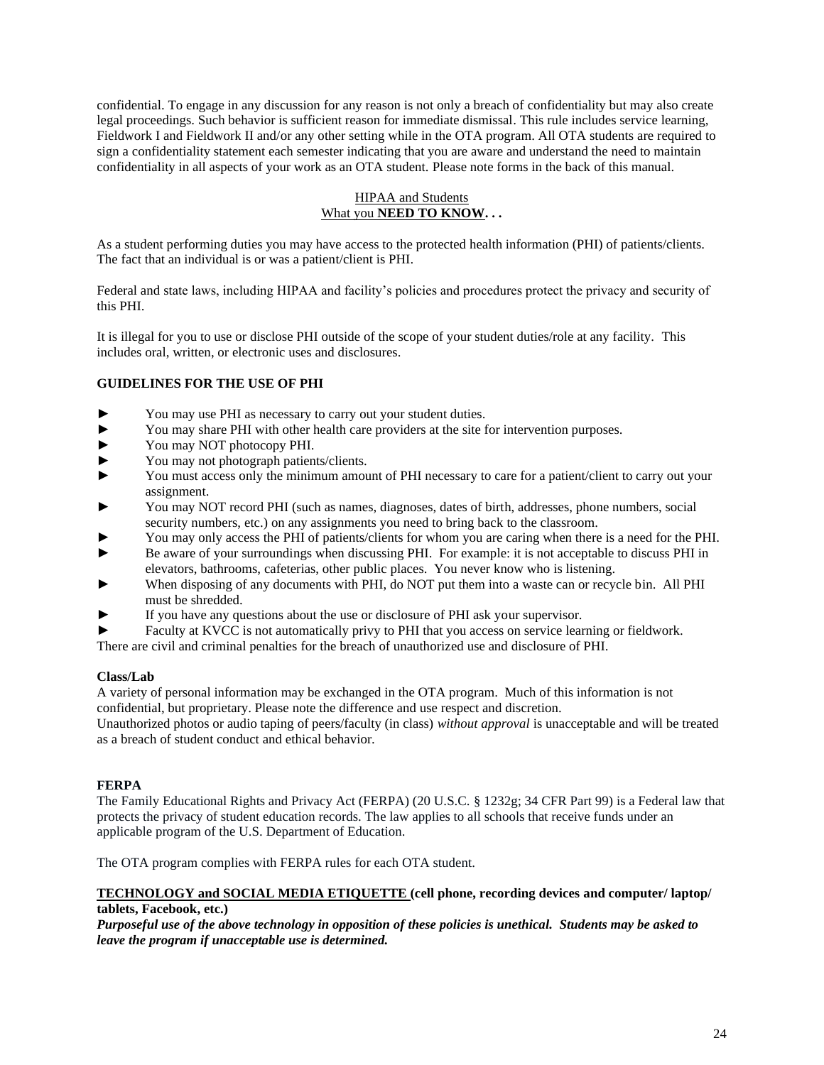confidential. To engage in any discussion for any reason is not only a breach of confidentiality but may also create legal proceedings. Such behavior is sufficient reason for immediate dismissal. This rule includes service learning, Fieldwork I and Fieldwork II and/or any other setting while in the OTA program. All OTA students are required to sign a confidentiality statement each semester indicating that you are aware and understand the need to maintain confidentiality in all aspects of your work as an OTA student. Please note forms in the back of this manual.

## HIPAA and Students
## What you **NEED TO KNOW. . .**

As a student performing duties you may have access to the protected health information (PHI) of patients/clients. The fact that an individual is or was a patient/client is PHI.

Federal and state laws, including HIPAA and facility's policies and procedures protect the privacy and security of this PHI.

It is illegal for you to use or disclose PHI outside of the scope of your student duties/role at any facility. This includes oral, written, or electronic uses and disclosures.

**GUIDELINES FOR THE USE OF PHI**

- ► You may use PHI as necessary to carry out your student duties.
- ► You may share PHI with other health care providers at the site for intervention purposes.
- ► You may NOT photocopy PHI.
- ► You may not photograph patients/clients.
- ► You must access only the minimum amount of PHI necessary to care for a patient/client to carry out your assignment.
- ► You may NOT record PHI (such as names, diagnoses, dates of birth, addresses, phone numbers, social security numbers, etc.) on any assignments you need to bring back to the classroom.
- ► You may only access the PHI of patients/clients for whom you are caring when there is a need for the PHI.
- ► Be aware of your surroundings when discussing PHI. For example: it is not acceptable to discuss PHI in elevators, bathrooms, cafeterias, other public places. You never know who is listening.
- ► When disposing of any documents with PHI, do NOT put them into a waste can or recycle bin. All PHI must be shredded.
- ► If you have any questions about the use or disclosure of PHI ask your supervisor.
- ► Faculty at KVCC is not automatically privy to PHI that you access on service learning or fieldwork.

There are civil and criminal penalties for the breach of unauthorized use and disclosure of PHI.

**Class/Lab**

A variety of personal information may be exchanged in the OTA program. Much of this information is not confidential, but proprietary. Please note the difference and use respect and discretion.
Unauthorized photos or audio taping of peers/faculty (in class) *without approval* is unacceptable and will be treated as a breach of student conduct and ethical behavior.

**FERPA**

The Family Educational Rights and Privacy Act (FERPA) (20 U.S.C. § 1232g; 34 CFR Part 99) is a Federal law that protects the privacy of student education records. The law applies to all schools that receive funds under an applicable program of the U.S. Department of Education.

The OTA program complies with FERPA rules for each OTA student.

**TECHNOLOGY and SOCIAL MEDIA ETIQUETTE (cell phone, recording devices and computer/ laptop/ tablets, Facebook, etc.)**

***Purposeful use of the above technology in opposition of these policies is unethical. Students may be asked to leave the program if unacceptable use is determined.***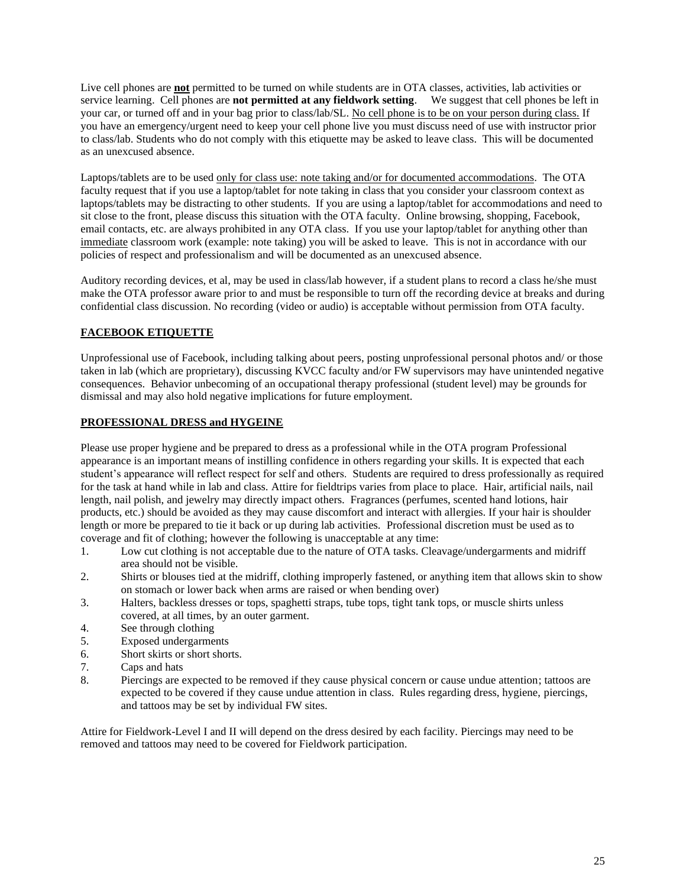Live cell phones are **not** permitted to be turned on while students are in OTA classes, activities, lab activities or service learning. Cell phones are **not permitted at any fieldwork setting**. We suggest that cell phones be left in your car, or turned off and in your bag prior to class/lab/SL. No cell phone is to be on your person during class. If you have an emergency/urgent need to keep your cell phone live you must discuss need of use with instructor prior to class/lab. Students who do not comply with this etiquette may be asked to leave class. This will be documented as an unexcused absence.

Laptops/tablets are to be used only for class use: note taking and/or for documented accommodations. The OTA faculty request that if you use a laptop/tablet for note taking in class that you consider your classroom context as laptops/tablets may be distracting to other students. If you are using a laptop/tablet for accommodations and need to sit close to the front, please discuss this situation with the OTA faculty. Online browsing, shopping, Facebook, email contacts, etc. are always prohibited in any OTA class. If you use your laptop/tablet for anything other than immediate classroom work (example: note taking) you will be asked to leave. This is not in accordance with our policies of respect and professionalism and will be documented as an unexcused absence.

Auditory recording devices, et al, may be used in class/lab however, if a student plans to record a class he/she must make the OTA professor aware prior to and must be responsible to turn off the recording device at breaks and during confidential class discussion. No recording (video or audio) is acceptable without permission from OTA faculty.

## FACEBOOK ETIQUETTE

Unprofessional use of Facebook, including talking about peers, posting unprofessional personal photos and/ or those taken in lab (which are proprietary), discussing KVCC faculty and/or FW supervisors may have unintended negative consequences. Behavior unbecoming of an occupational therapy professional (student level) may be grounds for dismissal and may also hold negative implications for future employment.

## PROFESSIONAL DRESS and HYGEINE

Please use proper hygiene and be prepared to dress as a professional while in the OTA program Professional appearance is an important means of instilling confidence in others regarding your skills. It is expected that each student's appearance will reflect respect for self and others. Students are required to dress professionally as required for the task at hand while in lab and class. Attire for fieldtrips varies from place to place. Hair, artificial nails, nail length, nail polish, and jewelry may directly impact others. Fragrances (perfumes, scented hand lotions, hair products, etc.) should be avoided as they may cause discomfort and interact with allergies. If your hair is shoulder length or more be prepared to tie it back or up during lab activities. Professional discretion must be used as to coverage and fit of clothing; however the following is unacceptable at any time:

1. Low cut clothing is not acceptable due to the nature of OTA tasks. Cleavage/undergarments and midriff area should not be visible.
2. Shirts or blouses tied at the midriff, clothing improperly fastened, or anything item that allows skin to show on stomach or lower back when arms are raised or when bending over)
3. Halters, backless dresses or tops, spaghetti straps, tube tops, tight tank tops, or muscle shirts unless covered, at all times, by an outer garment.
4. See through clothing
5. Exposed undergarments
6. Short skirts or short shorts.
7. Caps and hats
8. Piercings are expected to be removed if they cause physical concern or cause undue attention; tattoos are expected to be covered if they cause undue attention in class. Rules regarding dress, hygiene, piercings, and tattoos may be set by individual FW sites.

Attire for Fieldwork-Level I and II will depend on the dress desired by each facility. Piercings may need to be removed and tattoos may need to be covered for Fieldwork participation.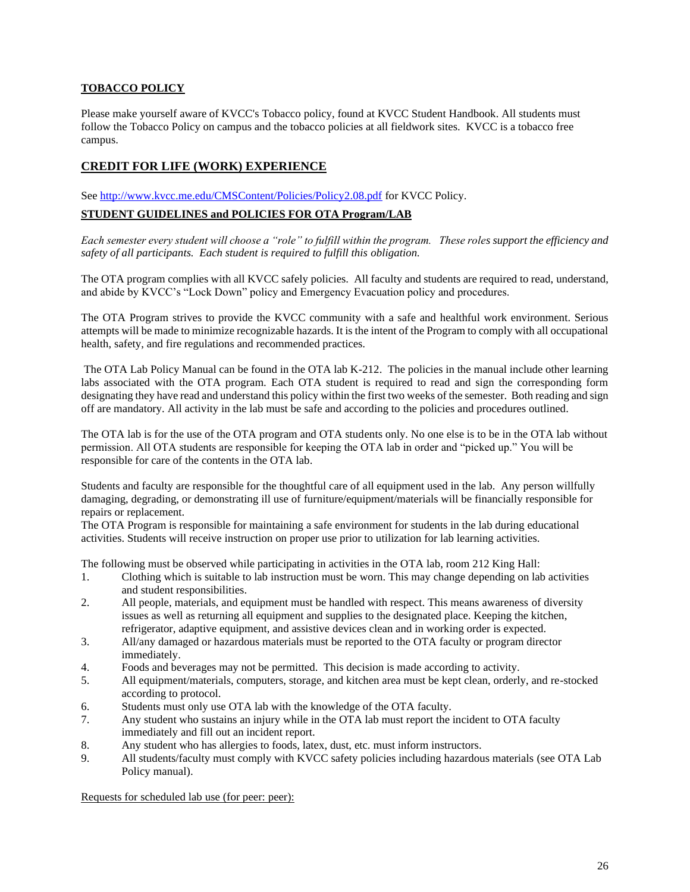## TOBACCO POLICY

Please make yourself aware of KVCC's Tobacco policy, found at KVCC Student Handbook. All students must follow the Tobacco Policy on campus and the tobacco policies at all fieldwork sites. KVCC is a tobacco free campus.

## CREDIT FOR LIFE (WORK) EXPERIENCE

See http://www.kvcc.me.edu/CMSContent/Policies/Policy2.08.pdf for KVCC Policy.

### STUDENT GUIDELINES and POLICIES FOR OTA Program/LAB

*Each semester every student will choose a "role" to fulfill within the program. These roles support the efficiency and safety of all participants. Each student is required to fulfill this obligation.*

The OTA program complies with all KVCC safely policies. All faculty and students are required to read, understand, and abide by KVCC's "Lock Down" policy and Emergency Evacuation policy and procedures.

The OTA Program strives to provide the KVCC community with a safe and healthful work environment. Serious attempts will be made to minimize recognizable hazards. It is the intent of the Program to comply with all occupational health, safety, and fire regulations and recommended practices.

The OTA Lab Policy Manual can be found in the OTA lab K-212. The policies in the manual include other learning labs associated with the OTA program. Each OTA student is required to read and sign the corresponding form designating they have read and understand this policy within the first two weeks of the semester. Both reading and sign off are mandatory. All activity in the lab must be safe and according to the policies and procedures outlined.

The OTA lab is for the use of the OTA program and OTA students only. No one else is to be in the OTA lab without permission. All OTA students are responsible for keeping the OTA lab in order and "picked up." You will be responsible for care of the contents in the OTA lab.

Students and faculty are responsible for the thoughtful care of all equipment used in the lab. Any person willfully damaging, degrading, or demonstrating ill use of furniture/equipment/materials will be financially responsible for repairs or replacement.
The OTA Program is responsible for maintaining a safe environment for students in the lab during educational activities. Students will receive instruction on proper use prior to utilization for lab learning activities.

The following must be observed while participating in activities in the OTA lab, room 212 King Hall:

1. Clothing which is suitable to lab instruction must be worn. This may change depending on lab activities and student responsibilities.
2. All people, materials, and equipment must be handled with respect. This means awareness of diversity issues as well as returning all equipment and supplies to the designated place. Keeping the kitchen, refrigerator, adaptive equipment, and assistive devices clean and in working order is expected.
3. All/any damaged or hazardous materials must be reported to the OTA faculty or program director immediately.
4. Foods and beverages may not be permitted. This decision is made according to activity.
5. All equipment/materials, computers, storage, and kitchen area must be kept clean, orderly, and re-stocked according to protocol.
6. Students must only use OTA lab with the knowledge of the OTA faculty.
7. Any student who sustains an injury while in the OTA lab must report the incident to OTA faculty immediately and fill out an incident report.
8. Any student who has allergies to foods, latex, dust, etc. must inform instructors.
9. All students/faculty must comply with KVCC safety policies including hazardous materials (see OTA Lab Policy manual).

Requests for scheduled lab use (for peer: peer):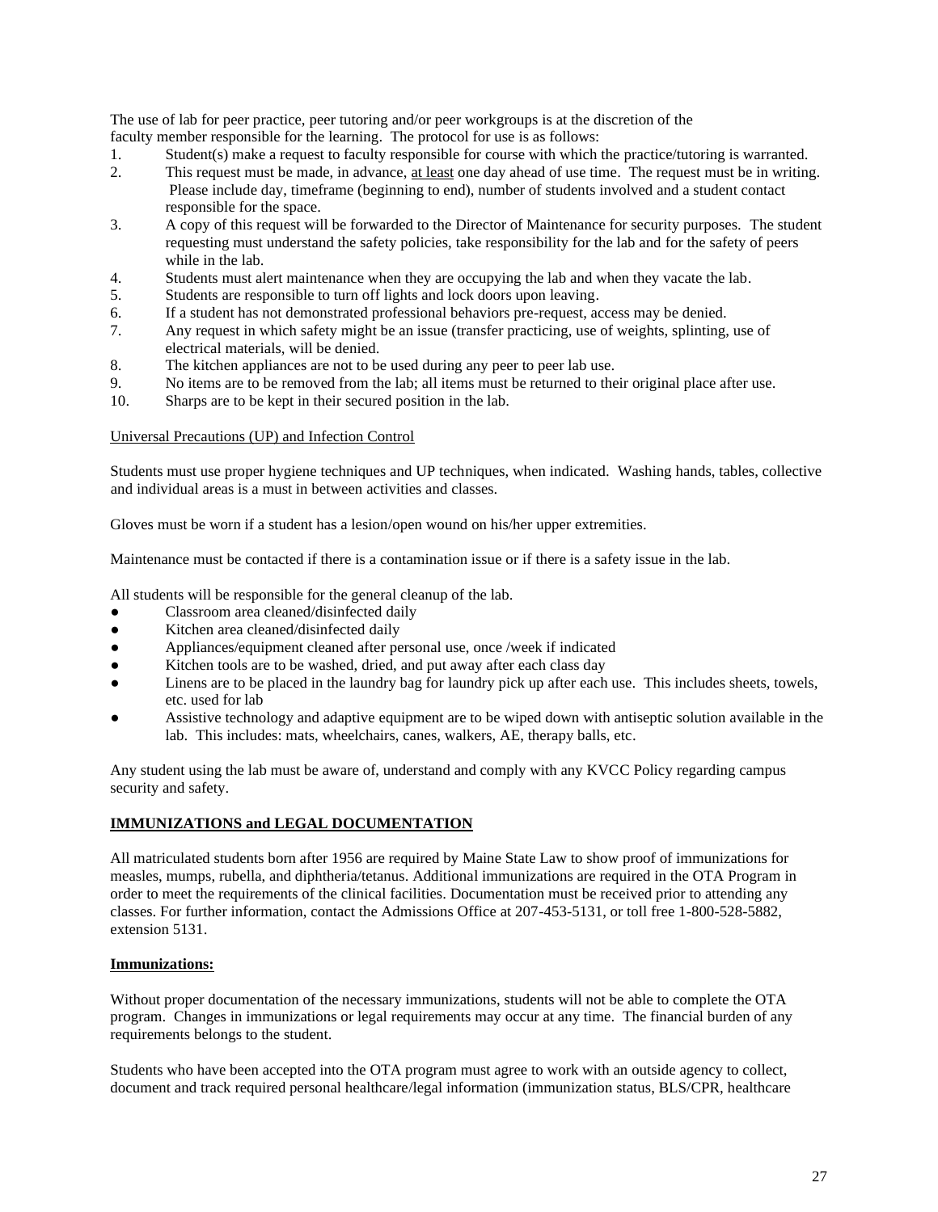The use of lab for peer practice, peer tutoring and/or peer workgroups is at the discretion of the faculty member responsible for the learning. The protocol for use is as follows:

1. Student(s) make a request to faculty responsible for course with which the practice/tutoring is warranted.
2. This request must be made, in advance, <u>at least</u> one day ahead of use time. The request must be in writing. Please include day, timeframe (beginning to end), number of students involved and a student contact responsible for the space.
3. A copy of this request will be forwarded to the Director of Maintenance for security purposes. The student requesting must understand the safety policies, take responsibility for the lab and for the safety of peers while in the lab.
4. Students must alert maintenance when they are occupying the lab and when they vacate the lab.
5. Students are responsible to turn off lights and lock doors upon leaving.
6. If a student has not demonstrated professional behaviors pre-request, access may be denied.
7. Any request in which safety might be an issue (transfer practicing, use of weights, splinting, use of electrical materials, will be denied.
8. The kitchen appliances are not to be used during any peer to peer lab use.
9. No items are to be removed from the lab; all items must be returned to their original place after use.
10. Sharps are to be kept in their secured position in the lab.

<u>Universal Precautions (UP) and Infection Control</u>

Students must use proper hygiene techniques and UP techniques, when indicated. Washing hands, tables, collective and individual areas is a must in between activities and classes.

Gloves must be worn if a student has a lesion/open wound on his/her upper extremities.

Maintenance must be contacted if there is a contamination issue or if there is a safety issue in the lab.

All students will be responsible for the general cleanup of the lab.

- Classroom area cleaned/disinfected daily
- Kitchen area cleaned/disinfected daily
- Appliances/equipment cleaned after personal use, once /week if indicated
- Kitchen tools are to be washed, dried, and put away after each class day
- Linens are to be placed in the laundry bag for laundry pick up after each use. This includes sheets, towels, etc. used for lab
- Assistive technology and adaptive equipment are to be wiped down with antiseptic solution available in the lab. This includes: mats, wheelchairs, canes, walkers, AE, therapy balls, etc.

Any student using the lab must be aware of, understand and comply with any KVCC Policy regarding campus security and safety.

## <u>IMMUNIZATIONS and LEGAL DOCUMENTATION</u>

All matriculated students born after 1956 are required by Maine State Law to show proof of immunizations for measles, mumps, rubella, and diphtheria/tetanus. Additional immunizations are required in the OTA Program in order to meet the requirements of the clinical facilities. Documentation must be received prior to attending any classes. For further information, contact the Admissions Office at 207-453-5131, or toll free 1-800-528-5882, extension 5131.

### <u>Immunizations:</u>

Without proper documentation of the necessary immunizations, students will not be able to complete the OTA program. Changes in immunizations or legal requirements may occur at any time. The financial burden of any requirements belongs to the student.

Students who have been accepted into the OTA program must agree to work with an outside agency to collect, document and track required personal healthcare/legal information (immunization status, BLS/CPR, healthcare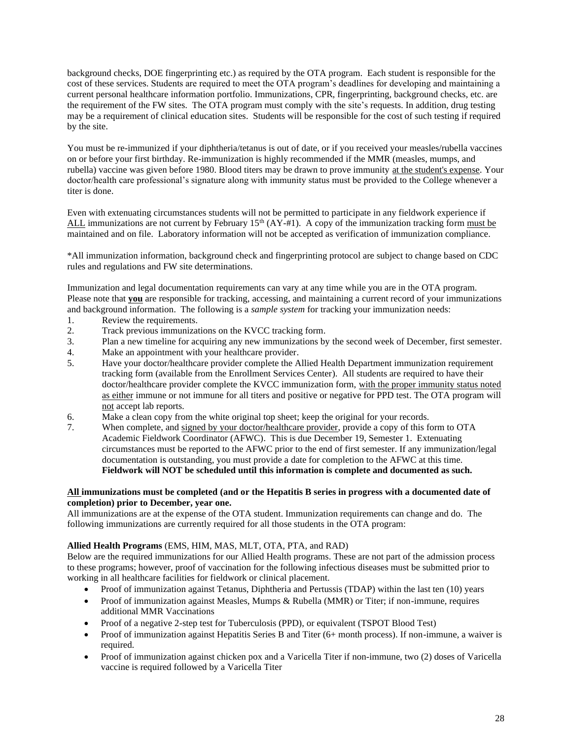background checks, DOE fingerprinting etc.) as required by the OTA program. Each student is responsible for the cost of these services. Students are required to meet the OTA program's deadlines for developing and maintaining a current personal healthcare information portfolio. Immunizations, CPR, fingerprinting, background checks, etc. are the requirement of the FW sites. The OTA program must comply with the site's requests. In addition, drug testing may be a requirement of clinical education sites. Students will be responsible for the cost of such testing if required by the site.

You must be re-immunized if your diphtheria/tetanus is out of date, or if you received your measles/rubella vaccines on or before your first birthday. Re-immunization is highly recommended if the MMR (measles, mumps, and rubella) vaccine was given before 1980. Blood titers may be drawn to prove immunity at the student's expense. Your doctor/health care professional's signature along with immunity status must be provided to the College whenever a titer is done.

Even with extenuating circumstances students will not be permitted to participate in any fieldwork experience if ALL immunizations are not current by February 15th (AY-#1). A copy of the immunization tracking form must be maintained and on file. Laboratory information will not be accepted as verification of immunization compliance.

*All immunization information, background check and fingerprinting protocol are subject to change based on CDC rules and regulations and FW site determinations.

Immunization and legal documentation requirements can vary at any time while you are in the OTA program. Please note that **you** are responsible for tracking, accessing, and maintaining a current record of your immunizations and background information. The following is a *sample system* for tracking your immunization needs:

1. Review the requirements.
2. Track previous immunizations on the KVCC tracking form.
3. Plan a new timeline for acquiring any new immunizations by the second week of December, first semester.
4. Make an appointment with your healthcare provider.
5. Have your doctor/healthcare provider complete the Allied Health Department immunization requirement tracking form (available from the Enrollment Services Center). All students are required to have their doctor/healthcare provider complete the KVCC immunization form, with the proper immunity status noted as either immune or not immune for all titers and positive or negative for PPD test. The OTA program will not accept lab reports.
6. Make a clean copy from the white original top sheet; keep the original for your records.
7. When complete, and signed by your doctor/healthcare provider, provide a copy of this form to OTA Academic Fieldwork Coordinator (AFWC). This is due December 19, Semester 1. Extenuating circumstances must be reported to the AFWC prior to the end of first semester. If any immunization/legal documentation is outstanding, you must provide a date for completion to the AFWC at this time. **Fieldwork will NOT be scheduled until this information is complete and documented as such.**

**All immunizations must be completed (and or the Hepatitis B series in progress with a documented date of completion) prior to December, year one.**

All immunizations are at the expense of the OTA student. Immunization requirements can change and do. The following immunizations are currently required for all those students in the OTA program:

**Allied Health Programs** (EMS, HIM, MAS, MLT, OTA, PTA, and RAD)

Below are the required immunizations for our Allied Health programs. These are not part of the admission process to these programs; however, proof of vaccination for the following infectious diseases must be submitted prior to working in all healthcare facilities for fieldwork or clinical placement.

- Proof of immunization against Tetanus, Diphtheria and Pertussis (TDAP) within the last ten (10) years
- Proof of immunization against Measles, Mumps & Rubella (MMR) or Titer; if non-immune, requires additional MMR Vaccinations
- Proof of a negative 2-step test for Tuberculosis (PPD), or equivalent (TSPOT Blood Test)
- Proof of immunization against Hepatitis Series B and Titer (6+ month process). If non-immune, a waiver is required.
- Proof of immunization against chicken pox and a Varicella Titer if non-immune, two (2) doses of Varicella vaccine is required followed by a Varicella Titer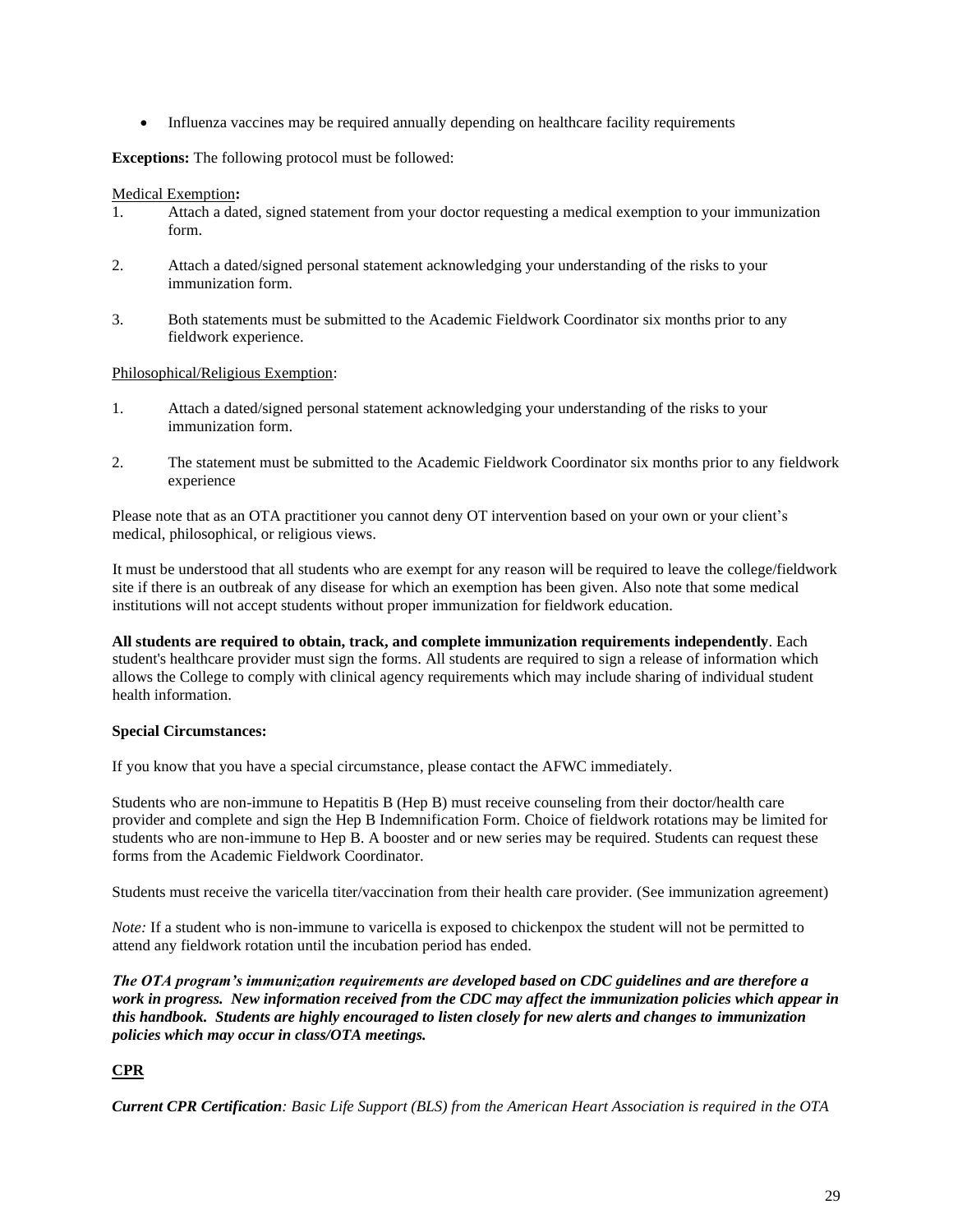- Influenza vaccines may be required annually depending on healthcare facility requirements

**Exceptions:** The following protocol must be followed:

Medical Exemption**:**

1. Attach a dated, signed statement from your doctor requesting a medical exemption to your immunization form.

2. Attach a dated/signed personal statement acknowledging your understanding of the risks to your immunization form.

3. Both statements must be submitted to the Academic Fieldwork Coordinator six months prior to any fieldwork experience.

Philosophical/Religious Exemption:

1. Attach a dated/signed personal statement acknowledging your understanding of the risks to your immunization form.

2. The statement must be submitted to the Academic Fieldwork Coordinator six months prior to any fieldwork experience

Please note that as an OTA practitioner you cannot deny OT intervention based on your own or your client's medical, philosophical, or religious views.

It must be understood that all students who are exempt for any reason will be required to leave the college/fieldwork site if there is an outbreak of any disease for which an exemption has been given. Also note that some medical institutions will not accept students without proper immunization for fieldwork education.

**All students are required to obtain, track, and complete immunization requirements independently**. Each student's healthcare provider must sign the forms. All students are required to sign a release of information which allows the College to comply with clinical agency requirements which may include sharing of individual student health information.

**Special Circumstances:**

If you know that you have a special circumstance, please contact the AFWC immediately.

Students who are non-immune to Hepatitis B (Hep B) must receive counseling from their doctor/health care provider and complete and sign the Hep B Indemnification Form. Choice of fieldwork rotations may be limited for students who are non-immune to Hep B. A booster and or new series may be required. Students can request these forms from the Academic Fieldwork Coordinator.

Students must receive the varicella titer/vaccination from their health care provider. (See immunization agreement)

*Note:* If a student who is non-immune to varicella is exposed to chickenpox the student will not be permitted to attend any fieldwork rotation until the incubation period has ended.

***The OTA program's immunization requirements are developed based on CDC guidelines and are therefore a work in progress. New information received from the CDC may affect the immunization policies which appear in this handbook. Students are highly encouraged to listen closely for new alerts and changes to immunization policies which may occur in class/OTA meetings.***

## CPR

***Current CPR Certification****: Basic Life Support (BLS) from the American Heart Association is required in the OTA*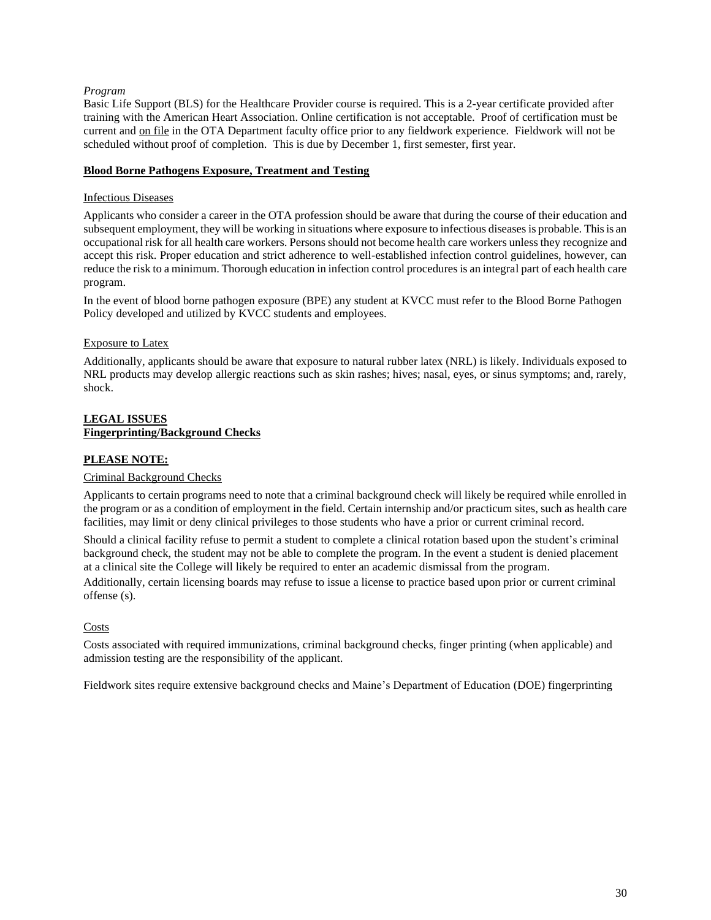*Program*

Basic Life Support (BLS) for the Healthcare Provider course is required. This is a 2-year certificate provided after training with the American Heart Association. Online certification is not acceptable. Proof of certification must be current and <u>on file</u> in the OTA Department faculty office prior to any fieldwork experience. Fieldwork will not be scheduled without proof of completion. This is due by December 1, first semester, first year.

**<u>Blood Borne Pathogens Exposure, Treatment and Testing</u>**

<u>Infectious Diseases</u>

Applicants who consider a career in the OTA profession should be aware that during the course of their education and subsequent employment, they will be working in situations where exposure to infectious diseases is probable. This is an occupational risk for all health care workers. Persons should not become health care workers unless they recognize and accept this risk. Proper education and strict adherence to well-established infection control guidelines, however, can reduce the risk to a minimum. Thorough education in infection control procedures is an integral part of each health care program.

In the event of blood borne pathogen exposure (BPE) any student at KVCC must refer to the Blood Borne Pathogen Policy developed and utilized by KVCC students and employees.

<u>Exposure to Latex</u>

Additionally, applicants should be aware that exposure to natural rubber latex (NRL) is likely. Individuals exposed to NRL products may develop allergic reactions such as skin rashes; hives; nasal, eyes, or sinus symptoms; and, rarely, shock.

**<u>LEGAL ISSUES</u>**
**<u>Fingerprinting/Background Checks</u>**

**<u>PLEASE NOTE:</u>**

<u>Criminal Background Checks</u>

Applicants to certain programs need to note that a criminal background check will likely be required while enrolled in the program or as a condition of employment in the field. Certain internship and/or practicum sites, such as health care facilities, may limit or deny clinical privileges to those students who have a prior or current criminal record.

Should a clinical facility refuse to permit a student to complete a clinical rotation based upon the student's criminal background check, the student may not be able to complete the program. In the event a student is denied placement at a clinical site the College will likely be required to enter an academic dismissal from the program.

Additionally, certain licensing boards may refuse to issue a license to practice based upon prior or current criminal offense (s).

<u>Costs</u>

Costs associated with required immunizations, criminal background checks, finger printing (when applicable) and admission testing are the responsibility of the applicant.

Fieldwork sites require extensive background checks and Maine's Department of Education (DOE) fingerprinting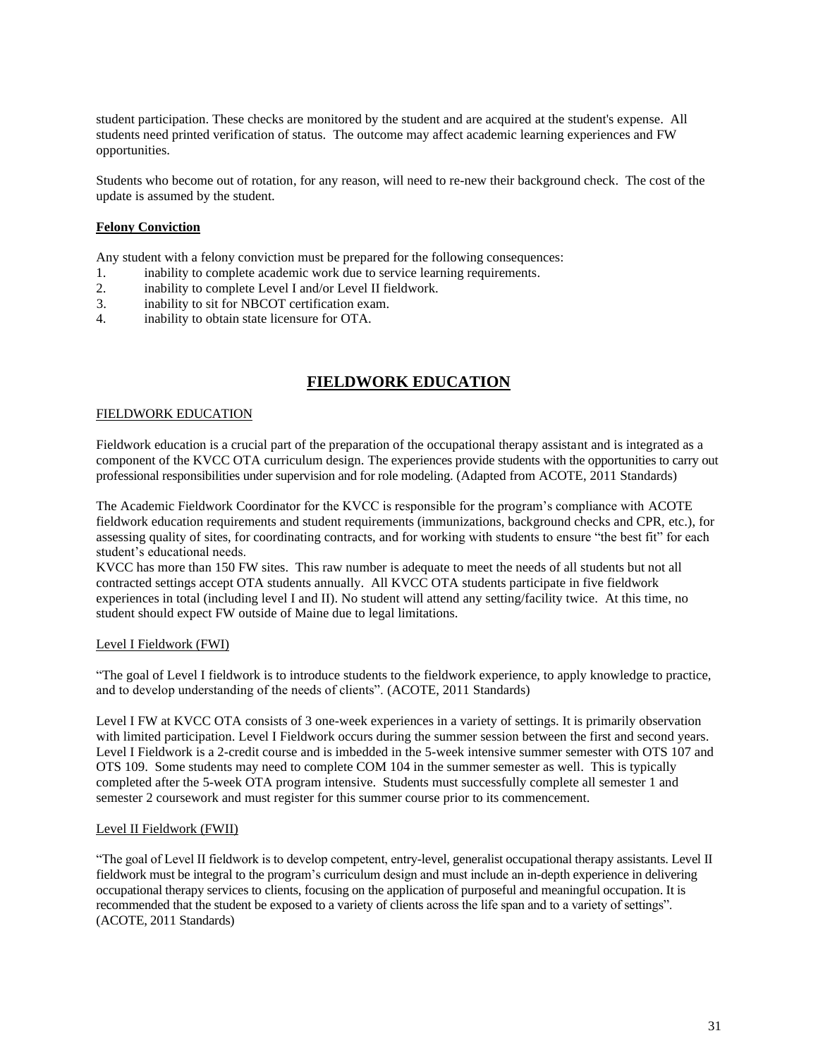student participation. These checks are monitored by the student and are acquired at the student's expense. All students need printed verification of status. The outcome may affect academic learning experiences and FW opportunities.

Students who become out of rotation, for any reason, will need to re-new their background check. The cost of the update is assumed by the student.

**Felony Conviction**

Any student with a felony conviction must be prepared for the following consequences:

1. inability to complete academic work due to service learning requirements.
2. inability to complete Level I and/or Level II fieldwork.
3. inability to sit for NBCOT certification exam.
4. inability to obtain state licensure for OTA.

## FIELDWORK EDUCATION

FIELDWORK EDUCATION

Fieldwork education is a crucial part of the preparation of the occupational therapy assistant and is integrated as a component of the KVCC OTA curriculum design. The experiences provide students with the opportunities to carry out professional responsibilities under supervision and for role modeling. (Adapted from ACOTE, 2011 Standards)

The Academic Fieldwork Coordinator for the KVCC is responsible for the program's compliance with ACOTE fieldwork education requirements and student requirements (immunizations, background checks and CPR, etc.), for assessing quality of sites, for coordinating contracts, and for working with students to ensure "the best fit" for each student's educational needs.
KVCC has more than 150 FW sites. This raw number is adequate to meet the needs of all students but not all contracted settings accept OTA students annually. All KVCC OTA students participate in five fieldwork experiences in total (including level I and II). No student will attend any setting/facility twice. At this time, no student should expect FW outside of Maine due to legal limitations.

Level I Fieldwork (FWI)

"The goal of Level I fieldwork is to introduce students to the fieldwork experience, to apply knowledge to practice, and to develop understanding of the needs of clients". (ACOTE, 2011 Standards)

Level I FW at KVCC OTA consists of 3 one-week experiences in a variety of settings. It is primarily observation with limited participation. Level I Fieldwork occurs during the summer session between the first and second years. Level I Fieldwork is a 2-credit course and is imbedded in the 5-week intensive summer semester with OTS 107 and OTS 109. Some students may need to complete COM 104 in the summer semester as well. This is typically completed after the 5-week OTA program intensive. Students must successfully complete all semester 1 and semester 2 coursework and must register for this summer course prior to its commencement.

Level II Fieldwork (FWII)

"The goal of Level II fieldwork is to develop competent, entry-level, generalist occupational therapy assistants. Level II fieldwork must be integral to the program's curriculum design and must include an in-depth experience in delivering occupational therapy services to clients, focusing on the application of purposeful and meaningful occupation. It is recommended that the student be exposed to a variety of clients across the life span and to a variety of settings". (ACOTE, 2011 Standards)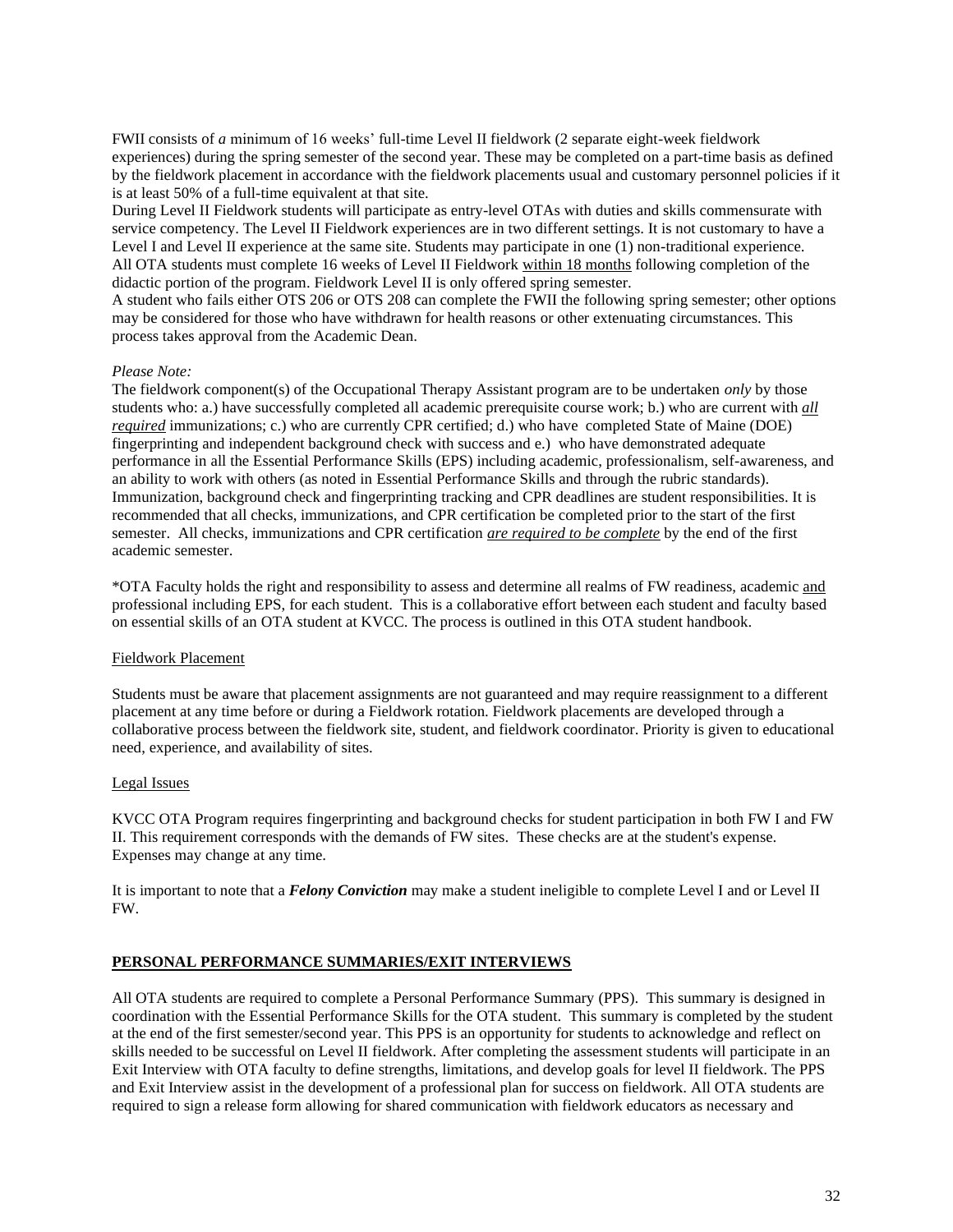FWII consists of *a* minimum of 16 weeks' full-time Level II fieldwork (2 separate eight-week fieldwork experiences) during the spring semester of the second year. These may be completed on a part-time basis as defined by the fieldwork placement in accordance with the fieldwork placements usual and customary personnel policies if it is at least 50% of a full-time equivalent at that site.

During Level II Fieldwork students will participate as entry-level OTAs with duties and skills commensurate with service competency. The Level II Fieldwork experiences are in two different settings. It is not customary to have a Level I and Level II experience at the same site. Students may participate in one (1) non-traditional experience. All OTA students must complete 16 weeks of Level II Fieldwork within 18 months following completion of the didactic portion of the program. Fieldwork Level II is only offered spring semester.

A student who fails either OTS 206 or OTS 208 can complete the FWII the following spring semester; other options may be considered for those who have withdrawn for health reasons or other extenuating circumstances. This process takes approval from the Academic Dean.

*Please Note:*

The fieldwork component(s) of the Occupational Therapy Assistant program are to be undertaken *only* by those students who: a.) have successfully completed all academic prerequisite course work; b.) who are current with ***all required*** immunizations; c.) who are currently CPR certified; d.) who have completed State of Maine (DOE) fingerprinting and independent background check with success and e.) who have demonstrated adequate performance in all the Essential Performance Skills (EPS) including academic, professionalism, self-awareness, and an ability to work with others (as noted in Essential Performance Skills and through the rubric standards). Immunization, background check and fingerprinting tracking and CPR deadlines are student responsibilities. It is recommended that all checks, immunizations, and CPR certification be completed prior to the start of the first semester. All checks, immunizations and CPR certification ***are required to be complete*** by the end of the first academic semester.

*OTA Faculty holds the right and responsibility to assess and determine all realms of FW readiness, academic and professional including EPS, for each student. This is a collaborative effort between each student and faculty based on essential skills of an OTA student at KVCC. The process is outlined in this OTA student handbook.

Fieldwork Placement

Students must be aware that placement assignments are not guaranteed and may require reassignment to a different placement at any time before or during a Fieldwork rotation. Fieldwork placements are developed through a collaborative process between the fieldwork site, student, and fieldwork coordinator. Priority is given to educational need, experience, and availability of sites.

Legal Issues

KVCC OTA Program requires fingerprinting and background checks for student participation in both FW I and FW II. This requirement corresponds with the demands of FW sites. These checks are at the student's expense. Expenses may change at any time.

It is important to note that a ***Felony Conviction*** may make a student ineligible to complete Level I and or Level II FW.

## PERSONAL PERFORMANCE SUMMARIES/EXIT INTERVIEWS

All OTA students are required to complete a Personal Performance Summary (PPS). This summary is designed in coordination with the Essential Performance Skills for the OTA student. This summary is completed by the student at the end of the first semester/second year. This PPS is an opportunity for students to acknowledge and reflect on skills needed to be successful on Level II fieldwork. After completing the assessment students will participate in an Exit Interview with OTA faculty to define strengths, limitations, and develop goals for level II fieldwork. The PPS and Exit Interview assist in the development of a professional plan for success on fieldwork. All OTA students are required to sign a release form allowing for shared communication with fieldwork educators as necessary and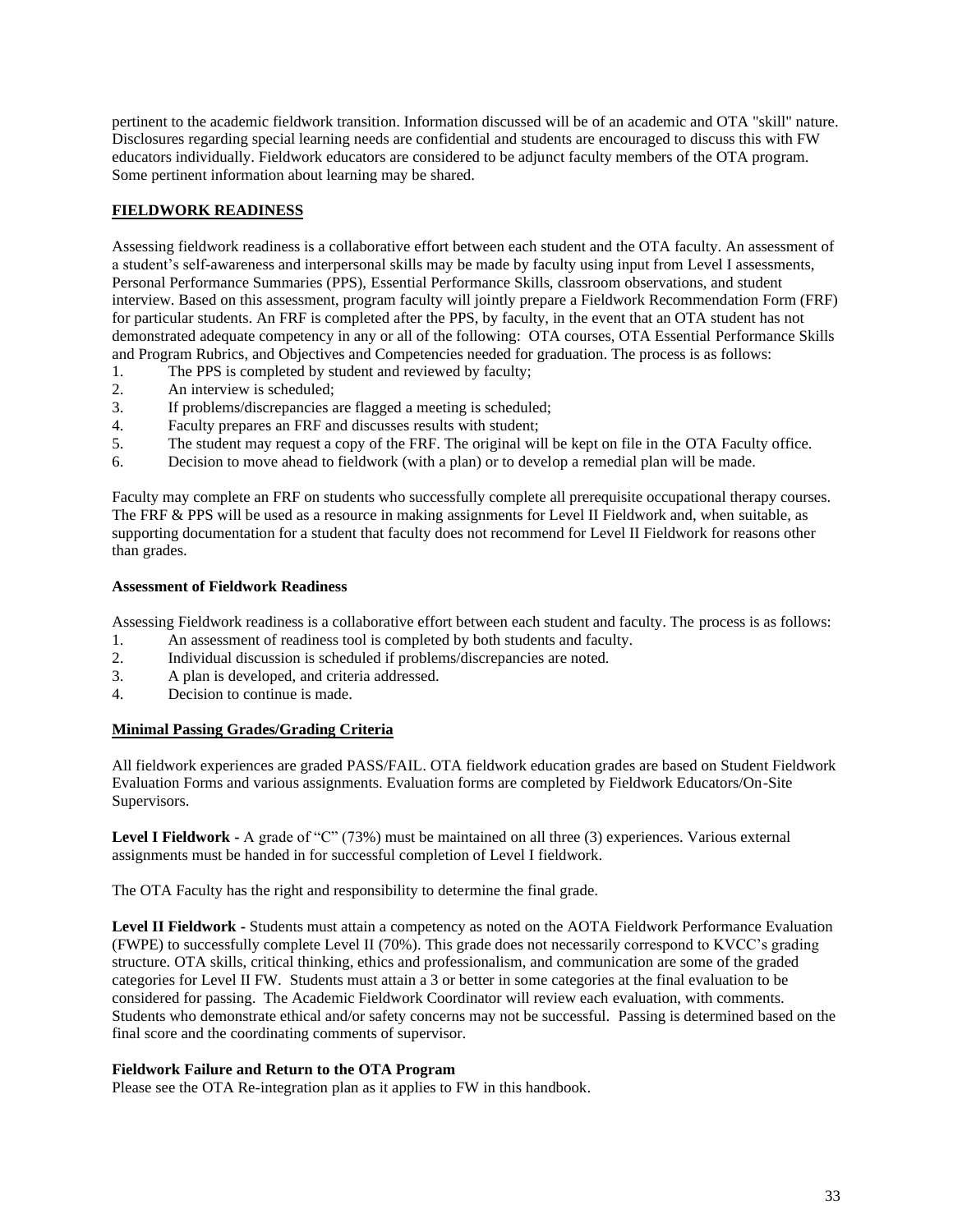pertinent to the academic fieldwork transition. Information discussed will be of an academic and OTA "skill" nature. Disclosures regarding special learning needs are confidential and students are encouraged to discuss this with FW educators individually. Fieldwork educators are considered to be adjunct faculty members of the OTA program. Some pertinent information about learning may be shared.

## FIELDWORK READINESS

Assessing fieldwork readiness is a collaborative effort between each student and the OTA faculty. An assessment of a student's self-awareness and interpersonal skills may be made by faculty using input from Level I assessments, Personal Performance Summaries (PPS), Essential Performance Skills, classroom observations, and student interview. Based on this assessment, program faculty will jointly prepare a Fieldwork Recommendation Form (FRF) for particular students. An FRF is completed after the PPS, by faculty, in the event that an OTA student has not demonstrated adequate competency in any or all of the following: OTA courses, OTA Essential Performance Skills and Program Rubrics, and Objectives and Competencies needed for graduation. The process is as follows:

1. The PPS is completed by student and reviewed by faculty;
2. An interview is scheduled;
3. If problems/discrepancies are flagged a meeting is scheduled;
4. Faculty prepares an FRF and discusses results with student;
5. The student may request a copy of the FRF. The original will be kept on file in the OTA Faculty office.
6. Decision to move ahead to fieldwork (with a plan) or to develop a remedial plan will be made.

Faculty may complete an FRF on students who successfully complete all prerequisite occupational therapy courses. The FRF & PPS will be used as a resource in making assignments for Level II Fieldwork and, when suitable, as supporting documentation for a student that faculty does not recommend for Level II Fieldwork for reasons other than grades.

### Assessment of Fieldwork Readiness

Assessing Fieldwork readiness is a collaborative effort between each student and faculty. The process is as follows:

1. An assessment of readiness tool is completed by both students and faculty.
2. Individual discussion is scheduled if problems/discrepancies are noted.
3. A plan is developed, and criteria addressed.
4. Decision to continue is made.

### Minimal Passing Grades/Grading Criteria

All fieldwork experiences are graded PASS/FAIL. OTA fieldwork education grades are based on Student Fieldwork Evaluation Forms and various assignments. Evaluation forms are completed by Fieldwork Educators/On-Site Supervisors.

**Level I Fieldwork -** A grade of "C" (73%) must be maintained on all three (3) experiences. Various external assignments must be handed in for successful completion of Level I fieldwork.

The OTA Faculty has the right and responsibility to determine the final grade.

**Level II Fieldwork -** Students must attain a competency as noted on the AOTA Fieldwork Performance Evaluation (FWPE) to successfully complete Level II (70%). This grade does not necessarily correspond to KVCC's grading structure. OTA skills, critical thinking, ethics and professionalism, and communication are some of the graded categories for Level II FW. Students must attain a 3 or better in some categories at the final evaluation to be considered for passing. The Academic Fieldwork Coordinator will review each evaluation, with comments. Students who demonstrate ethical and/or safety concerns may not be successful. Passing is determined based on the final score and the coordinating comments of supervisor.

### Fieldwork Failure and Return to the OTA Program

Please see the OTA Re-integration plan as it applies to FW in this handbook.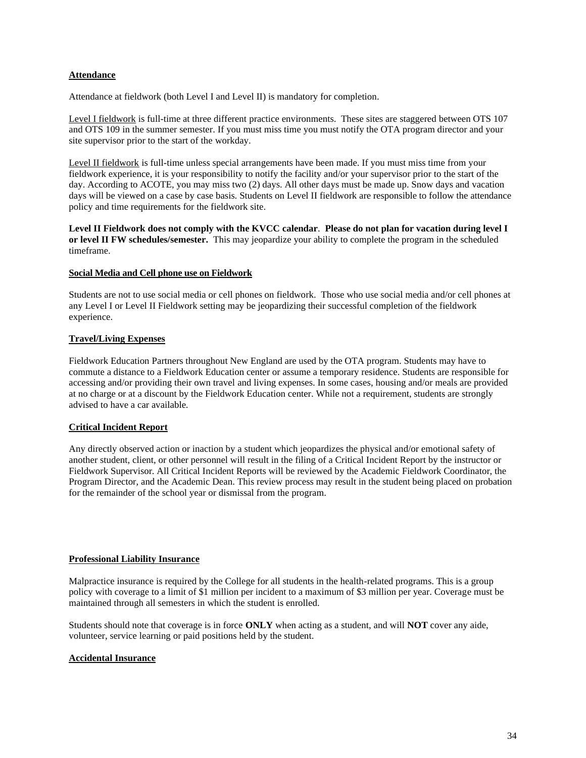**Attendance**

Attendance at fieldwork (both Level I and Level II) is mandatory for completion.

Level I fieldwork is full-time at three different practice environments. These sites are staggered between OTS 107 and OTS 109 in the summer semester. If you must miss time you must notify the OTA program director and your site supervisor prior to the start of the workday.

Level II fieldwork is full-time unless special arrangements have been made. If you must miss time from your fieldwork experience, it is your responsibility to notify the facility and/or your supervisor prior to the start of the day. According to ACOTE, you may miss two (2) days. All other days must be made up. Snow days and vacation days will be viewed on a case by case basis. Students on Level II fieldwork are responsible to follow the attendance policy and time requirements for the fieldwork site.

**Level II Fieldwork does not comply with the KVCC calendar**. **Please do not plan for vacation during level I or level II FW schedules/semester.** This may jeopardize your ability to complete the program in the scheduled timeframe.

**Social Media and Cell phone use on Fieldwork**

Students are not to use social media or cell phones on fieldwork. Those who use social media and/or cell phones at any Level I or Level II Fieldwork setting may be jeopardizing their successful completion of the fieldwork experience.

**Travel/Living Expenses**

Fieldwork Education Partners throughout New England are used by the OTA program. Students may have to commute a distance to a Fieldwork Education center or assume a temporary residence. Students are responsible for accessing and/or providing their own travel and living expenses. In some cases, housing and/or meals are provided at no charge or at a discount by the Fieldwork Education center. While not a requirement, students are strongly advised to have a car available.

**Critical Incident Report**

Any directly observed action or inaction by a student which jeopardizes the physical and/or emotional safety of another student, client, or other personnel will result in the filing of a Critical Incident Report by the instructor or Fieldwork Supervisor. All Critical Incident Reports will be reviewed by the Academic Fieldwork Coordinator, the Program Director, and the Academic Dean. This review process may result in the student being placed on probation for the remainder of the school year or dismissal from the program.

**Professional Liability Insurance**

Malpractice insurance is required by the College for all students in the health-related programs. This is a group policy with coverage to a limit of $1 million per incident to a maximum of $3 million per year. Coverage must be maintained through all semesters in which the student is enrolled.

Students should note that coverage is in force **ONLY** when acting as a student, and will **NOT** cover any aide, volunteer, service learning or paid positions held by the student.

**Accidental Insurance**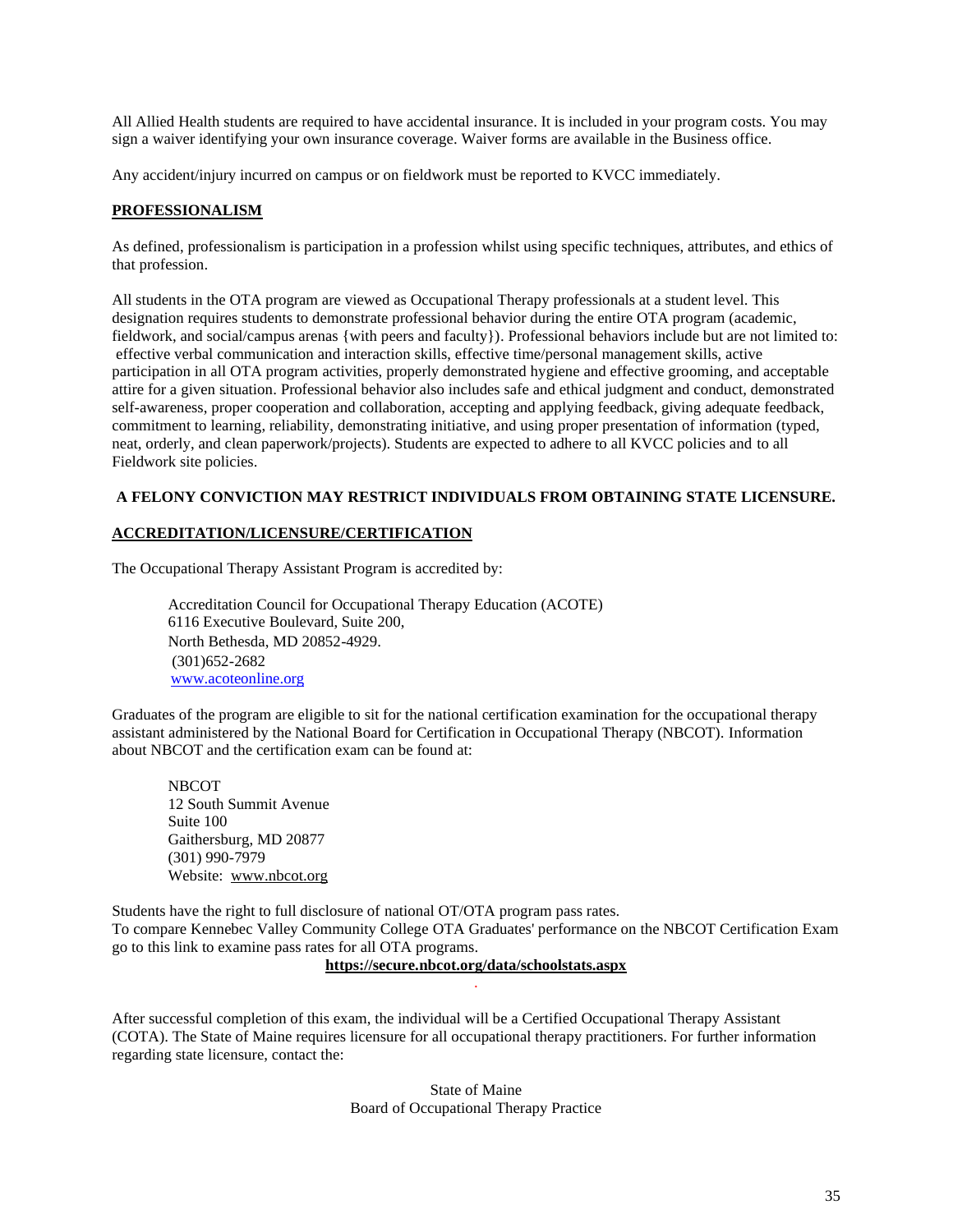All Allied Health students are required to have accidental insurance. It is included in your program costs. You may sign a waiver identifying your own insurance coverage. Waiver forms are available in the Business office.

Any accident/injury incurred on campus or on fieldwork must be reported to KVCC immediately.

## PROFESSIONALISM

As defined, professionalism is participation in a profession whilst using specific techniques, attributes, and ethics of that profession.

All students in the OTA program are viewed as Occupational Therapy professionals at a student level. This designation requires students to demonstrate professional behavior during the entire OTA program (academic, fieldwork, and social/campus arenas {with peers and faculty}). Professional behaviors include but are not limited to: effective verbal communication and interaction skills, effective time/personal management skills, active participation in all OTA program activities, properly demonstrated hygiene and effective grooming, and acceptable attire for a given situation. Professional behavior also includes safe and ethical judgment and conduct, demonstrated self-awareness, proper cooperation and collaboration, accepting and applying feedback, giving adequate feedback, commitment to learning, reliability, demonstrating initiative, and using proper presentation of information (typed, neat, orderly, and clean paperwork/projects). Students are expected to adhere to all KVCC policies and to all Fieldwork site policies.

**A FELONY CONVICTION MAY RESTRICT INDIVIDUALS FROM OBTAINING STATE LICENSURE.**

## ACCREDITATION/LICENSURE/CERTIFICATION

The Occupational Therapy Assistant Program is accredited by:

Accreditation Council for Occupational Therapy Education (ACOTE)
6116 Executive Boulevard, Suite 200,
North Bethesda, MD 20852-4929.
(301)652-2682
www.acoteonline.org

Graduates of the program are eligible to sit for the national certification examination for the occupational therapy assistant administered by the National Board for Certification in Occupational Therapy (NBCOT). Information about NBCOT and the certification exam can be found at:

NBCOT
12 South Summit Avenue
Suite 100
Gaithersburg, MD 20877
(301) 990-7979
Website: www.nbcot.org

Students have the right to full disclosure of national OT/OTA program pass rates.
To compare Kennebec Valley Community College OTA Graduates' performance on the NBCOT Certification Exam go to this link to examine pass rates for all OTA programs.

**https://secure.nbcot.org/data/schoolstats.aspx**

After successful completion of this exam, the individual will be a Certified Occupational Therapy Assistant (COTA). The State of Maine requires licensure for all occupational therapy practitioners. For further information regarding state licensure, contact the:

State of Maine
Board of Occupational Therapy Practice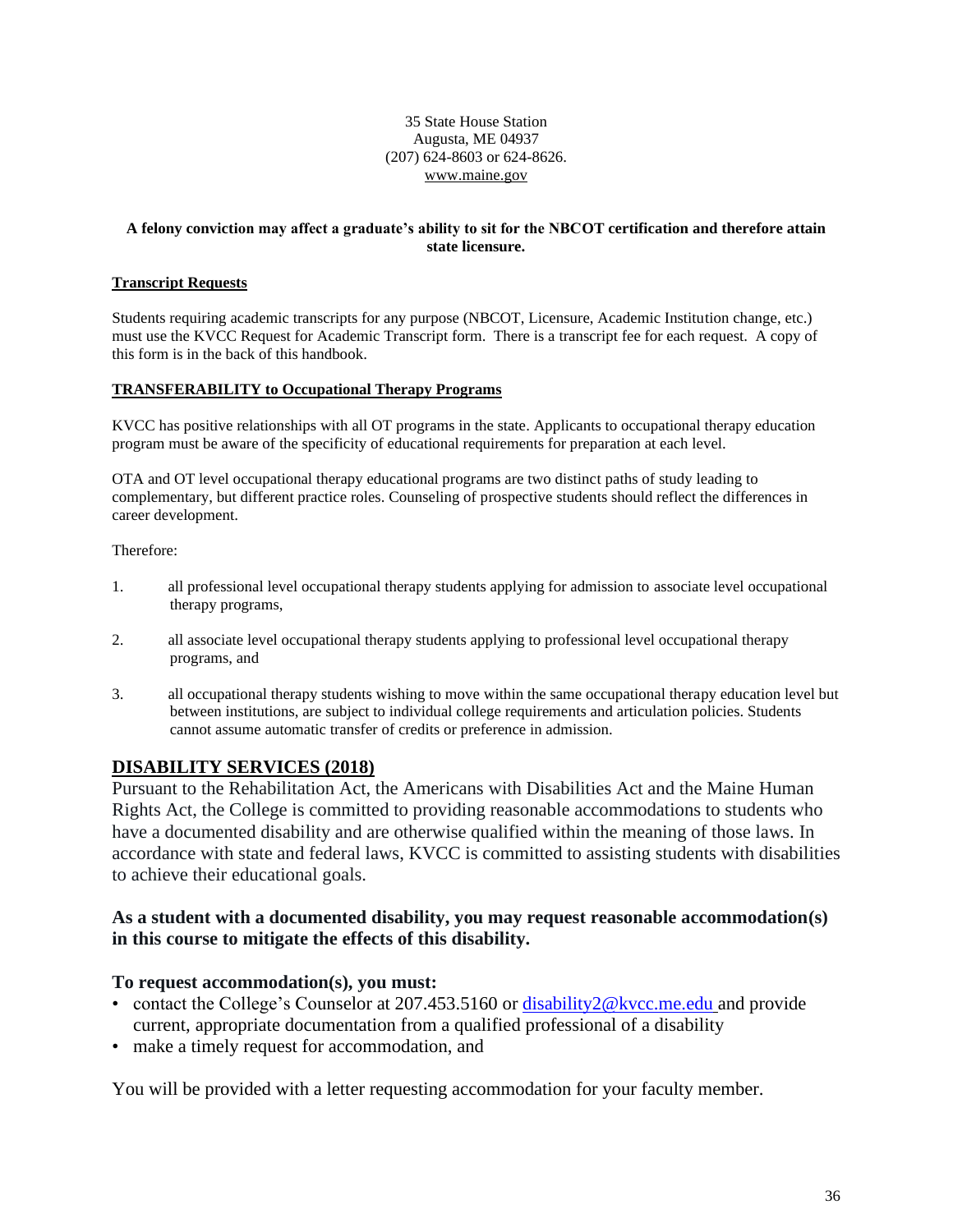35 State House Station
Augusta, ME 04937
(207) 624-8603 or 624-8626.
www.maine.gov

**A felony conviction may affect a graduate's ability to sit for the NBCOT certification and therefore attain state licensure.**

**Transcript Requests**

Students requiring academic transcripts for any purpose (NBCOT, Licensure, Academic Institution change, etc.) must use the KVCC Request for Academic Transcript form. There is a transcript fee for each request. A copy of this form is in the back of this handbook.

**TRANSFERABILITY to Occupational Therapy Programs**

KVCC has positive relationships with all OT programs in the state. Applicants to occupational therapy education program must be aware of the specificity of educational requirements for preparation at each level.

OTA and OT level occupational therapy educational programs are two distinct paths of study leading to complementary, but different practice roles. Counseling of prospective students should reflect the differences in career development.

Therefore:

1. all professional level occupational therapy students applying for admission to associate level occupational therapy programs,
2. all associate level occupational therapy students applying to professional level occupational therapy programs, and
3. all occupational therapy students wishing to move within the same occupational therapy education level but between institutions, are subject to individual college requirements and articulation policies. Students cannot assume automatic transfer of credits or preference in admission.

## DISABILITY SERVICES (2018)

Pursuant to the Rehabilitation Act, the Americans with Disabilities Act and the Maine Human Rights Act, the College is committed to providing reasonable accommodations to students who have a documented disability and are otherwise qualified within the meaning of those laws. In accordance with state and federal laws, KVCC is committed to assisting students with disabilities to achieve their educational goals.

### As a student with a documented disability, you may request reasonable accommodation(s) in this course to mitigate the effects of this disability.

### To request accommodation(s), you must:

- contact the College's Counselor at 207.453.5160 or disability2@kvcc.me.edu and provide current, appropriate documentation from a qualified professional of a disability
- make a timely request for accommodation, and

You will be provided with a letter requesting accommodation for your faculty member.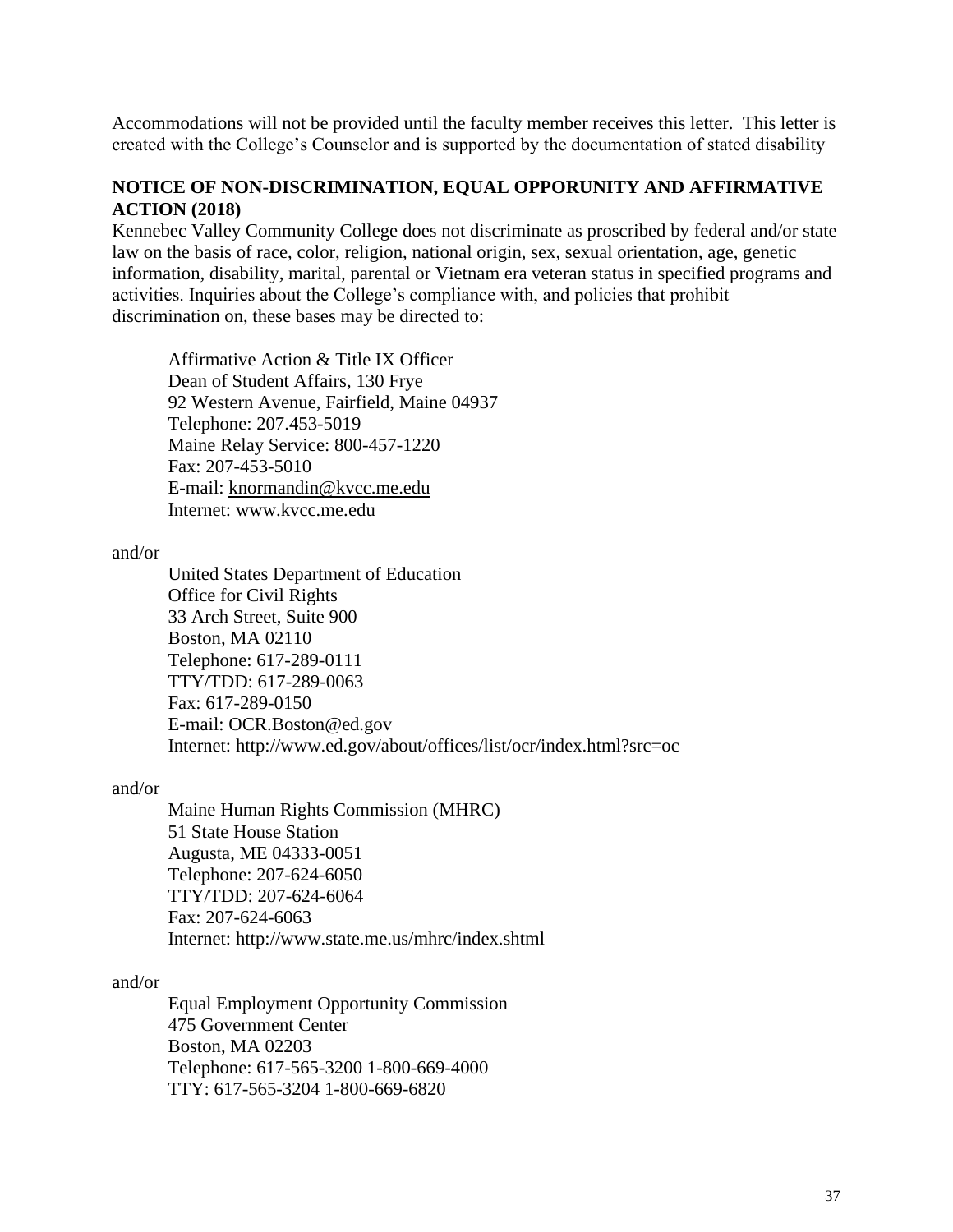Accommodations will not be provided until the faculty member receives this letter. This letter is created with the College's Counselor and is supported by the documentation of stated disability

## NOTICE OF NON-DISCRIMINATION, EQUAL OPPORUNITY AND AFFIRMATIVE ACTION (2018)

Kennebec Valley Community College does not discriminate as proscribed by federal and/or state law on the basis of race, color, religion, national origin, sex, sexual orientation, age, genetic information, disability, marital, parental or Vietnam era veteran status in specified programs and activities. Inquiries about the College's compliance with, and policies that prohibit discrimination on, these bases may be directed to:

> Affirmative Action & Title IX Officer
> Dean of Student Affairs, 130 Frye
> 92 Western Avenue, Fairfield, Maine 04937
> Telephone: 207.453-5019
> Maine Relay Service: 800-457-1220
> Fax: 207-453-5010
> E-mail: knormandin@kvcc.me.edu
> Internet: www.kvcc.me.edu

and/or

> United States Department of Education
> Office for Civil Rights
> 33 Arch Street, Suite 900
> Boston, MA 02110
> Telephone: 617-289-0111
> TTY/TDD: 617-289-0063
> Fax: 617-289-0150
> E-mail: OCR.Boston@ed.gov
> Internet: http://www.ed.gov/about/offices/list/ocr/index.html?src=oc

and/or

> Maine Human Rights Commission (MHRC)
> 51 State House Station
> Augusta, ME 04333-0051
> Telephone: 207-624-6050
> TTY/TDD: 207-624-6064
> Fax: 207-624-6063
> Internet: http://www.state.me.us/mhrc/index.shtml

and/or

> Equal Employment Opportunity Commission
> 475 Government Center
> Boston, MA 02203
> Telephone: 617-565-3200 1-800-669-4000
> TTY: 617-565-3204 1-800-669-6820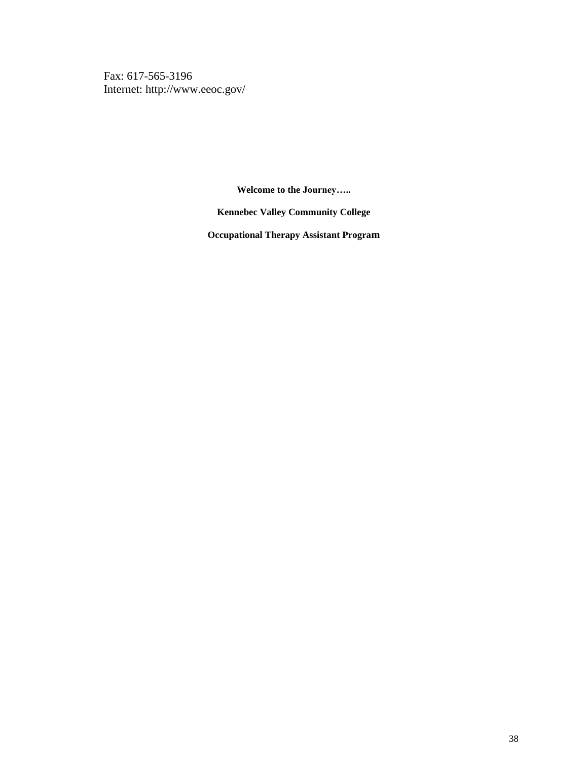Fax: 617-565-3196
Internet: http://www.eeoc.gov/

**Welcome to the Journey…..**

**Kennebec Valley Community College**

**Occupational Therapy Assistant Program**